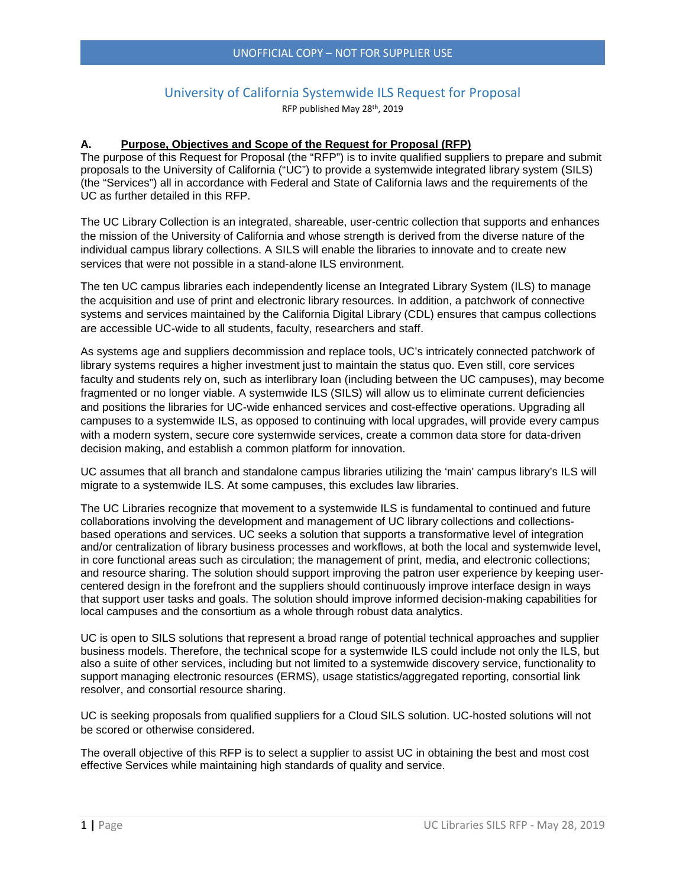UNOFFICIAL COPY – NOT FOR SUPPLIER USE

# University of California Systemwide ILS Request for Proposal

RFP published May 28th, 2019

## A. Purpose, Objectives and Scope of the Request for Proposal (RFP)

The purpose of this Request for Proposal (the "RFP") is to invite qualified suppliers to prepare and submit proposals to the University of California ("UC") to provide a systemwide integrated library system (SILS) (the "Services") all in accordance with Federal and State of California laws and the requirements of the UC as further detailed in this RFP.

The UC Library Collection is an integrated, shareable, user-centric collection that supports and enhances the mission of the University of California and whose strength is derived from the diverse nature of the individual campus library collections. A SILS will enable the libraries to innovate and to create new services that were not possible in a stand-alone ILS environment.

The ten UC campus libraries each independently license an Integrated Library System (ILS) to manage the acquisition and use of print and electronic library resources. In addition, a patchwork of connective systems and services maintained by the California Digital Library (CDL) ensures that campus collections are accessible UC-wide to all students, faculty, researchers and staff.

As systems age and suppliers decommission and replace tools, UC's intricately connected patchwork of library systems requires a higher investment just to maintain the status quo. Even still, core services faculty and students rely on, such as interlibrary loan (including between the UC campuses), may become fragmented or no longer viable. A systemwide ILS (SILS) will allow us to eliminate current deficiencies and positions the libraries for UC-wide enhanced services and cost-effective operations. Upgrading all campuses to a systemwide ILS, as opposed to continuing with local upgrades, will provide every campus with a modern system, secure core systemwide services, create a common data store for data-driven decision making, and establish a common platform for innovation.

UC assumes that all branch and standalone campus libraries utilizing the 'main' campus library's ILS will migrate to a systemwide ILS. At some campuses, this excludes law libraries.

The UC Libraries recognize that movement to a systemwide ILS is fundamental to continued and future collaborations involving the development and management of UC library collections and collections-based operations and services. UC seeks a solution that supports a transformative level of integration and/or centralization of library business processes and workflows, at both the local and systemwide level, in core functional areas such as circulation; the management of print, media, and electronic collections; and resource sharing. The solution should support improving the patron user experience by keeping user-centered design in the forefront and the suppliers should continuously improve interface design in ways that support user tasks and goals. The solution should improve informed decision-making capabilities for local campuses and the consortium as a whole through robust data analytics.

UC is open to SILS solutions that represent a broad range of potential technical approaches and supplier business models. Therefore, the technical scope for a systemwide ILS could include not only the ILS, but also a suite of other services, including but not limited to a systemwide discovery service, functionality to support managing electronic resources (ERMS), usage statistics/aggregated reporting, consortial link resolver, and consortial resource sharing.

UC is seeking proposals from qualified suppliers for a Cloud SILS solution. UC-hosted solutions will not be scored or otherwise considered.

The overall objective of this RFP is to select a supplier to assist UC in obtaining the best and most cost effective Services while maintaining high standards of quality and service.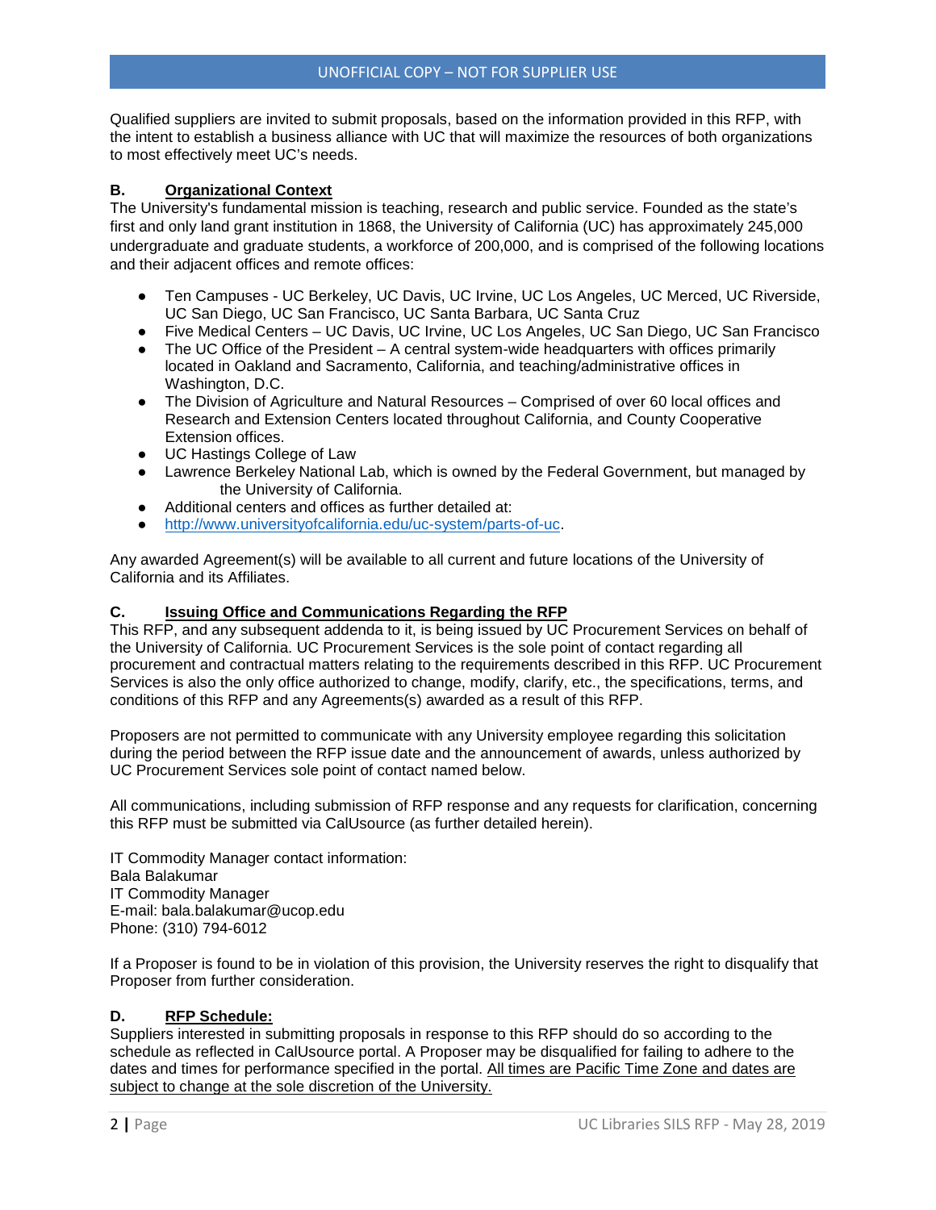Qualified suppliers are invited to submit proposals, based on the information provided in this RFP, with the intent to establish a business alliance with UC that will maximize the resources of both organizations to most effectively meet UC's needs.

### B. Organizational Context

The University's fundamental mission is teaching, research and public service. Founded as the state's first and only land grant institution in 1868, the University of California (UC) has approximately 245,000 undergraduate and graduate students, a workforce of 200,000, and is comprised of the following locations and their adjacent offices and remote offices:

- Ten Campuses - UC Berkeley, UC Davis, UC Irvine, UC Los Angeles, UC Merced, UC Riverside, UC San Diego, UC San Francisco, UC Santa Barbara, UC Santa Cruz
- Five Medical Centers – UC Davis, UC Irvine, UC Los Angeles, UC San Diego, UC San Francisco
- The UC Office of the President – A central system-wide headquarters with offices primarily located in Oakland and Sacramento, California, and teaching/administrative offices in Washington, D.C.
- The Division of Agriculture and Natural Resources – Comprised of over 60 local offices and Research and Extension Centers located throughout California, and County Cooperative Extension offices.
- UC Hastings College of Law
- Lawrence Berkeley National Lab, which is owned by the Federal Government, but managed by the University of California.
- Additional centers and offices as further detailed at:
- http://www.universityofcalifornia.edu/uc-system/parts-of-uc.

Any awarded Agreement(s) will be available to all current and future locations of the University of California and its Affiliates.

### C. Issuing Office and Communications Regarding the RFP

This RFP, and any subsequent addenda to it, is being issued by UC Procurement Services on behalf of the University of California. UC Procurement Services is the sole point of contact regarding all procurement and contractual matters relating to the requirements described in this RFP. UC Procurement Services is also the only office authorized to change, modify, clarify, etc., the specifications, terms, and conditions of this RFP and any Agreements(s) awarded as a result of this RFP.

Proposers are not permitted to communicate with any University employee regarding this solicitation during the period between the RFP issue date and the announcement of awards, unless authorized by UC Procurement Services sole point of contact named below.

All communications, including submission of RFP response and any requests for clarification, concerning this RFP must be submitted via CalUsource (as further detailed herein).

IT Commodity Manager contact information:
Bala Balakumar
IT Commodity Manager
E-mail: bala.balakumar@ucop.edu
Phone: (310) 794-6012

If a Proposer is found to be in violation of this provision, the University reserves the right to disqualify that Proposer from further consideration.

### D. RFP Schedule:

Suppliers interested in submitting proposals in response to this RFP should do so according to the schedule as reflected in CalUsource portal. A Proposer may be disqualified for failing to adhere to the dates and times for performance specified in the portal. All times are Pacific Time Zone and dates are subject to change at the sole discretion of the University.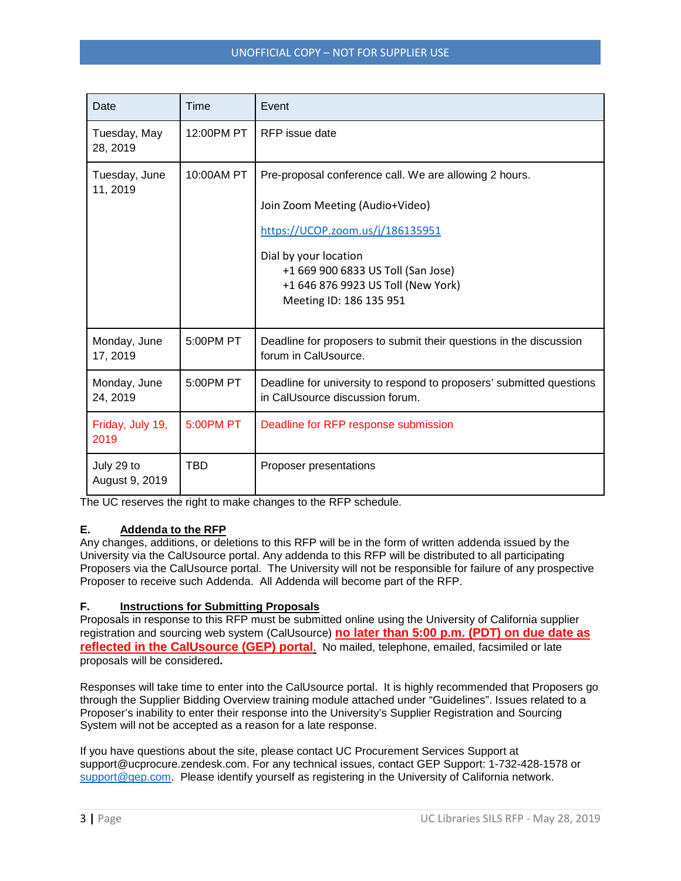| Date | Time | Event |
| --- | --- | --- |
| Tuesday, May 28, 2019 | 12:00PM PT | RFP issue date |
| Tuesday, June 11, 2019 | 10:00AM PT | Pre-proposal conference call. We are allowing 2 hours.<br><br>Join Zoom Meeting (Audio+Video)<br><br>https://UCOP.zoom.us/j/186135951<br><br>Dial by your location<br>+1 669 900 6833 US Toll (San Jose)<br>+1 646 876 9923 US Toll (New York)<br>Meeting ID: 186 135 951 |
| Monday, June 17, 2019 | 5:00PM PT | Deadline for proposers to submit their questions in the discussion forum in CalUsource. |
| Monday, June 24, 2019 | 5:00PM PT | Deadline for university to respond to proposers' submitted questions in CalUsource discussion forum. |
| Friday, July 19, 2019 | 5:00PM PT | Deadline for RFP response submission |
| July 29 to August 9, 2019 | TBD | Proposer presentations |

The UC reserves the right to make changes to the RFP schedule.

### E. Addenda to the RFP

Any changes, additions, or deletions to this RFP will be in the form of written addenda issued by the University via the CalUsource portal. Any addenda to this RFP will be distributed to all participating Proposers via the CalUsource portal. The University will not be responsible for failure of any prospective Proposer to receive such Addenda. All Addenda will become part of the RFP.

### F. Instructions for Submitting Proposals

Proposals in response to this RFP must be submitted online using the University of California supplier registration and sourcing web system (CalUsource) **no later than 5:00 p.m. (PDT) on due date as reflected in the CalUsource (GEP) portal**. No mailed, telephone, emailed, facsimiled or late proposals will be considered**.**

Responses will take time to enter into the CalUsource portal. It is highly recommended that Proposers go through the Supplier Bidding Overview training module attached under "Guidelines". Issues related to a Proposer's inability to enter their response into the University's Supplier Registration and Sourcing System will not be accepted as a reason for a late response.

If you have questions about the site, please contact UC Procurement Services Support at support@ucprocure.zendesk.com. For any technical issues, contact GEP Support: 1-732-428-1578 or support@gep.com. Please identify yourself as registering in the University of California network.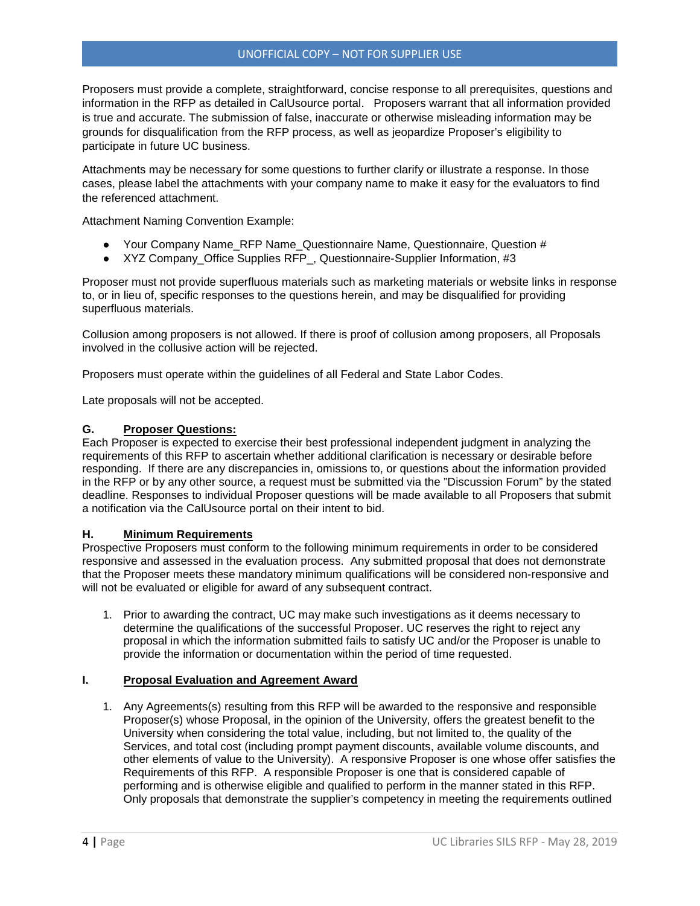Proposers must provide a complete, straightforward, concise response to all prerequisites, questions and information in the RFP as detailed in CalUsource portal. Proposers warrant that all information provided is true and accurate. The submission of false, inaccurate or otherwise misleading information may be grounds for disqualification from the RFP process, as well as jeopardize Proposer's eligibility to participate in future UC business.

Attachments may be necessary for some questions to further clarify or illustrate a response. In those cases, please label the attachments with your company name to make it easy for the evaluators to find the referenced attachment.

Attachment Naming Convention Example:

- Your Company Name_RFP Name_Questionnaire Name, Questionnaire, Question #
- XYZ Company_Office Supplies RFP_, Questionnaire-Supplier Information, #3

Proposer must not provide superfluous materials such as marketing materials or website links in response to, or in lieu of, specific responses to the questions herein, and may be disqualified for providing superfluous materials.

Collusion among proposers is not allowed. If there is proof of collusion among proposers, all Proposals involved in the collusive action will be rejected.

Proposers must operate within the guidelines of all Federal and State Labor Codes.

Late proposals will not be accepted.

### G. Proposer Questions:

Each Proposer is expected to exercise their best professional independent judgment in analyzing the requirements of this RFP to ascertain whether additional clarification is necessary or desirable before responding. If there are any discrepancies in, omissions to, or questions about the information provided in the RFP or by any other source, a request must be submitted via the "Discussion Forum" by the stated deadline. Responses to individual Proposer questions will be made available to all Proposers that submit a notification via the CalUsource portal on their intent to bid.

### H. Minimum Requirements

Prospective Proposers must conform to the following minimum requirements in order to be considered responsive and assessed in the evaluation process. Any submitted proposal that does not demonstrate that the Proposer meets these mandatory minimum qualifications will be considered non-responsive and will not be evaluated or eligible for award of any subsequent contract.

1. Prior to awarding the contract, UC may make such investigations as it deems necessary to determine the qualifications of the successful Proposer. UC reserves the right to reject any proposal in which the information submitted fails to satisfy UC and/or the Proposer is unable to provide the information or documentation within the period of time requested.

### I. Proposal Evaluation and Agreement Award

1. Any Agreements(s) resulting from this RFP will be awarded to the responsive and responsible Proposer(s) whose Proposal, in the opinion of the University, offers the greatest benefit to the University when considering the total value, including, but not limited to, the quality of the Services, and total cost (including prompt payment discounts, available volume discounts, and other elements of value to the University). A responsive Proposer is one whose offer satisfies the Requirements of this RFP. A responsible Proposer is one that is considered capable of performing and is otherwise eligible and qualified to perform in the manner stated in this RFP. Only proposals that demonstrate the supplier's competency in meeting the requirements outlined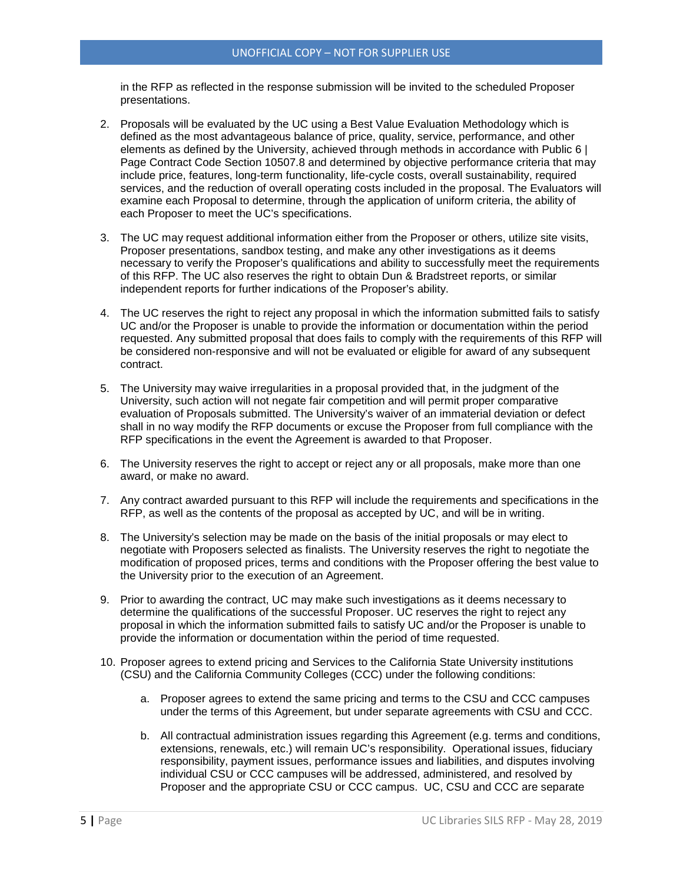in the RFP as reflected in the response submission will be invited to the scheduled Proposer presentations.

2. Proposals will be evaluated by the UC using a Best Value Evaluation Methodology which is defined as the most advantageous balance of price, quality, service, performance, and other elements as defined by the University, achieved through methods in accordance with Public 6 | Page Contract Code Section 10507.8 and determined by objective performance criteria that may include price, features, long-term functionality, life-cycle costs, overall sustainability, required services, and the reduction of overall operating costs included in the proposal. The Evaluators will examine each Proposal to determine, through the application of uniform criteria, the ability of each Proposer to meet the UC's specifications.

3. The UC may request additional information either from the Proposer or others, utilize site visits, Proposer presentations, sandbox testing, and make any other investigations as it deems necessary to verify the Proposer's qualifications and ability to successfully meet the requirements of this RFP. The UC also reserves the right to obtain Dun & Bradstreet reports, or similar independent reports for further indications of the Proposer's ability.

4. The UC reserves the right to reject any proposal in which the information submitted fails to satisfy UC and/or the Proposer is unable to provide the information or documentation within the period requested. Any submitted proposal that does fails to comply with the requirements of this RFP will be considered non-responsive and will not be evaluated or eligible for award of any subsequent contract.

5. The University may waive irregularities in a proposal provided that, in the judgment of the University, such action will not negate fair competition and will permit proper comparative evaluation of Proposals submitted. The University's waiver of an immaterial deviation or defect shall in no way modify the RFP documents or excuse the Proposer from full compliance with the RFP specifications in the event the Agreement is awarded to that Proposer.

6. The University reserves the right to accept or reject any or all proposals, make more than one award, or make no award.

7. Any contract awarded pursuant to this RFP will include the requirements and specifications in the RFP, as well as the contents of the proposal as accepted by UC, and will be in writing.

8. The University's selection may be made on the basis of the initial proposals or may elect to negotiate with Proposers selected as finalists. The University reserves the right to negotiate the modification of proposed prices, terms and conditions with the Proposer offering the best value to the University prior to the execution of an Agreement.

9. Prior to awarding the contract, UC may make such investigations as it deems necessary to determine the qualifications of the successful Proposer. UC reserves the right to reject any proposal in which the information submitted fails to satisfy UC and/or the Proposer is unable to provide the information or documentation within the period of time requested.

10. Proposer agrees to extend pricing and Services to the California State University institutions (CSU) and the California Community Colleges (CCC) under the following conditions:

    a. Proposer agrees to extend the same pricing and terms to the CSU and CCC campuses under the terms of this Agreement, but under separate agreements with CSU and CCC.

    b. All contractual administration issues regarding this Agreement (e.g. terms and conditions, extensions, renewals, etc.) will remain UC's responsibility. Operational issues, fiduciary responsibility, payment issues, performance issues and liabilities, and disputes involving individual CSU or CCC campuses will be addressed, administered, and resolved by Proposer and the appropriate CSU or CCC campus. UC, CSU and CCC are separate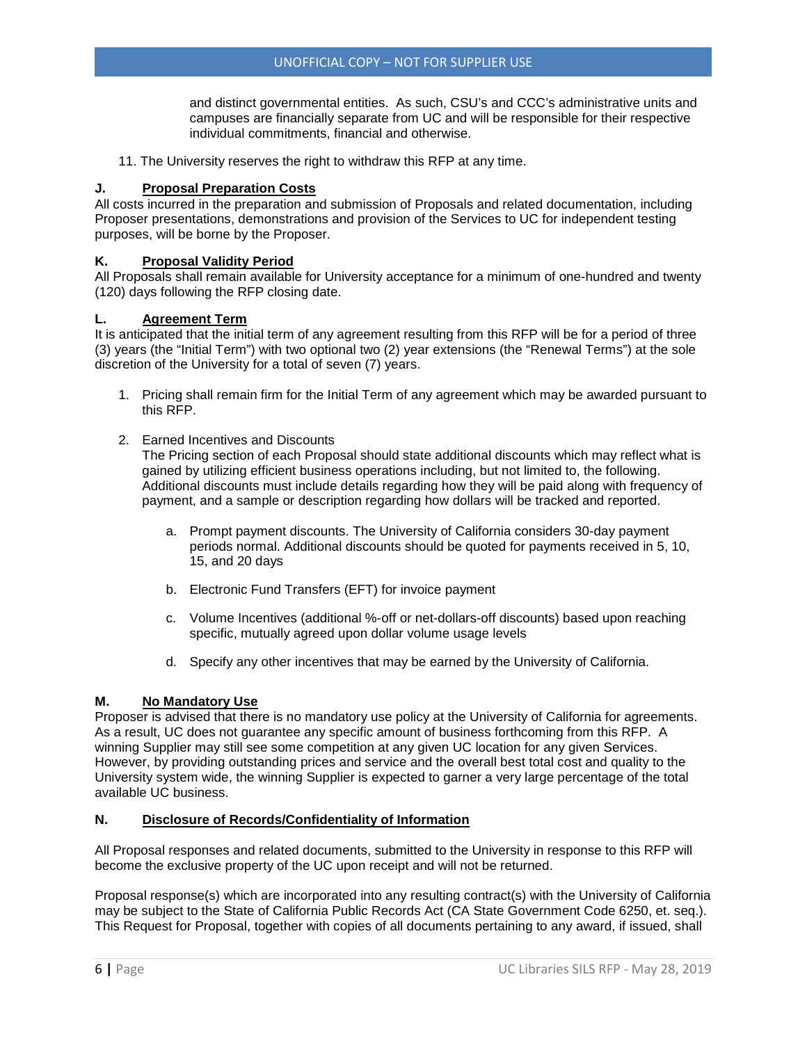and distinct governmental entities. As such, CSU's and CCC's administrative units and campuses are financially separate from UC and will be responsible for their respective individual commitments, financial and otherwise.

11. The University reserves the right to withdraw this RFP at any time.

### J. Proposal Preparation Costs

All costs incurred in the preparation and submission of Proposals and related documentation, including Proposer presentations, demonstrations and provision of the Services to UC for independent testing purposes, will be borne by the Proposer.

### K. Proposal Validity Period

All Proposals shall remain available for University acceptance for a minimum of one-hundred and twenty (120) days following the RFP closing date.

### L. Agreement Term

It is anticipated that the initial term of any agreement resulting from this RFP will be for a period of three (3) years (the "Initial Term") with two optional two (2) year extensions (the "Renewal Terms") at the sole discretion of the University for a total of seven (7) years.

1. Pricing shall remain firm for the Initial Term of any agreement which may be awarded pursuant to this RFP.

2. Earned Incentives and Discounts
   The Pricing section of each Proposal should state additional discounts which may reflect what is gained by utilizing efficient business operations including, but not limited to, the following. Additional discounts must include details regarding how they will be paid along with frequency of payment, and a sample or description regarding how dollars will be tracked and reported.

   a. Prompt payment discounts. The University of California considers 30-day payment periods normal. Additional discounts should be quoted for payments received in 5, 10, 15, and 20 days

   b. Electronic Fund Transfers (EFT) for invoice payment

   c. Volume Incentives (additional %-off or net-dollars-off discounts) based upon reaching specific, mutually agreed upon dollar volume usage levels

   d. Specify any other incentives that may be earned by the University of California.

### M. No Mandatory Use

Proposer is advised that there is no mandatory use policy at the University of California for agreements. As a result, UC does not guarantee any specific amount of business forthcoming from this RFP. A winning Supplier may still see some competition at any given UC location for any given Services. However, by providing outstanding prices and service and the overall best total cost and quality to the University system wide, the winning Supplier is expected to garner a very large percentage of the total available UC business.

### N. Disclosure of Records/Confidentiality of Information

All Proposal responses and related documents, submitted to the University in response to this RFP will become the exclusive property of the UC upon receipt and will not be returned.

Proposal response(s) which are incorporated into any resulting contract(s) with the University of California may be subject to the State of California Public Records Act (CA State Government Code 6250, et. seq.). This Request for Proposal, together with copies of all documents pertaining to any award, if issued, shall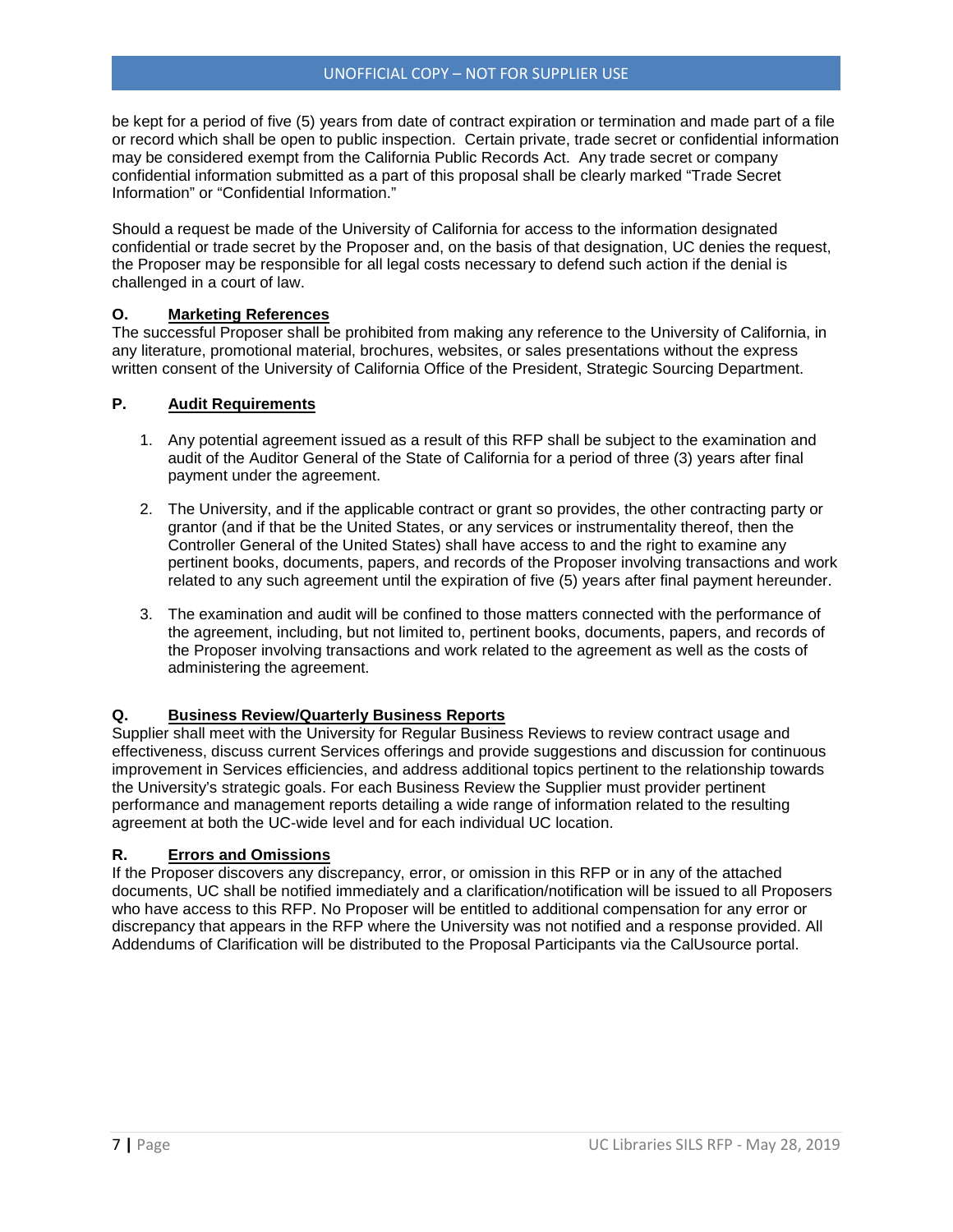be kept for a period of five (5) years from date of contract expiration or termination and made part of a file or record which shall be open to public inspection. Certain private, trade secret or confidential information may be considered exempt from the California Public Records Act. Any trade secret or company confidential information submitted as a part of this proposal shall be clearly marked "Trade Secret Information" or "Confidential Information."

Should a request be made of the University of California for access to the information designated confidential or trade secret by the Proposer and, on the basis of that designation, UC denies the request, the Proposer may be responsible for all legal costs necessary to defend such action if the denial is challenged in a court of law.

### O. Marketing References

The successful Proposer shall be prohibited from making any reference to the University of California, in any literature, promotional material, brochures, websites, or sales presentations without the express written consent of the University of California Office of the President, Strategic Sourcing Department.

### P. Audit Requirements

1. Any potential agreement issued as a result of this RFP shall be subject to the examination and audit of the Auditor General of the State of California for a period of three (3) years after final payment under the agreement.

2. The University, and if the applicable contract or grant so provides, the other contracting party or grantor (and if that be the United States, or any services or instrumentality thereof, then the Controller General of the United States) shall have access to and the right to examine any pertinent books, documents, papers, and records of the Proposer involving transactions and work related to any such agreement until the expiration of five (5) years after final payment hereunder.

3. The examination and audit will be confined to those matters connected with the performance of the agreement, including, but not limited to, pertinent books, documents, papers, and records of the Proposer involving transactions and work related to the agreement as well as the costs of administering the agreement.

### Q. Business Review/Quarterly Business Reports

Supplier shall meet with the University for Regular Business Reviews to review contract usage and effectiveness, discuss current Services offerings and provide suggestions and discussion for continuous improvement in Services efficiencies, and address additional topics pertinent to the relationship towards the University's strategic goals. For each Business Review the Supplier must provider pertinent performance and management reports detailing a wide range of information related to the resulting agreement at both the UC-wide level and for each individual UC location.

### R. Errors and Omissions

If the Proposer discovers any discrepancy, error, or omission in this RFP or in any of the attached documents, UC shall be notified immediately and a clarification/notification will be issued to all Proposers who have access to this RFP. No Proposer will be entitled to additional compensation for any error or discrepancy that appears in the RFP where the University was not notified and a response provided. All Addendums of Clarification will be distributed to the Proposal Participants via the CalUsource portal.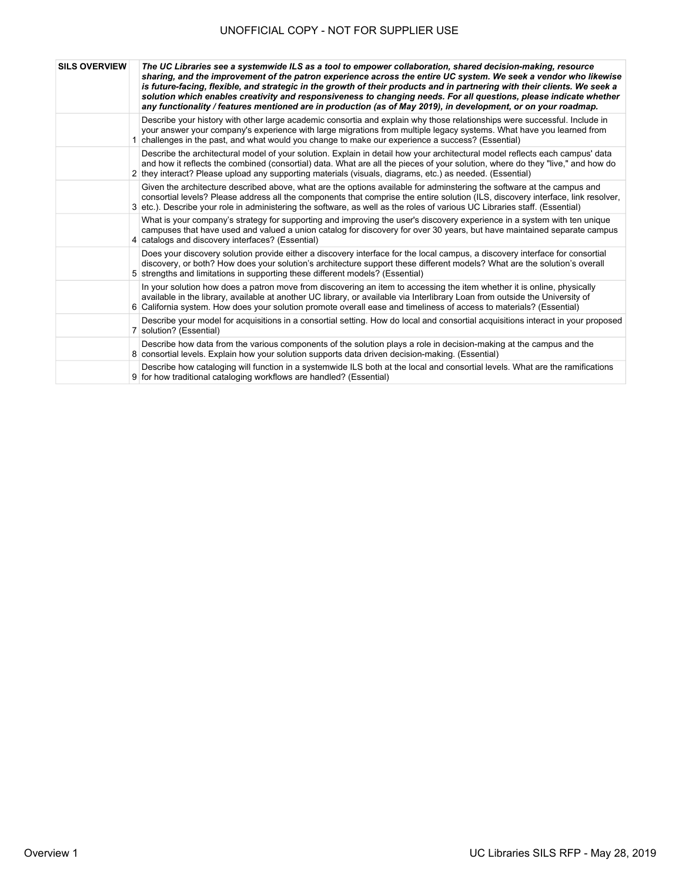| SILS OVERVIEW | | ***The UC Libraries see a systemwide ILS as a tool to empower collaboration, shared decision-making, resource sharing, and the improvement of the patron experience across the entire UC system. We seek a vendor who likewise is future-facing, flexible, and strategic in the growth of their products and in partnering with their clients. We seek a solution which enables creativity and responsiveness to changing needs. For all questions, please indicate whether any functionality / features mentioned are in production (as of May 2019), in development, or on your roadmap.*** |
|---|---|---|
| | 1 | Describe your history with other large academic consortia and explain why those relationships were successful. Include in your answer your company's experience with large migrations from multiple legacy systems. What have you learned from challenges in the past, and what would you change to make our experience a success? (Essential) |
| | 2 | Describe the architectural model of your solution. Explain in detail how your architectural model reflects each campus' data and how it reflects the combined (consortial) data. What are all the pieces of your solution, where do they "live," and how do they interact? Please upload any supporting materials (visuals, diagrams, etc.) as needed. (Essential) |
| | 3 | Given the architecture described above, what are the options available for adminstering the software at the campus and consortial levels? Please address all the components that comprise the entire solution (ILS, discovery interface, link resolver, etc.). Describe your role in administering the software, as well as the roles of various UC Libraries staff. (Essential) |
| | 4 | What is your company's strategy for supporting and improving the user's discovery experience in a system with ten unique campuses that have used and valued a union catalog for discovery for over 30 years, but have maintained separate campus catalogs and discovery interfaces? (Essential) |
| | 5 | Does your discovery solution provide either a discovery interface for the local campus, a discovery interface for consortial discovery, or both? How does your solution's architecture support these different models? What are the solution's overall strengths and limitations in supporting these different models? (Essential) |
| | 6 | In your solution how does a patron move from discovering an item to accessing the item whether it is online, physically available in the library, available at another UC library, or available via Interlibrary Loan from outside the University of California system. How does your solution promote overall ease and timeliness of access to materials? (Essential) |
| | 7 | Describe your model for acquisitions in a consortial setting. How do local and consortial acquisitions interact in your proposed solution? (Essential) |
| | 8 | Describe how data from the various components of the solution plays a role in decision-making at the campus and the consortial levels. Explain how your solution supports data driven decision-making. (Essential) |
| | 9 | Describe how cataloging will function in a systemwide ILS both at the local and consortial levels. What are the ramifications for how traditional cataloging workflows are handled? (Essential) |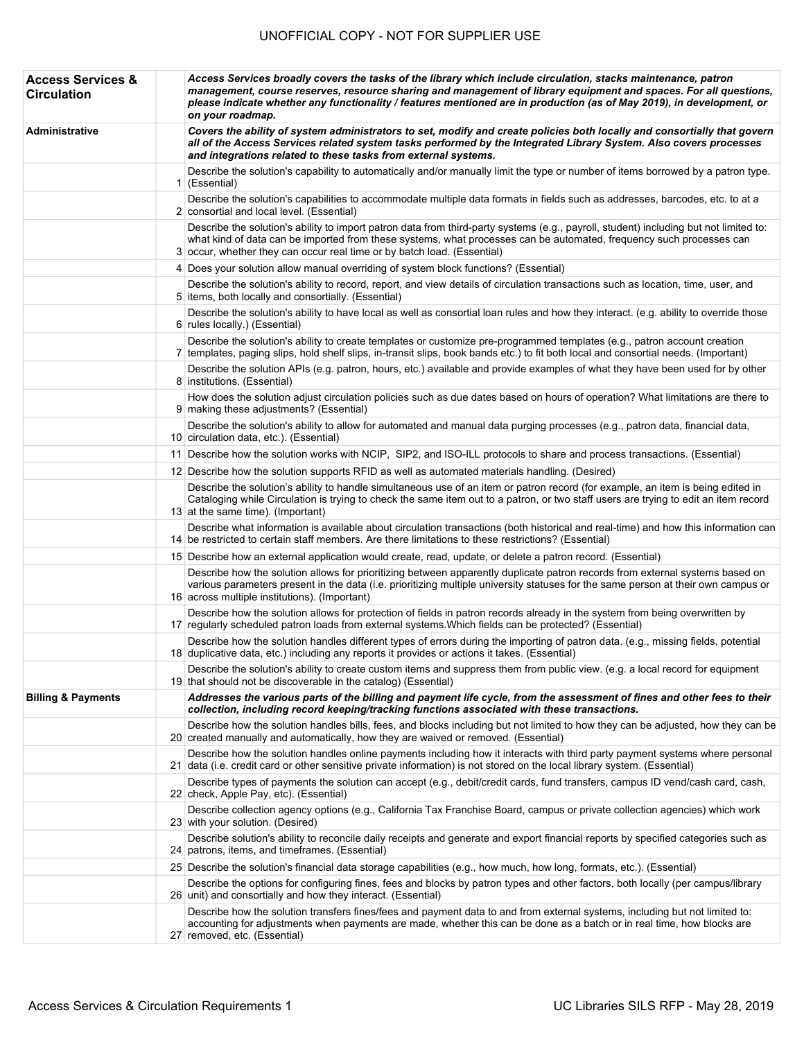UNOFFICIAL COPY - NOT FOR SUPPLIER USE

| | | |
|---|---|---|
| **Access Services & Circulation** | | ***Access Services broadly covers the tasks of the library which include circulation, stacks maintenance, patron management, course reserves, resource sharing and management of library equipment and spaces. For all questions, please indicate whether any functionality / features mentioned are in production (as of May 2019), in development, or on your roadmap.*** |
| **Administrative** | | ***Covers the ability of system administrators to set, modify and create policies both locally and consortially that govern all of the Access Services related system tasks performed by the Integrated Library System. Also covers processes and integrations related to these tasks from external systems.*** |
| | 1 | Describe the solution's capability to automatically and/or manually limit the type or number of items borrowed by a patron type. (Essential) |
| | 2 | Describe the solution's capabilities to accommodate multiple data formats in fields such as addresses, barcodes, etc. to at a consortial and local level. (Essential) |
| | 3 | Describe the solution's ability to import patron data from third-party systems (e.g., payroll, student) including but not limited to: what kind of data can be imported from these systems, what processes can be automated, frequency such processes can occur, whether they can occur real time or by batch load. (Essential) |
| | 4 | Does your solution allow manual overriding of system block functions? (Essential) |
| | 5 | Describe the solution's ability to record, report, and view details of circulation transactions such as location, time, user, and items, both locally and consortially. (Essential) |
| | 6 | Describe the solution's ability to have local as well as consortial loan rules and how they interact. (e.g. ability to override those rules locally.) (Essential) |
| | 7 | Describe the solution's ability to create templates or customize pre-programmed templates (e.g., patron account creation templates, paging slips, hold shelf slips, in-transit slips, book bands etc.) to fit both local and consortial needs. (Important) |
| | 8 | Describe the solution APIs (e.g. patron, hours, etc.) available and provide examples of what they have been used for by other institutions. (Essential) |
| | 9 | How does the solution adjust circulation policies such as due dates based on hours of operation? What limitations are there to making these adjustments? (Essential) |
| | 10 | Describe the solution's ability to allow for automated and manual data purging processes (e.g., patron data, financial data, circulation data, etc.). (Essential) |
| | 11 | Describe how the solution works with NCIP, SIP2, and ISO-ILL protocols to share and process transactions. (Essential) |
| | 12 | Describe how the solution supports RFID as well as automated materials handling. (Desired) |
| | 13 | Describe the solution's ability to handle simultaneous use of an item or patron record (for example, an item is being edited in Cataloging while Circulation is trying to check the same item out to a patron, or two staff users are trying to edit an item record at the same time). (Important) |
| | 14 | Describe what information is available about circulation transactions (both historical and real-time) and how this information can be restricted to certain staff members. Are there limitations to these restrictions? (Essential) |
| | 15 | Describe how an external application would create, read, update, or delete a patron record. (Essential) |
| | 16 | Describe how the solution allows for prioritizing between apparently duplicate patron records from external systems based on various parameters present in the data (i.e. prioritizing multiple university statuses for the same person at their own campus or across multiple institutions). (Important) |
| | 17 | Describe how the solution allows for protection of fields in patron records already in the system from being overwritten by regularly scheduled patron loads from external systems.Which fields can be protected? (Essential) |
| | 18 | Describe how the solution handles different types of errors during the importing of patron data. (e.g., missing fields, potential duplicative data, etc.) including any reports it provides or actions it takes. (Essential) |
| | 19 | Describe the solution's ability to create custom items and suppress them from public view. (e.g. a local record for equipment that should not be discoverable in the catalog) (Essential) |
| **Billing & Payments** | | ***Addresses the various parts of the billing and payment life cycle, from the assessment of fines and other fees to their collection, including record keeping/tracking functions associated with these transactions.*** |
| | 20 | Describe how the solution handles bills, fees, and blocks including but not limited to how they can be adjusted, how they can be created manually and automatically, how they are waived or removed. (Essential) |
| | 21 | Describe how the solution handles online payments including how it interacts with third party payment systems where personal data (i.e. credit card or other sensitive private information) is not stored on the local library system. (Essential) |
| | 22 | Describe types of payments the solution can accept (e.g., debit/credit cards, fund transfers, campus ID vend/cash card, cash, check, Apple Pay, etc). (Essential) |
| | 23 | Describe collection agency options (e.g., California Tax Franchise Board, campus or private collection agencies) which work with your solution. (Desired) |
| | 24 | Describe solution's ability to reconcile daily receipts and generate and export financial reports by specified categories such as patrons, items, and timeframes. (Essential) |
| | 25 | Describe the solution's financial data storage capabilities (e.g., how much, how long, formats, etc.). (Essential) |
| | 26 | Describe the options for configuring fines, fees and blocks by patron types and other factors, both locally (per campus/library unit) and consortially and how they interact. (Essential) |
| | 27 | Describe how the solution transfers fines/fees and payment data to and from external systems, including but not limited to: accounting for adjustments when payments are made, whether this can be done as a batch or in real time, how blocks are removed, etc. (Essential) |

Access Services & Circulation Requirements 1 | UC Libraries SILS RFP - May 28, 2019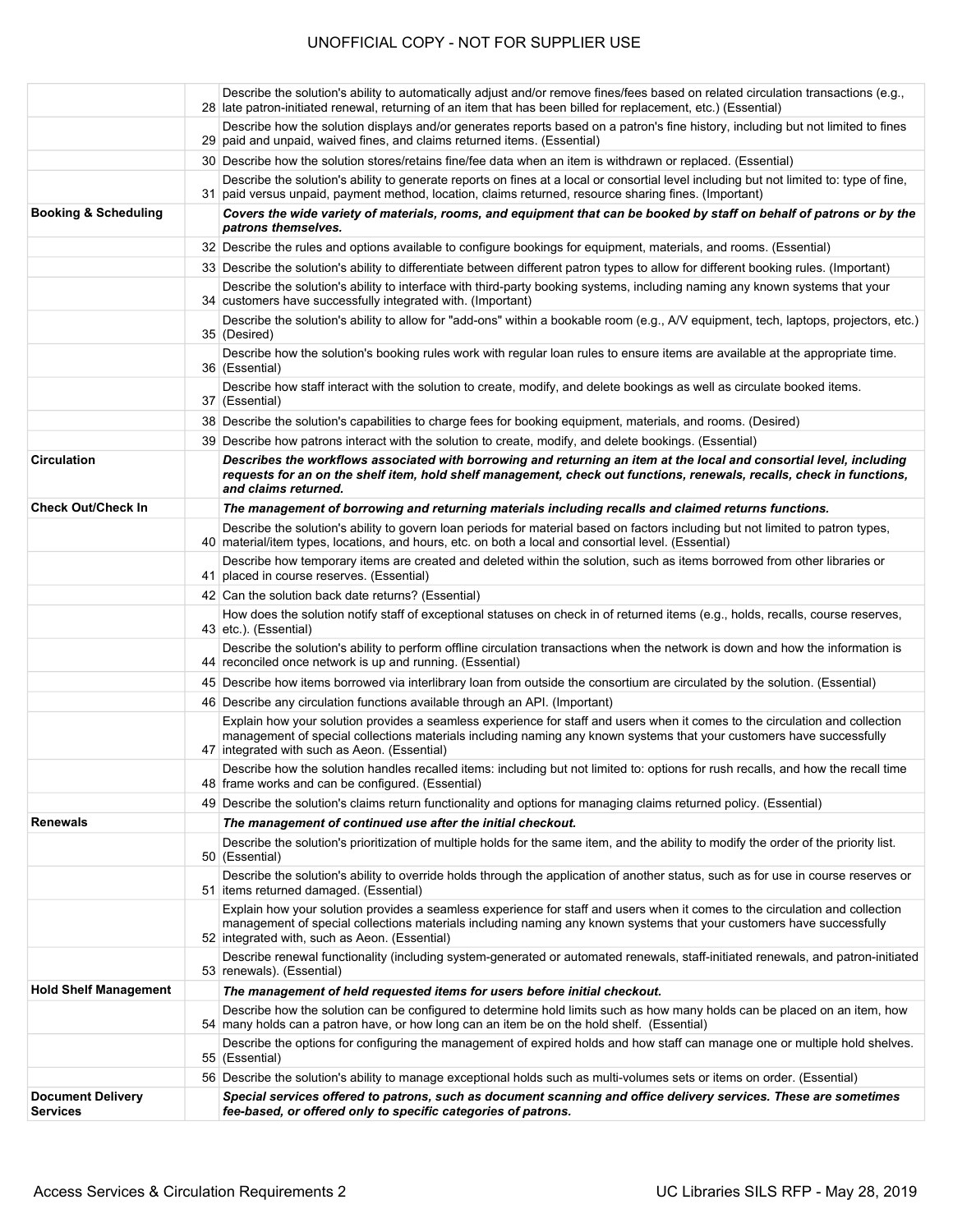| | | |
|---|---|---|
| | 28 | Describe the solution's ability to automatically adjust and/or remove fines/fees based on related circulation transactions (e.g., late patron-initiated renewal, returning of an item that has been billed for replacement, etc.) (Essential) |
| | 29 | Describe how the solution displays and/or generates reports based on a patron's fine history, including but not limited to fines paid and unpaid, waived fines, and claims returned items. (Essential) |
| | 30 | Describe how the solution stores/retains fine/fee data when an item is withdrawn or replaced. (Essential) |
| | 31 | Describe the solution's ability to generate reports on fines at a local or consortial level including but not limited to: type of fine, paid versus unpaid, payment method, location, claims returned, resource sharing fines. (Important) |
| **Booking & Scheduling** | | ***Covers the wide variety of materials, rooms, and equipment that can be booked by staff on behalf of patrons or by the patrons themselves.*** |
| | 32 | Describe the rules and options available to configure bookings for equipment, materials, and rooms. (Essential) |
| | 33 | Describe the solution's ability to differentiate between different patron types to allow for different booking rules. (Important) |
| | 34 | Describe the solution's ability to interface with third-party booking systems, including naming any known systems that your customers have successfully integrated with. (Important) |
| | 35 | Describe the solution's ability to allow for "add-ons" within a bookable room (e.g., A/V equipment, tech, laptops, projectors, etc.) (Desired) |
| | 36 | Describe how the solution's booking rules work with regular loan rules to ensure items are available at the appropriate time. (Essential) |
| | 37 | Describe how staff interact with the solution to create, modify, and delete bookings as well as circulate booked items. (Essential) |
| | 38 | Describe the solution's capabilities to charge fees for booking equipment, materials, and rooms. (Desired) |
| | 39 | Describe how patrons interact with the solution to create, modify, and delete bookings. (Essential) |
| **Circulation** | | ***Describes the workflows associated with borrowing and returning an item at the local and consortial level, including requests for an on the shelf item, hold shelf management, check out functions, renewals, recalls, check in functions, and claims returned.*** |
| **Check Out/Check In** | | ***The management of borrowing and returning materials including recalls and claimed returns functions.*** |
| | 40 | Describe the solution's ability to govern loan periods for material based on factors including but not limited to patron types, material/item types, locations, and hours, etc. on both a local and consortial level. (Essential) |
| | 41 | Describe how temporary items are created and deleted within the solution, such as items borrowed from other libraries or placed in course reserves. (Essential) |
| | 42 | Can the solution back date returns? (Essential) |
| | 43 | How does the solution notify staff of exceptional statuses on check in of returned items (e.g., holds, recalls, course reserves, etc.). (Essential) |
| | 44 | Describe the solution's ability to perform offline circulation transactions when the network is down and how the information is reconciled once network is up and running. (Essential) |
| | 45 | Describe how items borrowed via interlibrary loan from outside the consortium are circulated by the solution. (Essential) |
| | 46 | Describe any circulation functions available through an API. (Important) |
| | 47 | Explain how your solution provides a seamless experience for staff and users when it comes to the circulation and collection management of special collections materials including naming any known systems that your customers have successfully integrated with such as Aeon. (Essential) |
| | 48 | Describe how the solution handles recalled items: including but not limited to: options for rush recalls, and how the recall time frame works and can be configured. (Essential) |
| | 49 | Describe the solution's claims return functionality and options for managing claims returned policy. (Essential) |
| **Renewals** | | ***The management of continued use after the initial checkout.*** |
| | 50 | Describe the solution's prioritization of multiple holds for the same item, and the ability to modify the order of the priority list. (Essential) |
| | 51 | Describe the solution's ability to override holds through the application of another status, such as for use in course reserves or items returned damaged. (Essential) |
| | 52 | Explain how your solution provides a seamless experience for staff and users when it comes to the circulation and collection management of special collections materials including naming any known systems that your customers have successfully integrated with, such as Aeon. (Essential) |
| | 53 | Describe renewal functionality (including system-generated or automated renewals, staff-initiated renewals, and patron-initiated renewals). (Essential) |
| **Hold Shelf Management** | | ***The management of held requested items for users before initial checkout.*** |
| | 54 | Describe how the solution can be configured to determine hold limits such as how many holds can be placed on an item, how many holds can a patron have, or how long can an item be on the hold shelf. (Essential) |
| | 55 | Describe the options for configuring the management of expired holds and how staff can manage one or multiple hold shelves. (Essential) |
| | 56 | Describe the solution's ability to manage exceptional holds such as multi-volumes sets or items on order. (Essential) |
| **Document Delivery Services** | | ***Special services offered to patrons, such as document scanning and office delivery services. These are sometimes fee-based, or offered only to specific categories of patrons.*** |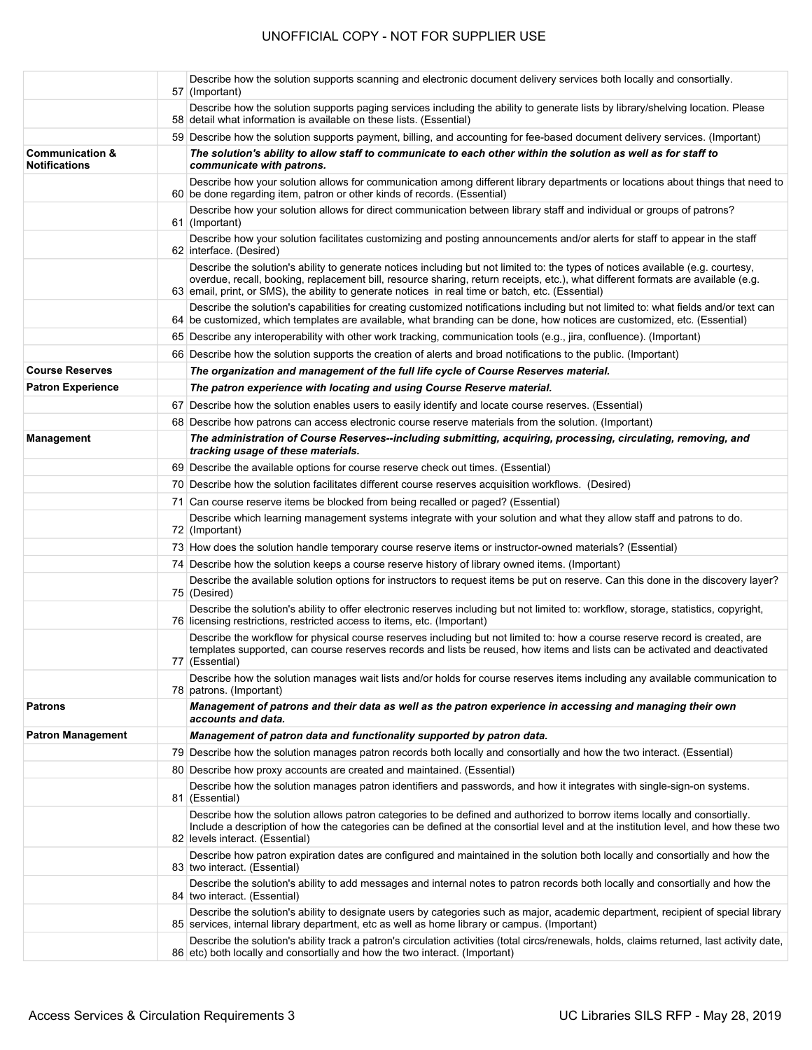| | | |
|---|---|---|
| | 57 | Describe how the solution supports scanning and electronic document delivery services both locally and consortially. (Important) |
| | 58 | Describe how the solution supports paging services including the ability to generate lists by library/shelving location. Please detail what information is available on these lists. (Essential) |
| | 59 | Describe how the solution supports payment, billing, and accounting for fee-based document delivery services. (Important) |
| **Communication & Notifications** | | ***The solution's ability to allow staff to communicate to each other within the solution as well as for staff to communicate with patrons.*** |
| | 60 | Describe how your solution allows for communication among different library departments or locations about things that need to be done regarding item, patron or other kinds of records. (Essential) |
| | 61 | Describe how your solution allows for direct communication between library staff and individual or groups of patrons? (Important) |
| | 62 | Describe how your solution facilitates customizing and posting announcements and/or alerts for staff to appear in the staff interface. (Desired) |
| | 63 | Describe the solution's ability to generate notices including but not limited to: the types of notices available (e.g. courtesy, overdue, recall, booking, replacement bill, resource sharing, return receipts, etc.), what different formats are available (e.g. email, print, or SMS), the ability to generate notices in real time or batch, etc. (Essential) |
| | 64 | Describe the solution's capabilities for creating customized notifications including but not limited to: what fields and/or text can be customized, which templates are available, what branding can be done, how notices are customized, etc. (Essential) |
| | 65 | Describe any interoperability with other work tracking, communication tools (e.g., jira, confluence). (Important) |
| | 66 | Describe how the solution supports the creation of alerts and broad notifications to the public. (Important) |
| **Course Reserves** | | ***The organization and management of the full life cycle of Course Reserves material.*** |
| **Patron Experience** | | ***The patron experience with locating and using Course Reserve material.*** |
| | 67 | Describe how the solution enables users to easily identify and locate course reserves. (Essential) |
| | 68 | Describe how patrons can access electronic course reserve materials from the solution. (Important) |
| **Management** | | ***The administration of Course Reserves--including submitting, acquiring, processing, circulating, removing, and tracking usage of these materials.*** |
| | 69 | Describe the available options for course reserve check out times. (Essential) |
| | 70 | Describe how the solution facilitates different course reserves acquisition workflows. (Desired) |
| | 71 | Can course reserve items be blocked from being recalled or paged? (Essential) |
| | 72 | Describe which learning management systems integrate with your solution and what they allow staff and patrons to do. (Important) |
| | 73 | How does the solution handle temporary course reserve items or instructor-owned materials? (Essential) |
| | 74 | Describe how the solution keeps a course reserve history of library owned items. (Important) |
| | 75 | Describe the available solution options for instructors to request items be put on reserve. Can this done in the discovery layer? (Desired) |
| | 76 | Describe the solution's ability to offer electronic reserves including but not limited to: workflow, storage, statistics, copyright, licensing restrictions, restricted access to items, etc. (Important) |
| | 77 | Describe the workflow for physical course reserves including but not limited to: how a course reserve record is created, are templates supported, can course reserves records and lists be reused, how items and lists can be activated and deactivated (Essential) |
| | 78 | Describe how the solution manages wait lists and/or holds for course reserves items including any available communication to patrons. (Important) |
| **Patrons** | | ***Management of patrons and their data as well as the patron experience in accessing and managing their own accounts and data.*** |
| **Patron Management** | | ***Management of patron data and functionality supported by patron data.*** |
| | 79 | Describe how the solution manages patron records both locally and consortially and how the two interact. (Essential) |
| | 80 | Describe how proxy accounts are created and maintained. (Essential) |
| | 81 | Describe how the solution manages patron identifiers and passwords, and how it integrates with single-sign-on systems. (Essential) |
| | 82 | Describe how the solution allows patron categories to be defined and authorized to borrow items locally and consortially. Include a description of how the categories can be defined at the consortial level and at the institution level, and how these two levels interact. (Essential) |
| | 83 | Describe how patron expiration dates are configured and maintained in the solution both locally and consortially and how the two interact. (Essential) |
| | 84 | Describe the solution's ability to add messages and internal notes to patron records both locally and consortially and how the two interact. (Essential) |
| | 85 | Describe the solution's ability to designate users by categories such as major, academic department, recipient of special library services, internal library department, etc as well as home library or campus. (Important) |
| | 86 | Describe the solution's ability track a patron's circulation activities (total circs/renewals, holds, claims returned, last activity date, etc) both locally and consortially and how the two interact. (Important) |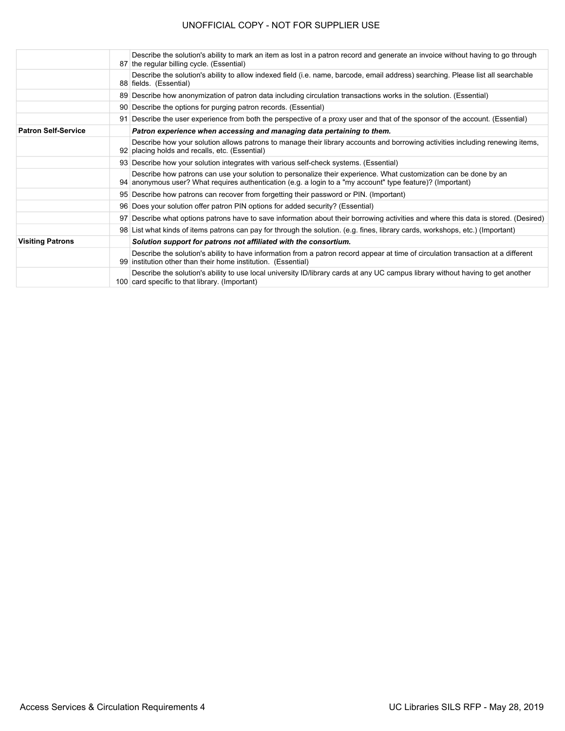| | | |
|---|---|---|
| | 87 | Describe the solution's ability to mark an item as lost in a patron record and generate an invoice without having to go through the regular billing cycle. (Essential) |
| | 88 | Describe the solution's ability to allow indexed field (i.e. name, barcode, email address) searching. Please list all searchable fields. (Essential) |
| | 89 | Describe how anonymization of patron data including circulation transactions works in the solution. (Essential) |
| | 90 | Describe the options for purging patron records. (Essential) |
| | 91 | Describe the user experience from both the perspective of a proxy user and that of the sponsor of the account. (Essential) |
| **Patron Self-Service** | | ***Patron experience when accessing and managing data pertaining to them.*** |
| | 92 | Describe how your solution allows patrons to manage their library accounts and borrowing activities including renewing items, placing holds and recalls, etc. (Essential) |
| | 93 | Describe how your solution integrates with various self-check systems. (Essential) |
| | 94 | Describe how patrons can use your solution to personalize their experience. What customization can be done by an anonymous user? What requires authentication (e.g. a login to a "my account" type feature)? (Important) |
| | 95 | Describe how patrons can recover from forgetting their password or PIN. (Important) |
| | 96 | Does your solution offer patron PIN options for added security? (Essential) |
| | 97 | Describe what options patrons have to save information about their borrowing activities and where this data is stored. (Desired) |
| | 98 | List what kinds of items patrons can pay for through the solution. (e.g. fines, library cards, workshops, etc.) (Important) |
| **Visiting Patrons** | | ***Solution support for patrons not affiliated with the consortium.*** |
| | 99 | Describe the solution's ability to have information from a patron record appear at time of circulation transaction at a different institution other than their home institution. (Essential) |
| | 100 | Describe the solution's ability to use local university ID/library cards at any UC campus library without having to get another card specific to that library. (Important) |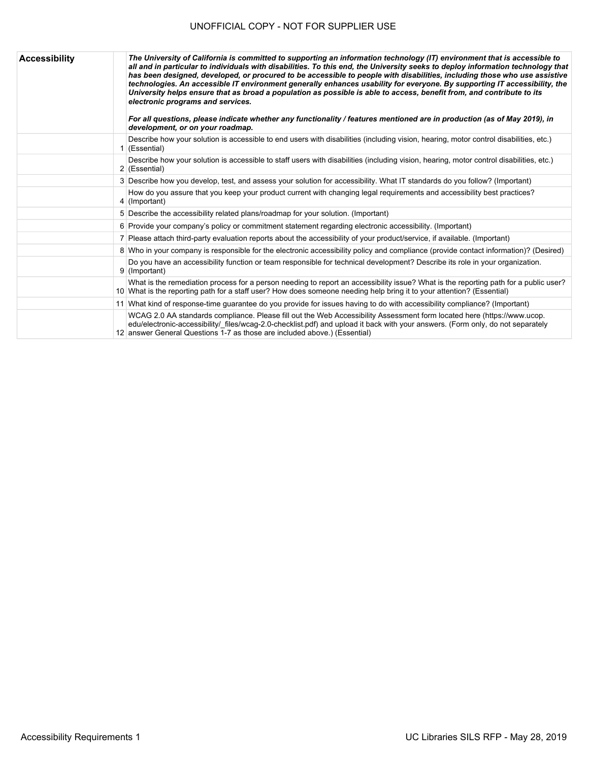| Accessibility | | *The University of California is committed to supporting an information technology (IT) environment that is accessible to all and in particular to individuals with disabilities. To this end, the University seeks to deploy information technology that has been designed, developed, or procured to be accessible to people with disabilities, including those who use assistive technologies. An accessible IT environment generally enhances usability for everyone. By supporting IT accessibility, the University helps ensure that as broad a population as possible is able to access, benefit from, and contribute to its electronic programs and services.*<br><br>*For all questions, please indicate whether any functionality / features mentioned are in production (as of May 2019), in development, or on your roadmap.* |
|---|---|---|
| | 1 | Describe how your solution is accessible to end users with disabilities (including vision, hearing, motor control disabilities, etc.) (Essential) |
| | 2 | Describe how your solution is accessible to staff users with disabilities (including vision, hearing, motor control disabilities, etc.) (Essential) |
| | 3 | Describe how you develop, test, and assess your solution for accessibility. What IT standards do you follow? (Important) |
| | 4 | How do you assure that you keep your product current with changing legal requirements and accessibility best practices? (Important) |
| | 5 | Describe the accessibility related plans/roadmap for your solution. (Important) |
| | 6 | Provide your company's policy or commitment statement regarding electronic accessibility. (Important) |
| | 7 | Please attach third-party evaluation reports about the accessibility of your product/service, if available. (Important) |
| | 8 | Who in your company is responsible for the electronic accessibility policy and compliance (provide contact information)? (Desired) |
| | 9 | Do you have an accessibility function or team responsible for technical development? Describe its role in your organization. (Important) |
| | 10 | What is the remediation process for a person needing to report an accessibility issue? What is the reporting path for a public user? What is the reporting path for a staff user? How does someone needing help bring it to your attention? (Essential) |
| | 11 | What kind of response-time guarantee do you provide for issues having to do with accessibility compliance? (Important) |
| | 12 | WCAG 2.0 AA standards compliance. Please fill out the Web Accessibility Assessment form located here (https://www.ucop.edu/electronic-accessibility/_files/wcag-2.0-checklist.pdf) and upload it back with your answers. (Form only, do not separately answer General Questions 1-7 as those are included above.) (Essential) |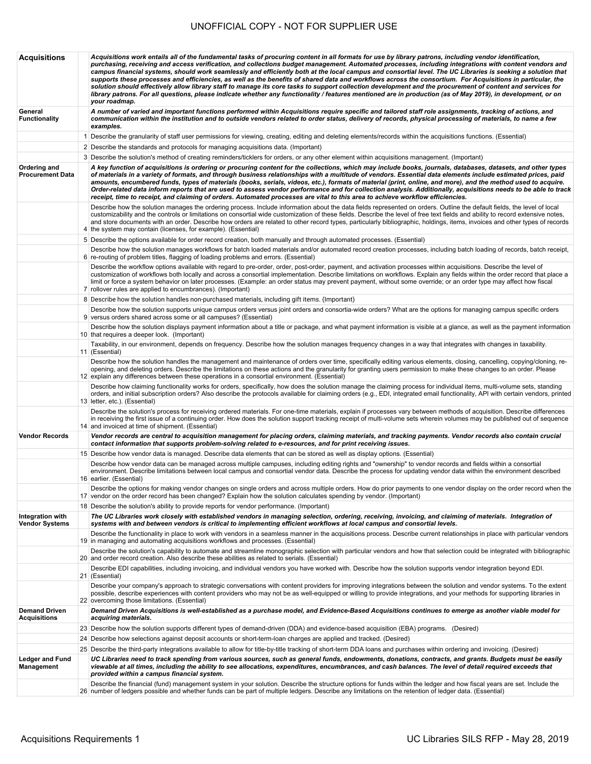UNOFFICIAL COPY - NOT FOR SUPPLIER USE

| | | |
|---|---|---|
| **Acquisitions** | | ***Acquisitions work entails all of the fundamental tasks of procuring content in all formats for use by library patrons, including vendor identification, purchasing, receiving and access verification, and collections budget management. Automated processes, including integrations with content vendors and campus financial systems, should work seamlessly and efficiently both at the local campus and consortial level. The UC Libraries is seeking a solution that supports these processes and efficiencies, as well as the benefits of shared data and workflows across the consortium. For Acquisitions in particular, the solution should effectively allow library staff to manage its core tasks to support collection development and the procurement of content and services for library patrons. For all questions, please indicate whether any functionality / features mentioned are in production (as of May 2019), in development, or on your roadmap.*** |
| **General Functionality** | | ***A number of varied and important functions performed within Acquisitions require specific and tailored staff role assignments, tracking of actions, and communication within the institution and to outside vendors related to order status, delivery of records, physical processing of materials, to name a few examples.*** |
| | 1 | Describe the granularity of staff user permissions for viewing, creating, editing and deleting elements/records within the acquisitions functions. (Essential) |
| | 2 | Describe the standards and protocols for managing acquisitions data. (Important) |
| | 3 | Describe the solution's method of creating reminders/ticklers for orders, or any other element within acquisitions management. (Important) |
| **Ordering and Procurement Data** | | ***A key function of acquisitions is ordering or procuring content for the collections, which may include books, journals, databases, datasets, and other types of materials in a variety of formats, and through business relationships with a multitude of vendors. Essential data elements include estimated prices, paid amounts, encumbered funds, types of materials (books, serials, videos, etc.), formats of material (print, online, and more), and the method used to acquire. Order-related data inform reports that are used to assess vendor performance and for collection analysis. Additionally, acquisitions needs to be able to track receipt, time to receipt, and claiming of orders. Automated processes are vital to this area to achieve workflow efficiencies.*** |
| | 4 | Describe how the solution manages the ordering process. Include information about the data fields represented on orders. Outline the default fields, the level of local customizability and the controls or limitations on consortial wide customization of these fields. Describe the level of free text fields and ability to record extensive notes, and store documents with an order. Describe how orders are related to other record types, particularly bibliographic, holdings, items, invoices and other types of records the system may contain (licenses, for example). (Essential) |
| | 5 | Describe the options available for order record creation, both manually and through automated processes. (Essential) |
| | 6 | Describe how the solution manages workflows for batch loaded materials and/or automated record creation processes, including batch loading of records, batch receipt, re-routing of problem titles, flagging of loading problems and errors. (Essential) |
| | 7 | Describe the workflow options available with regard to pre-order, order, post-order, payment, and activation processes within acquisitions. Describe the level of customization of workflows both locally and across a consortial implementation. Describe limitations on workflows. Explain any fields within the order record that place a limit or force a system behavior on later processes. (Example: an order status may prevent payment, without some override; or an order type may affect how fiscal rollover rules are applied to encumbrances). (Important) |
| | 8 | Describe how the solution handles non-purchased materials, including gift items. (Important) |
| | 9 | Describe how the solution supports unique campus orders versus joint orders and consortia-wide orders? What are the options for managing campus specific orders versus orders shared across some or all campuses? (Essential) |
| | 10 | Describe how the solution displays payment information about a title or package, and what payment information is visible at a glance, as well as the payment information that requires a deeper look. (Important) |
| | 11 | Taxability, in our environment, depends on frequency. Describe how the solution manages frequency changes in a way that integrates with changes in taxability. (Essential) |
| | 12 | Describe how the solution handles the management and maintenance of orders over time, specifically editing various elements, closing, cancelling, copying/cloning, re-opening, and deleting orders. Describe the limitations on these actions and the granularity for granting users permission to make these changes to an order. Please explain any differences between these operations in a consortial environment. (Essential) |
| | 13 | Describe how claiming functionality works for orders, specifically, how does the solution manage the claiming process for individual items, multi-volume sets, standing orders, and initial subscription orders? Also describe the protocols available for claiming orders (e.g., EDI, integrated email functionality, API with certain vendors, printed letter, etc.). (Essential) |
| | 14 | Describe the solution's process for receiving ordered materials. For one-time materials, explain if processes vary between methods of acquisition. Describe differences in receiving the first issue of a continuing order. How does the solution support tracking receipt of multi-volume sets wherein volumes may be published out of sequence and invoiced at time of shipment. (Essential) |
| **Vendor Records** | | ***Vendor records are central to acquisition management for placing orders, claiming materials, and tracking payments. Vendor records also contain crucial contact information that supports problem-solving related to e-resources, and for print receiving issues.*** |
| | 15 | Describe how vendor data is managed. Describe data elements that can be stored as well as display options. (Essential) |
| | 16 | Describe how vendor data can be managed across multiple campuses, including editing rights and "ownership" to vendor records and fields within a consortial environment. Describe limitations between local campus and consortial vendor data. Describe the process for updating vendor data within the environment described earlier. (Essential) |
| | 17 | Describe the options for making vendor changes on single orders and across multiple orders. How do prior payments to one vendor display on the order record when the vendor on the order record has been changed? Explain how the solution calculates spending by vendor. (Important) |
| | 18 | Describe the solution's ability to provide reports for vendor performance. (Important) |
| **Integration with Vendor Systems** | | ***The UC Libraries work closely with established vendors in managing selection, ordering, receiving, invoicing, and claiming of materials. Integration of systems with and between vendors is critical to implementing efficient workflows at local campus and consortial levels.*** |
| | 19 | Describe the functionality in place to work with vendors in a seamless manner in the acquisitions process. Describe current relationships in place with particular vendors in managing and automating acquisitions workflows and processes. (Essential) |
| | 20 | Describe the solution's capability to automate and streamline monographic selection with particular vendors and how that selection could be integrated with bibliographic and order record creation. Also describe these abilities as related to serials. (Essential) |
| | 21 | Describe EDI capabilities, including invoicing, and individual vendors you have worked with. Describe how the solution supports vendor integration beyond EDI. (Essential) |
| | 22 | Describe your company's approach to strategic conversations with content providers for improving integrations between the solution and vendor systems. To the extent possible, describe experiences with content providers who may not be as well-equipped or willing to provide integrations, and your methods for supporting libraries in overcoming those limitations. (Essential) |
| **Demand Driven Acquisitions** | | ***Demand Driven Acquisitions is well-established as a purchase model, and Evidence-Based Acquisitions continues to emerge as another viable model for acquiring materials.*** |
| | 23 | Describe how the solution supports different types of demand-driven (DDA) and evidence-based acquisition (EBA) programs. (Desired) |
| | 24 | Describe how selections against deposit accounts or short-term-loan charges are applied and tracked. (Desired) |
| | 25 | Describe the third-party integrations available to allow for title-by-title tracking of short-term DDA loans and purchases within ordering and invoicing. (Desired) |
| **Ledger and Fund Management** | | ***UC Libraries need to track spending from various sources, such as general funds, endowments, donations, contracts, and grants. Budgets must be easily viewable at all times, including the ability to see allocations, expenditures, encumbrances, and cash balances. The level of detail required exceeds that provided within a campus financial system.*** |
| | 26 | Describe the financial (fund) management system in your solution. Describe the structure options for funds within the ledger and how fiscal years are set. Include the number of ledgers possible and whether funds can be part of multiple ledgers. Describe any limitations on the retention of ledger data. (Essential) |

Acquisitions Requirements 1

UC Libraries SILS RFP - May 28, 2019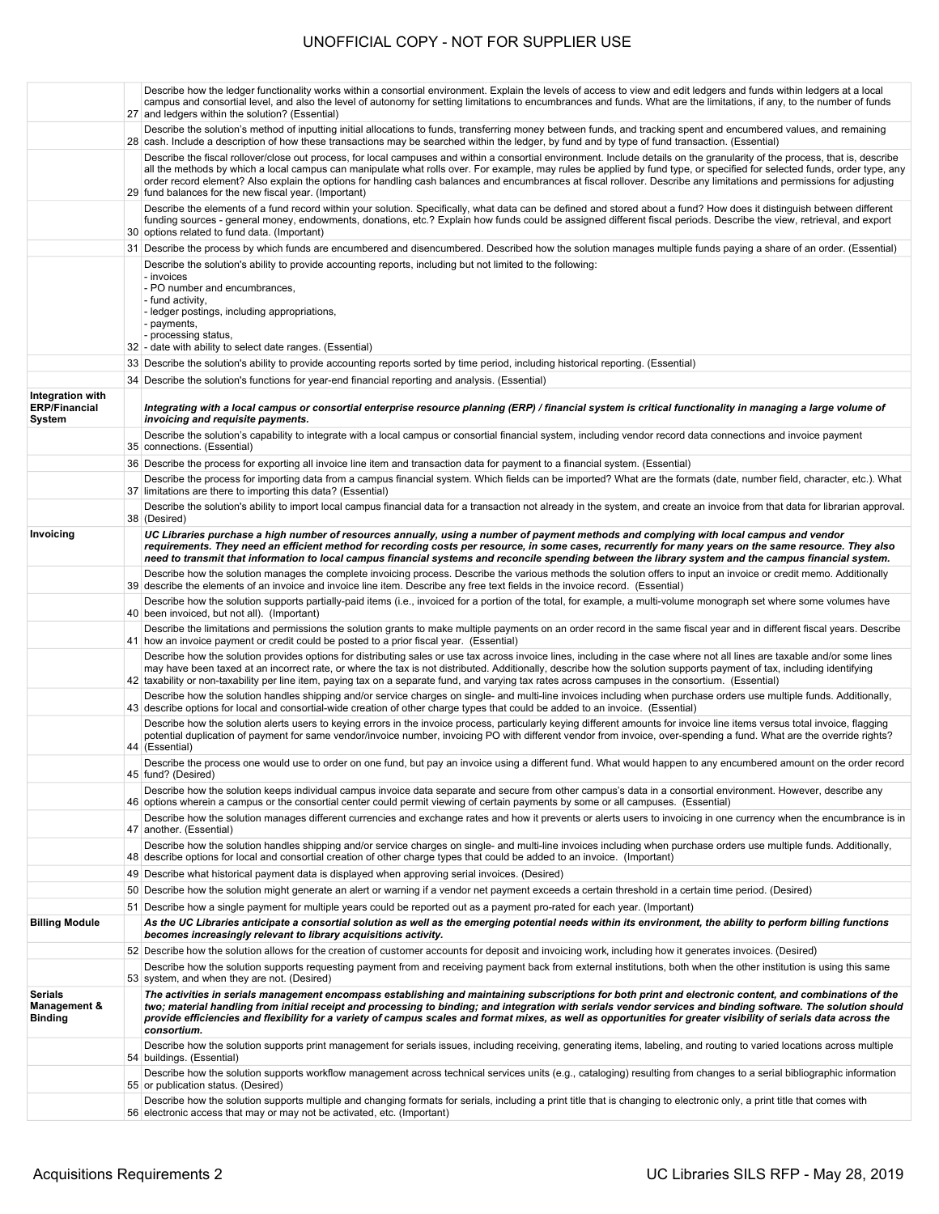| | | |
|---|---|---|
| | 27 | Describe how the ledger functionality works within a consortial environment. Explain the levels of access to view and edit ledgers and funds within ledgers at a local campus and consortial level, and also the level of autonomy for setting limitations to encumbrances and funds. What are the limitations, if any, to the number of funds and ledgers within the solution? (Essential) |
| | 28 | Describe the solution's method of inputting initial allocations to funds, transferring money between funds, and tracking spent and encumbered values, and remaining cash. Include a description of how these transactions may be searched within the ledger, by fund and by type of fund transaction. (Essential) |
| | 29 | Describe the fiscal rollover/close out process, for local campuses and within a consortial environment. Include details on the granularity of the process, that is, describe all the methods by which a local campus can manipulate what rolls over. For example, may rules be applied by fund type, or specified for selected funds, order type, any order record element? Also explain the options for handling cash balances and encumbrances at fiscal rollover. Describe any limitations and permissions for adjusting fund balances for the new fiscal year. (Important) |
| | 30 | Describe the elements of a fund record within your solution. Specifically, what data can be defined and stored about a fund? How does it distinguish between different funding sources - general money, endowments, donations, etc.? Explain how funds could be assigned different fiscal periods. Describe the view, retrieval, and export options related to fund data. (Important) |
| | 31 | Describe the process by which funds are encumbered and disencumbered. Described how the solution manages multiple funds paying a share of an order. (Essential) |
| | 32 | Describe the solution's ability to provide accounting reports, including but not limited to the following:<br>- invoices<br>- PO number and encumbrances,<br>- fund activity,<br>- ledger postings, including appropriations,<br>- payments,<br>- processing status,<br>- date with ability to select date ranges. (Essential) |
| | 33 | Describe the solution's ability to provide accounting reports sorted by time period, including historical reporting. (Essential) |
| | 34 | Describe the solution's functions for year-end financial reporting and analysis. (Essential) |
| **Integration with ERP/Financial System** | | ***Integrating with a local campus or consortial enterprise resource planning (ERP) / financial system is critical functionality in managing a large volume of invoicing and requisite payments.*** |
| | 35 | Describe the solution's capability to integrate with a local campus or consortial financial system, including vendor record data connections and invoice payment connections. (Essential) |
| | 36 | Describe the process for exporting all invoice line item and transaction data for payment to a financial system. (Essential) |
| | 37 | Describe the process for importing data from a campus financial system. Which fields can be imported? What are the formats (date, number field, character, etc.). What limitations are there to importing this data? (Essential) |
| | 38 | Describe the solution's ability to import local campus financial data for a transaction not already in the system, and create an invoice from that data for librarian approval. (Desired) |
| **Invoicing** | | ***UC Libraries purchase a high number of resources annually, using a number of payment methods and complying with local campus and vendor requirements. They need an efficient method for recording costs per resource, in some cases, recurrently for many years on the same resource. They also need to transmit that information to local campus financial systems and reconcile spending between the library system and the campus financial system.*** |
| | 39 | Describe how the solution manages the complete invoicing process. Describe the various methods the solution offers to input an invoice or credit memo. Additionally describe the elements of an invoice and invoice line item. Describe any free text fields in the invoice record. (Essential) |
| | 40 | Describe how the solution supports partially-paid items (i.e., invoiced for a portion of the total, for example, a multi-volume monograph set where some volumes have been invoiced, but not all). (Important) |
| | 41 | Describe the limitations and permissions the solution grants to make multiple payments on an order record in the same fiscal year and in different fiscal years. Describe how an invoice payment or credit could be posted to a prior fiscal year. (Essential) |
| | 42 | Describe how the solution provides options for distributing sales or use tax across invoice lines, including in the case where not all lines are taxable and/or some lines may have been taxed at an incorrect rate, or where the tax is not distributed. Additionally, describe how the solution supports payment of tax, including identifying taxability or non-taxability per line item, paying tax on a separate fund, and varying tax rates across campuses in the consortium. (Essential) |
| | 43 | Describe how the solution handles shipping and/or service charges on single- and multi-line invoices including when purchase orders use multiple funds. Additionally, describe options for local and consortial-wide creation of other charge types that could be added to an invoice. (Essential) |
| | 44 | Describe how the solution alerts users to keying errors in the invoice process, particularly keying different amounts for invoice line items versus total invoice, flagging potential duplication of payment for same vendor/invoice number, invoicing PO with different vendor from invoice, over-spending a fund. What are the override rights? (Essential) |
| | 45 | Describe the process one would use to order on one fund, but pay an invoice using a different fund. What would happen to any encumbered amount on the order record fund? (Desired) |
| | 46 | Describe how the solution keeps individual campus invoice data separate and secure from other campus's data in a consortial environment. However, describe any options wherein a campus or the consortial center could permit viewing of certain payments by some or all campuses. (Essential) |
| | 47 | Describe how the solution manages different currencies and exchange rates and how it prevents or alerts users to invoicing in one currency when the encumbrance is in another. (Essential) |
| | 48 | Describe how the solution handles shipping and/or service charges on single- and multi-line invoices including when purchase orders use multiple funds. Additionally, describe options for local and consortial creation of other charge types that could be added to an invoice. (Important) |
| | 49 | Describe what historical payment data is displayed when approving serial invoices. (Desired) |
| | 50 | Describe how the solution might generate an alert or warning if a vendor net payment exceeds a certain threshold in a certain time period. (Desired) |
| | 51 | Describe how a single payment for multiple years could be reported out as a payment pro-rated for each year. (Important) |
| **Billing Module** | | ***As the UC Libraries anticipate a consortial solution as well as the emerging potential needs within its environment, the ability to perform billing functions becomes increasingly relevant to library acquisitions activity.*** |
| | 52 | Describe how the solution allows for the creation of customer accounts for deposit and invoicing work, including how it generates invoices. (Desired) |
| | 53 | Describe how the solution supports requesting payment from and receiving payment back from external institutions, both when the other institution is using this same system, and when they are not. (Desired) |
| **Serials Management & Binding** | | ***The activities in serials management encompass establishing and maintaining subscriptions for both print and electronic content, and combinations of the two; material handling from initial receipt and processing to binding; and integration with serials vendor services and binding software. The solution should provide efficiencies and flexibility for a variety of campus scales and format mixes, as well as opportunities for greater visibility of serials data across the consortium.*** |
| | 54 | Describe how the solution supports print management for serials issues, including receiving, generating items, labeling, and routing to varied locations across multiple buildings. (Essential) |
| | 55 | Describe how the solution supports workflow management across technical services units (e.g., cataloging) resulting from changes to a serial bibliographic information or publication status. (Desired) |
| | 56 | Describe how the solution supports multiple and changing formats for serials, including a print title that is changing to electronic only, a print title that comes with electronic access that may or may not be activated, etc. (Important) |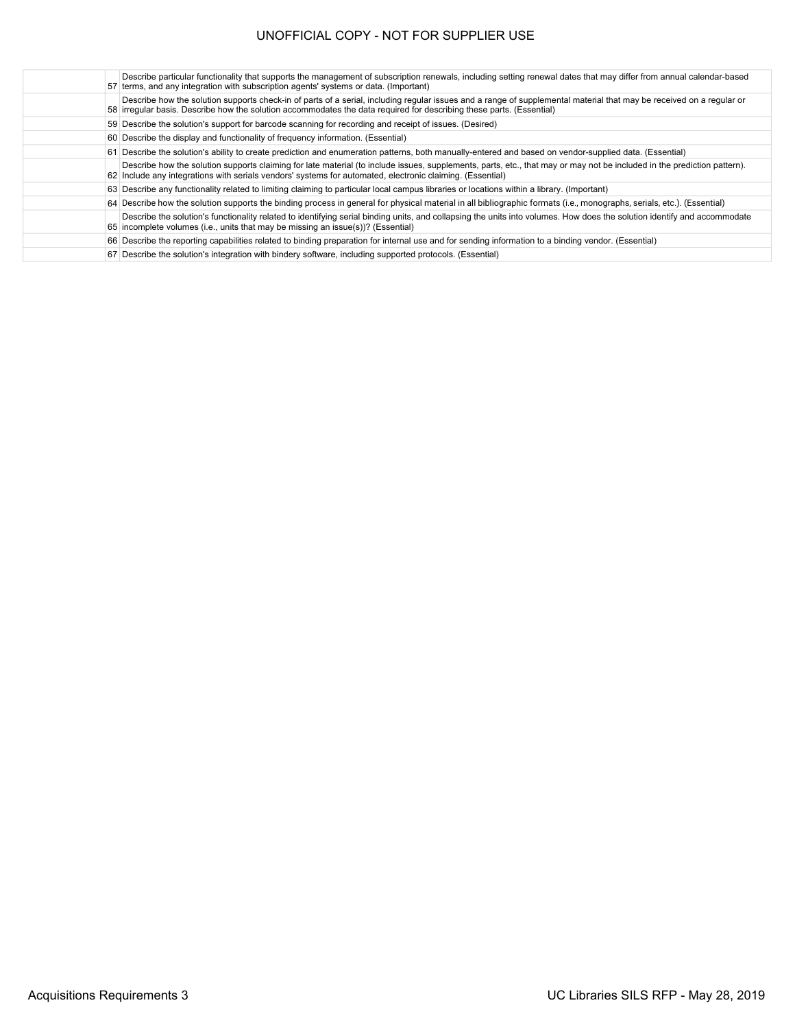|  |  |  |
|---|---|---|
|  | 57 | Describe particular functionality that supports the management of subscription renewals, including setting renewal dates that may differ from annual calendar-based terms, and any integration with subscription agents' systems or data. (Important) |
|  | 58 | Describe how the solution supports check-in of parts of a serial, including regular issues and a range of supplemental material that may be received on a regular or irregular basis. Describe how the solution accommodates the data required for describing these parts. (Essential) |
|  | 59 | Describe the solution's support for barcode scanning for recording and receipt of issues. (Desired) |
|  | 60 | Describe the display and functionality of frequency information. (Essential) |
|  | 61 | Describe the solution's ability to create prediction and enumeration patterns, both manually-entered and based on vendor-supplied data. (Essential) |
|  | 62 | Describe how the solution supports claiming for late material (to include issues, supplements, parts, etc., that may or may not be included in the prediction pattern). Include any integrations with serials vendors' systems for automated, electronic claiming. (Essential) |
|  | 63 | Describe any functionality related to limiting claiming to particular local campus libraries or locations within a library. (Important) |
|  | 64 | Describe how the solution supports the binding process in general for physical material in all bibliographic formats (i.e., monographs, serials, etc.). (Essential) |
|  | 65 | Describe the solution's functionality related to identifying serial binding units, and collapsing the units into volumes. How does the solution identify and accommodate incomplete volumes (i.e., units that may be missing an issue(s))? (Essential) |
|  | 66 | Describe the reporting capabilities related to binding preparation for internal use and for sending information to a binding vendor. (Essential) |
|  | 67 | Describe the solution's integration with bindery software, including supported protocols. (Essential) |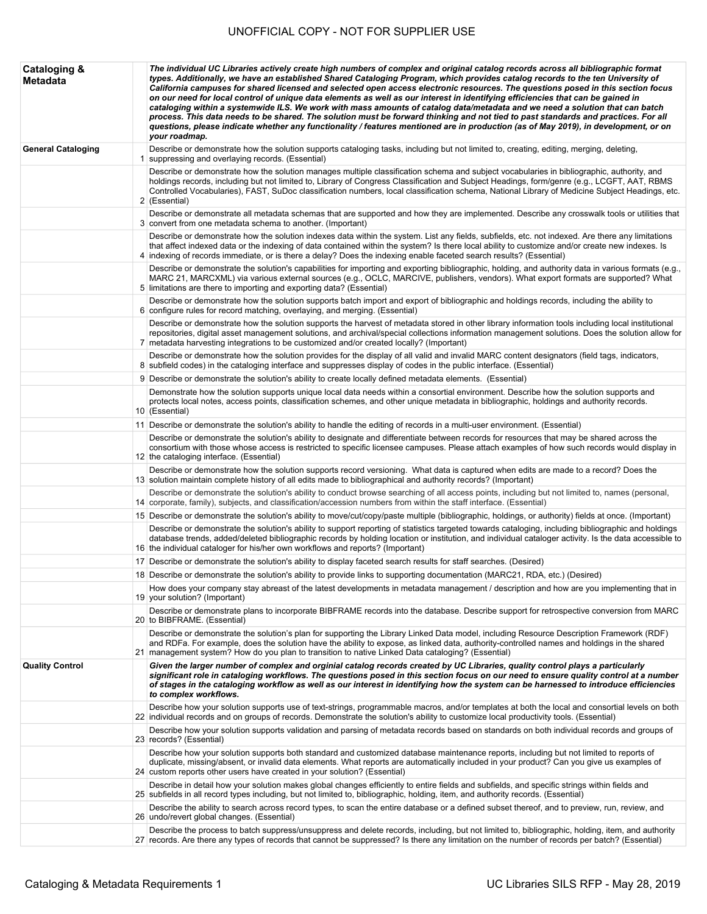UNOFFICIAL COPY - NOT FOR SUPPLIER USE

| | | |
|---|---|---|
| **Cataloging & Metadata** | | ***The individual UC Libraries actively create high numbers of complex and original catalog records across all bibliographic format types. Additionally, we have an established Shared Cataloging Program, which provides catalog records to the ten University of California campuses for shared licensed and selected open access electronic resources. The questions posed in this section focus on our need for local control of unique data elements as well as our interest in identifying efficiencies that can be gained in cataloging within a systemwide ILS. We work with mass amounts of catalog data/metadata and we need a solution that can batch process. This data needs to be shared. The solution must be forward thinking and not tied to past standards and practices. For all questions, please indicate whether any functionality / features mentioned are in production (as of May 2019), in development, or on your roadmap.*** |
| **General Cataloging** | 1 | Describe or demonstrate how the solution supports cataloging tasks, including but not limited to, creating, editing, merging, deleting, suppressing and overlaying records. (Essential) |
| | 2 | Describe or demonstrate how the solution manages multiple classification schema and subject vocabularies in bibliographic, authority, and holdings records, including but not limited to, Library of Congress Classification and Subject Headings, form/genre (e.g., LCGFT, AAT, RBMS Controlled Vocabularies), FAST, SuDoc classification numbers, local classification schema, National Library of Medicine Subject Headings, etc. (Essential) |
| | 3 | Describe or demonstrate all metadata schemas that are supported and how they are implemented. Describe any crosswalk tools or utilities that convert from one metadata schema to another. (Important) |
| | 4 | Describe or demonstrate how the solution indexes data within the system. List any fields, subfields, etc. not indexed. Are there any limitations that affect indexed data or the indexing of data contained within the system? Is there local ability to customize and/or create new indexes. Is indexing of records immediate, or is there a delay? Does the indexing enable faceted search results? (Essential) |
| | 5 | Describe or demonstrate the solution's capabilities for importing and exporting bibliographic, holding, and authority data in various formats (e.g., MARC 21, MARCXML) via various external sources (e.g., OCLC, MARCIVE, publishers, vendors). What export formats are supported? What limitations are there to importing and exporting data? (Essential) |
| | 6 | Describe or demonstrate how the solution supports batch import and export of bibliographic and holdings records, including the ability to configure rules for record matching, overlaying, and merging. (Essential) |
| | 7 | Describe or demonstrate how the solution supports the harvest of metadata stored in other library information tools including local institutional repositories, digital asset management solutions, and archival/special collections information management solutions. Does the solution allow for metadata harvesting integrations to be customized and/or created locally? (Important) |
| | 8 | Describe or demonstrate how the solution provides for the display of all valid and invalid MARC content designators (field tags, indicators, subfield codes) in the cataloging interface and suppresses display of codes in the public interface. (Essential) |
| | 9 | Describe or demonstrate the solution's ability to create locally defined metadata elements. (Essential) |
| | 10 | Demonstrate how the solution supports unique local data needs within a consortial environment. Describe how the solution supports and protects local notes, access points, classification schemes, and other unique metadata in bibliographic, holdings and authority records. (Essential) |
| | 11 | Describe or demonstrate the solution's ability to handle the editing of records in a multi-user environment. (Essential) |
| | 12 | Describe or demonstrate the solution's ability to designate and differentiate between records for resources that may be shared across the consortium with those whose access is restricted to specific licensee campuses. Please attach examples of how such records would display in the cataloging interface. (Essential) |
| | 13 | Describe or demonstrate how the solution supports record versioning. What data is captured when edits are made to a record? Does the solution maintain complete history of all edits made to bibliographic and authority records? (Important) |
| | 14 | Describe or demonstrate the solution's ability to conduct browse searching of all access points, including but not limited to, names (personal, corporate, family), subjects, and classification/accession numbers from within the staff interface. (Essential) |
| | 15 | Describe or demonstrate the solution's ability to move/cut/copy/paste multiple (bibliographic, holdings, or authority) fields at once. (Important) |
| | 16 | Describe or demonstrate the solution's ability to support reporting of statistics targeted towards cataloging, including bibliographic and holdings database trends, added/deleted bibliographic records by holding location or institution, and individual cataloger activity. Is the data accessible to the individual cataloger for his/her own workflows and reports? (Important) |
| | 17 | Describe or demonstrate the solution's ability to display faceted search results for staff searches. (Desired) |
| | 18 | Describe or demonstrate the solution's ability to provide links to supporting documentation (MARC21, RDA, etc.) (Desired) |
| | 19 | How does your company stay abreast of the latest developments in metadata management / description and how are you implementing that in your solution? (Important) |
| | 20 | Describe or demonstrate plans to incorporate BIBFRAME records into the database. Describe support for retrospective conversion from MARC to BIBFRAME. (Essential) |
| | 21 | Describe or demonstrate the solution's plan for supporting the Library Linked Data model, including Resource Description Framework (RDF) and RDFa. For example, does the solution have the ability to expose, as linked data, authority-controlled names and holdings in the shared management system? How do you plan to transition to native Linked Data cataloging? (Essential) |
| **Quality Control** | | ***Given the larger number of complex and orginial catalog records created by UC Libraries, quality control plays a particularly significant role in cataloging workflows. The questions posed in this section focus on our need to ensure quality control at a number of stages in the cataloging workflow as well as our interest in identifying how the system can be harnessed to introduce efficiencies to complex workflows.*** |
| | 22 | Describe how your solution supports use of text-strings, programmable macros, and/or templates at both the local and consortial levels on both individual records and on groups of records. Demonstrate the solution's ability to customize local productivity tools. (Essential) |
| | 23 | Describe how your solution supports validation and parsing of metadata records based on standards on both individual records and groups of records? (Essential) |
| | 24 | Describe how your solution supports both standard and customized database maintenance reports, including but not limited to reports of duplicate, missing/absent, or invalid data elements. What reports are automatically included in your product? Can you give us examples of custom reports other users have created in your solution? (Essential) |
| | 25 | Describe in detail how your solution makes global changes efficiently to entire fields and subfields, and specific strings within fields and subfields in all record types including, but not limited to, bibliographic, holding, item, and authority records. (Essential) |
| | 26 | Describe the ability to search across record types, to scan the entire database or a defined subset thereof, and to preview, run, review, and undo/revert global changes. (Essential) |
| | 27 | Describe the process to batch suppress/unsuppress and delete records, including, but not limited to, bibliographic, holding, item, and authority records. Are there any types of records that cannot be suppressed? Is there any limitation on the number of records per batch? (Essential) |

Cataloging & Metadata Requirements 1 | UC Libraries SILS RFP - May 28, 2019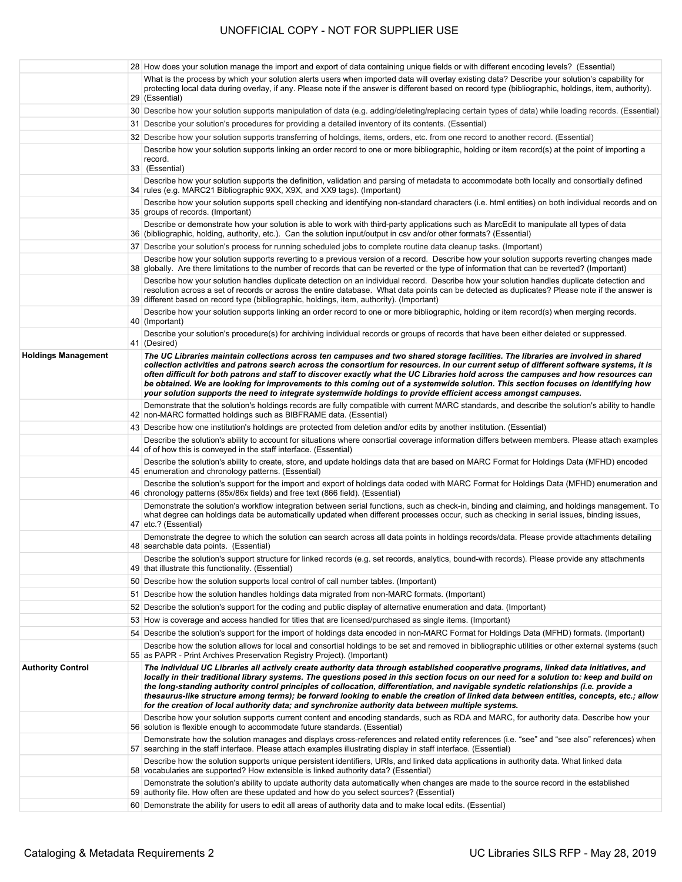| | | |
|---|---|---|
| | 28 | How does your solution manage the import and export of data containing unique fields or with different encoding levels? (Essential) |
| | 29 | What is the process by which your solution alerts users when imported data will overlay existing data? Describe your solution's capability for protecting local data during overlay, if any. Please note if the answer is different based on record type (bibliographic, holdings, item, authority). (Essential) |
| | 30 | Describe how your solution supports manipulation of data (e.g. adding/deleting/replacing certain types of data) while loading records. (Essential) |
| | 31 | Describe your solution's procedures for providing a detailed inventory of its contents. (Essential) |
| | 32 | Describe how your solution supports transferring of holdings, items, orders, etc. from one record to another record. (Essential) |
| | 33 | Describe how your solution supports linking an order record to one or more bibliographic, holding or item record(s) at the point of importing a record. (Essential) |
| | 34 | Describe how your solution supports the definition, validation and parsing of metadata to accommodate both locally and consortially defined rules (e.g. MARC21 Bibliographic 9XX, X9X, and XX9 tags). (Important) |
| | 35 | Describe how your solution supports spell checking and identifying non-standard characters (i.e. html entities) on both individual records and on groups of records. (Important) |
| | 36 | Describe or demonstrate how your solution is able to work with third-party applications such as MarcEdit to manipulate all types of data (bibliographic, holding, authority, etc.). Can the solution input/output in csv and/or other formats? (Essential) |
| | 37 | Describe your solution's process for running scheduled jobs to complete routine data cleanup tasks. (Important) |
| | 38 | Describe how your solution supports reverting to a previous version of a record. Describe how your solution supports reverting changes made globally. Are there limitations to the number of records that can be reverted or the type of information that can be reverted? (Important) |
| | 39 | Describe how your solution handles duplicate detection on an individual record. Describe how your solution handles duplicate detection and resolution across a set of records or across the entire database. What data points can be detected as duplicates? Please note if the answer is different based on record type (bibliographic, holdings, item, authority). (Important) |
| | 40 | Describe how your solution supports linking an order record to one or more bibliographic, holding or item record(s) when merging records. (Important) |
| | 41 | Describe your solution's procedure(s) for archiving individual records or groups of records that have been either deleted or suppressed. (Desired) |
| **Holdings Management** | | ***The UC Libraries maintain collections across ten campuses and two shared storage facilities. The libraries are involved in shared collection activities and patrons search across the consortium for resources. In our current setup of different software systems, it is often difficult for both patrons and staff to discover exactly what the UC Libraries hold across the campuses and how resources can be obtained. We are looking for improvements to this coming out of a systemwide solution. This section focuses on identifying how your solution supports the need to integrate systemwide holdings to provide efficient access amongst campuses.*** |
| | 42 | Demonstrate that the solution's holdings records are fully compatible with current MARC standards, and describe the solution's ability to handle non-MARC formatted holdings such as BIBFRAME data. (Essential) |
| | 43 | Describe how one institution's holdings are protected from deletion and/or edits by another institution. (Essential) |
| | 44 | Describe the solution's ability to account for situations where consortial coverage information differs between members. Please attach examples of of how this is conveyed in the staff interface. (Essential) |
| | 45 | Describe the solution's ability to create, store, and update holdings data that are based on MARC Format for Holdings Data (MFHD) encoded enumeration and chronology patterns. (Essential) |
| | 46 | Describe the solution's support for the import and export of holdings data coded with MARC Format for Holdings Data (MFHD) enumeration and chronology patterns (85x/86x fields) and free text (866 field). (Essential) |
| | 47 | Demonstrate the solution's workflow integration between serial functions, such as check-in, binding and claiming, and holdings management. To what degree can holdings data be automatically updated when different processes occur, such as checking in serial issues, binding issues, etc.? (Essential) |
| | 48 | Demonstrate the degree to which the solution can search across all data points in holdings records/data. Please provide attachments detailing searchable data points. (Essential) |
| | 49 | Describe the solution's support structure for linked records (e.g. set records, analytics, bound-with records). Please provide any attachments that illustrate this functionality. (Essential) |
| | 50 | Describe how the solution supports local control of call number tables. (Important) |
| | 51 | Describe how the solution handles holdings data migrated from non-MARC formats. (Important) |
| | 52 | Describe the solution's support for the coding and public display of alternative enumeration and data. (Important) |
| | 53 | How is coverage and access handled for titles that are licensed/purchased as single items. (Important) |
| | 54 | Describe the solution's support for the import of holdings data encoded in non-MARC Format for Holdings Data (MFHD) formats. (Important) |
| | 55 | Describe how the solution allows for local and consortial holdings to be set and removed in bibliographic utilities or other external systems (such as PAPR - Print Archives Preservation Registry Project). (Important) |
| **Authority Control** | | ***The individual UC Libraries all actively create authority data through established cooperative programs, linked data initiatives, and locally in their traditional library systems. The questions posed in this section focus on our need for a solution to: keep and build on the long-standing authority control principles of collocation, differentiation, and navigable syndetic relationships (i.e. provide a thesaurus-like structure among terms); be forward looking to enable the creation of linked data between entities, concepts, etc.; allow for the creation of local authority data; and synchronize authority data between multiple systems.*** |
| | 56 | Describe how your solution supports current content and encoding standards, such as RDA and MARC, for authority data. Describe how your solution is flexible enough to accommodate future standards. (Essential) |
| | 57 | Demonstrate how the solution manages and displays cross-references and related entity references (i.e. "see" and "see also" references) when searching in the staff interface. Please attach examples illustrating display in staff interface. (Essential) |
| | 58 | Describe how the solution supports unique persistent identifiers, URIs, and linked data applications in authority data. What linked data vocabularies are supported? How extensible is linked authority data? (Essential) |
| | 59 | Demonstrate the solution's ability to update authority data automatically when changes are made to the source record in the established authority file. How often are these updated and how do you select sources? (Essential) |
| | 60 | Demonstrate the ability for users to edit all areas of authority data and to make local edits. (Essential) |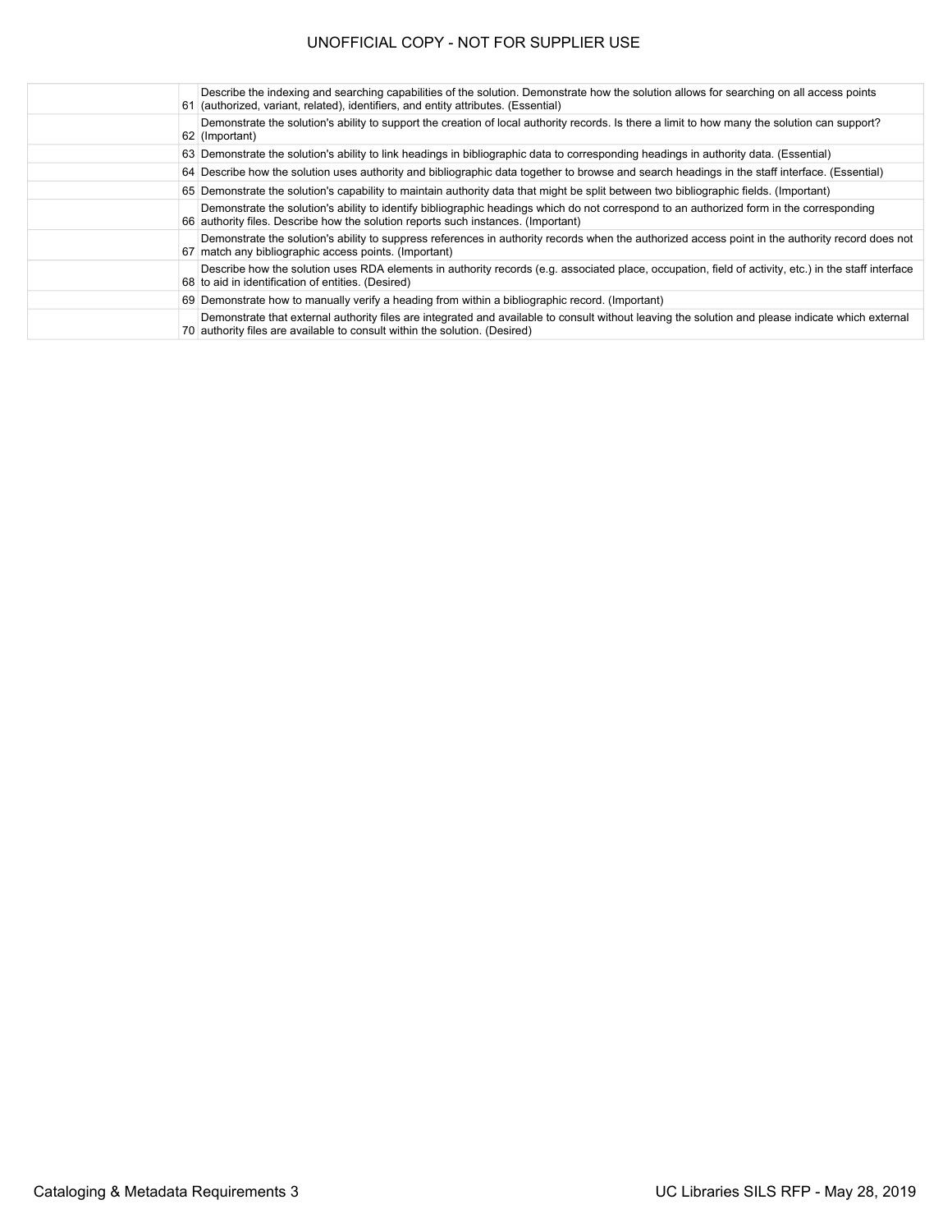|  |  |  |
|---|---|---|
|  | 61 | Describe the indexing and searching capabilities of the solution. Demonstrate how the solution allows for searching on all access points (authorized, variant, related), identifiers, and entity attributes. (Essential) |
|  | 62 | Demonstrate the solution's ability to support the creation of local authority records. Is there a limit to how many the solution can support? (Important) |
|  | 63 | Demonstrate the solution's ability to link headings in bibliographic data to corresponding headings in authority data. (Essential) |
|  | 64 | Describe how the solution uses authority and bibliographic data together to browse and search headings in the staff interface. (Essential) |
|  | 65 | Demonstrate the solution's capability to maintain authority data that might be split between two bibliographic fields. (Important) |
|  | 66 | Demonstrate the solution's ability to identify bibliographic headings which do not correspond to an authorized form in the corresponding authority files. Describe how the solution reports such instances. (Important) |
|  | 67 | Demonstrate the solution's ability to suppress references in authority records when the authorized access point in the authority record does not match any bibliographic access points. (Important) |
|  | 68 | Describe how the solution uses RDA elements in authority records (e.g. associated place, occupation, field of activity, etc.) in the staff interface to aid in identification of entities. (Desired) |
|  | 69 | Demonstrate how to manually verify a heading from within a bibliographic record. (Important) |
|  | 70 | Demonstrate that external authority files are integrated and available to consult without leaving the solution and please indicate which external authority files are available to consult within the solution. (Desired) |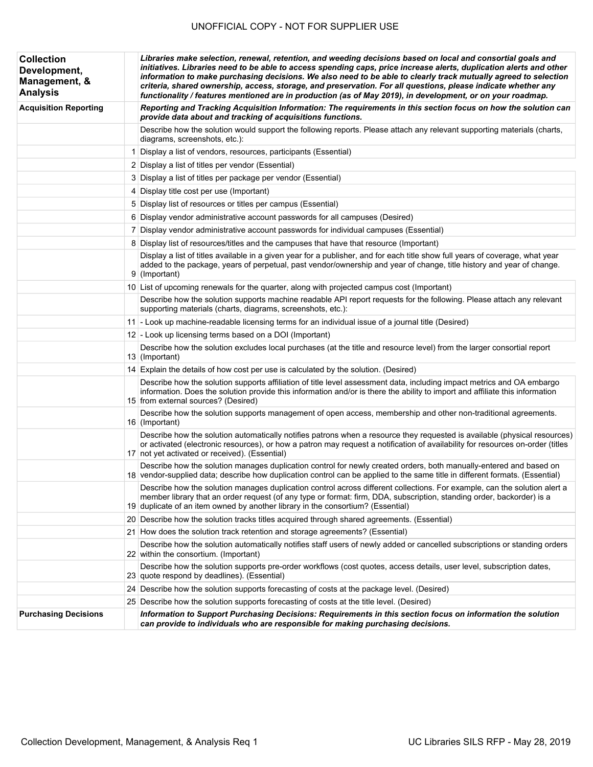UNOFFICIAL COPY - NOT FOR SUPPLIER USE

| | | |
|---|---|---|
| **Collection Development, Management, & Analysis** | | ***Libraries make selection, renewal, retention, and weeding decisions based on local and consortial goals and initiatives. Libraries need to be able to access spending caps, price increase alerts, duplication alerts and other information to make purchasing decisions. We also need to be able to clearly track mutually agreed to selection criteria, shared ownership, access, storage, and preservation. For all questions, please indicate whether any functionality / features mentioned are in production (as of May 2019), in development, or on your roadmap.*** |
| **Acquisition Reporting** | | ***Reporting and Tracking Acquisition Information: The requirements in this section focus on how the solution can provide data about and tracking of acquisitions functions.*** |
| | | Describe how the solution would support the following reports. Please attach any relevant supporting materials (charts, diagrams, screenshots, etc.): |
| | 1 | Display a list of vendors, resources, participants (Essential) |
| | 2 | Display a list of titles per vendor (Essential) |
| | 3 | Display a list of titles per package per vendor (Essential) |
| | 4 | Display title cost per use (Important) |
| | 5 | Display list of resources or titles per campus (Essential) |
| | 6 | Display vendor administrative account passwords for all campuses (Desired) |
| | 7 | Display vendor administrative account passwords for individual campuses (Essential) |
| | 8 | Display list of resources/titles and the campuses that have that resource (Important) |
| | 9 | Display a list of titles available in a given year for a publisher, and for each title show full years of coverage, what year added to the package, years of perpetual, past vendor/ownership and year of change, title history and year of change. (Important) |
| | 10 | List of upcoming renewals for the quarter, along with projected campus cost (Important) |
| | | Describe how the solution supports machine readable API report requests for the following. Please attach any relevant supporting materials (charts, diagrams, screenshots, etc.): |
| | 11 | - Look up machine-readable licensing terms for an individual issue of a journal title (Desired) |
| | 12 | - Look up licensing terms based on a DOI (Important) |
| | 13 | Describe how the solution excludes local purchases (at the title and resource level) from the larger consortial report (Important) |
| | 14 | Explain the details of how cost per use is calculated by the solution. (Desired) |
| | 15 | Describe how the solution supports affiliation of title level assessment data, including impact metrics and OA embargo information. Does the solution provide this information and/or is there the ability to import and affiliate this information from external sources? (Desired) |
| | 16 | Describe how the solution supports management of open access, membership and other non-traditional agreements. (Important) |
| | 17 | Describe how the solution automatically notifies patrons when a resource they requested is available (physical resources) or activated (electronic resources), or how a patron may request a notification of availability for resources on-order (titles not yet activated or received). (Essential) |
| | 18 | Describe how the solution manages duplication control for newly created orders, both manually-entered and based on vendor-supplied data; describe how duplication control can be applied to the same title in different formats. (Essential) |
| | 19 | Describe how the solution manages duplication control across different collections. For example, can the solution alert a member library that an order request (of any type or format: firm, DDA, subscription, standing order, backorder) is a duplicate of an item owned by another library in the consortium? (Essential) |
| | 20 | Describe how the solution tracks titles acquired through shared agreements. (Essential) |
| | 21 | How does the solution track retention and storage agreements? (Essential) |
| | 22 | Describe how the solution automatically notifies staff users of newly added or cancelled subscriptions or standing orders within the consortium. (Important) |
| | 23 | Describe how the solution supports pre-order workflows (cost quotes, access details, user level, subscription dates, quote respond by deadlines). (Essential) |
| | 24 | Describe how the solution supports forecasting of costs at the package level. (Desired) |
| | 25 | Describe how the solution supports forecasting of costs at the title level. (Desired) |
| **Purchasing Decisions** | | ***Information to Support Purchasing Decisions: Requirements in this section focus on information the solution can provide to individuals who are responsible for making purchasing decisions.*** |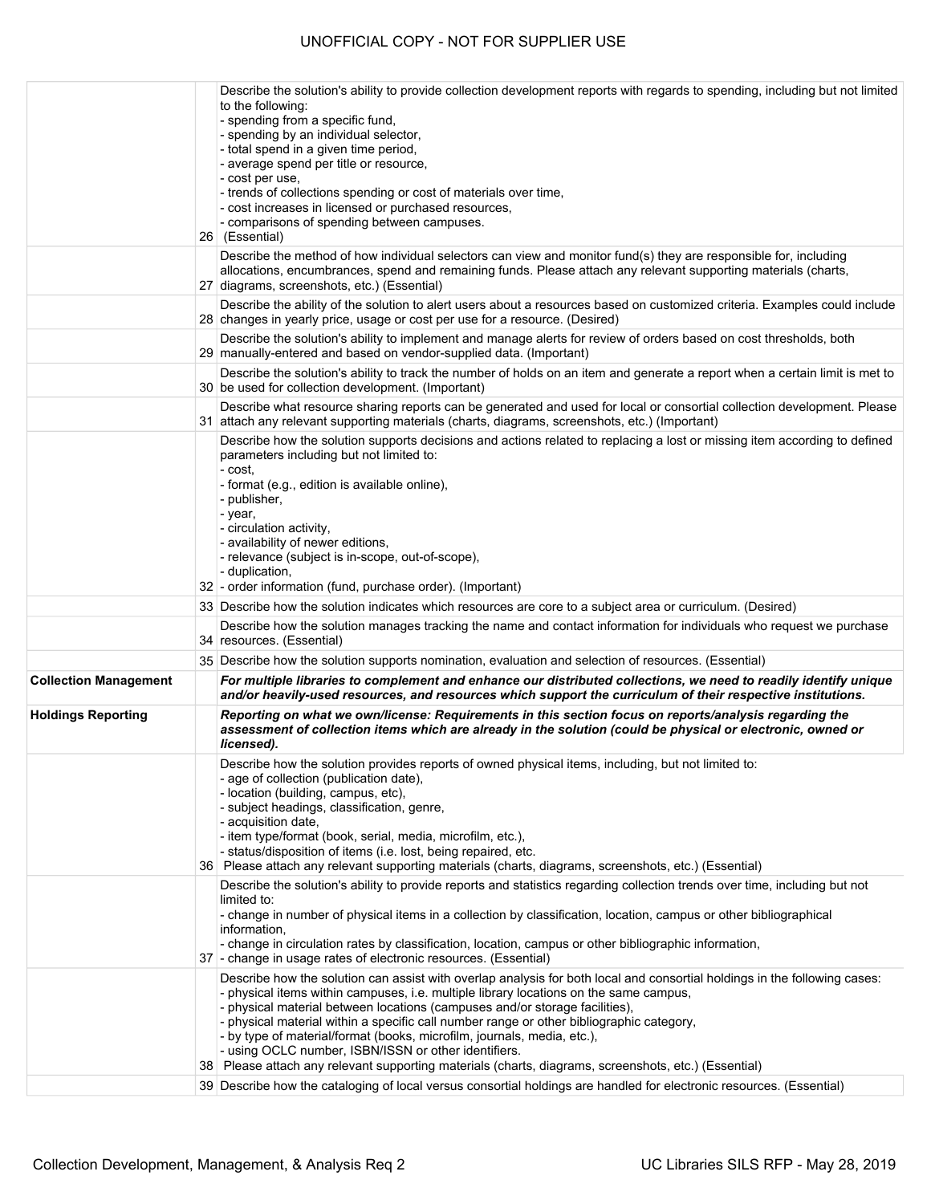| | | |
|---|---|---|
| | 26 | Describe the solution's ability to provide collection development reports with regards to spending, including but not limited to the following:<br>- spending from a specific fund,<br>- spending by an individual selector,<br>- total spend in a given time period,<br>- average spend per title or resource,<br>- cost per use,<br>- trends of collections spending or cost of materials over time,<br>- cost increases in licensed or purchased resources,<br>- comparisons of spending between campuses.<br>(Essential) |
| | 27 | Describe the method of how individual selectors can view and monitor fund(s) they are responsible for, including allocations, encumbrances, spend and remaining funds. Please attach any relevant supporting materials (charts, diagrams, screenshots, etc.) (Essential) |
| | 28 | Describe the ability of the solution to alert users about a resources based on customized criteria. Examples could include changes in yearly price, usage or cost per use for a resource. (Desired) |
| | 29 | Describe the solution's ability to implement and manage alerts for review of orders based on cost thresholds, both manually-entered and based on vendor-supplied data. (Important) |
| | 30 | Describe the solution's ability to track the number of holds on an item and generate a report when a certain limit is met to be used for collection development. (Important) |
| | 31 | Describe what resource sharing reports can be generated and used for local or consortial collection development. Please attach any relevant supporting materials (charts, diagrams, screenshots, etc.) (Important) |
| | 32 | Describe how the solution supports decisions and actions related to replacing a lost or missing item according to defined parameters including but not limited to:<br>- cost,<br>- format (e.g., edition is available online),<br>- publisher,<br>- year,<br>- circulation activity,<br>- availability of newer editions,<br>- relevance (subject is in-scope, out-of-scope),<br>- duplication,<br>- order information (fund, purchase order). (Important) |
| | 33 | Describe how the solution indicates which resources are core to a subject area or curriculum. (Desired) |
| | 34 | Describe how the solution manages tracking the name and contact information for individuals who request we purchase resources. (Essential) |
| | 35 | Describe how the solution supports nomination, evaluation and selection of resources. (Essential) |
| **Collection Management** | | ***For multiple libraries to complement and enhance our distributed collections, we need to readily identify unique and/or heavily-used resources, and resources which support the curriculum of their respective institutions.*** |
| **Holdings Reporting** | | ***Reporting on what we own/license: Requirements in this section focus on reports/analysis regarding the assessment of collection items which are already in the solution (could be physical or electronic, owned or licensed).*** |
| | 36 | Describe how the solution provides reports of owned physical items, including, but not limited to:<br>- age of collection (publication date),<br>- location (building, campus, etc),<br>- subject headings, classification, genre,<br>- acquisition date,<br>- item type/format (book, serial, media, microfilm, etc.),<br>- status/disposition of items (i.e. lost, being repaired, etc.<br>Please attach any relevant supporting materials (charts, diagrams, screenshots, etc.) (Essential) |
| | 37 | Describe the solution's ability to provide reports and statistics regarding collection trends over time, including but not limited to:<br>- change in number of physical items in a collection by classification, location, campus or other bibliographical information,<br>- change in circulation rates by classification, location, campus or other bibliographic information,<br>- change in usage rates of electronic resources. (Essential) |
| | 38 | Describe how the solution can assist with overlap analysis for both local and consortial holdings in the following cases:<br>- physical items within campuses, i.e. multiple library locations on the same campus,<br>- physical material between locations (campuses and/or storage facilities),<br>- physical material within a specific call number range or other bibliographic category,<br>- by type of material/format (books, microfilm, journals, media, etc.),<br>- using OCLC number, ISBN/ISSN or other identifiers.<br>Please attach any relevant supporting materials (charts, diagrams, screenshots, etc.) (Essential) |
| | 39 | Describe how the cataloging of local versus consortial holdings are handled for electronic resources. (Essential) |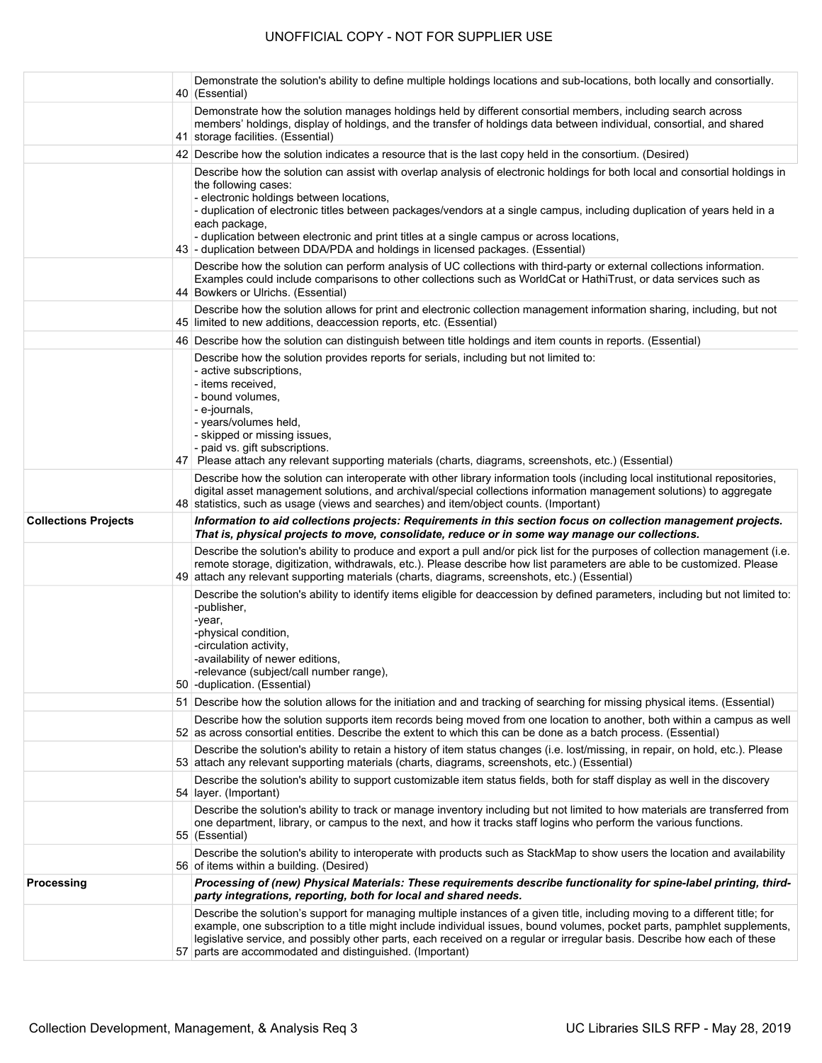UNOFFICIAL COPY - NOT FOR SUPPLIER USE

| | | |
|---|---|---|
| | 40 | Demonstrate the solution's ability to define multiple holdings locations and sub-locations, both locally and consortially. (Essential) |
| | 41 | Demonstrate how the solution manages holdings held by different consortial members, including search across members' holdings, display of holdings, and the transfer of holdings data between individual, consortial, and shared storage facilities. (Essential) |
| | 42 | Describe how the solution indicates a resource that is the last copy held in the consortium. (Desired) |
| | 43 | Describe how the solution can assist with overlap analysis of electronic holdings for both local and consortial holdings in the following cases:<br>- electronic holdings between locations,<br>- duplication of electronic titles between packages/vendors at a single campus, including duplication of years held in a each package,<br>- duplication between electronic and print titles at a single campus or across locations,<br>- duplication between DDA/PDA and holdings in licensed packages. (Essential) |
| | 44 | Describe how the solution can perform analysis of UC collections with third-party or external collections information. Examples could include comparisons to other collections such as WorldCat or HathiTrust, or data services such as Bowkers or Ulrichs. (Essential) |
| | 45 | Describe how the solution allows for print and electronic collection management information sharing, including, but not limited to new additions, deaccession reports, etc. (Essential) |
| | 46 | Describe how the solution can distinguish between title holdings and item counts in reports. (Essential) |
| | 47 | Describe how the solution provides reports for serials, including but not limited to:<br>- active subscriptions,<br>- items received,<br>- bound volumes,<br>- e-journals,<br>- years/volumes held,<br>- skipped or missing issues,<br>- paid vs. gift subscriptions.<br>Please attach any relevant supporting materials (charts, diagrams, screenshots, etc.) (Essential) |
| | 48 | Describe how the solution can interoperate with other library information tools (including local institutional repositories, digital asset management solutions, and archival/special collections information management solutions) to aggregate statistics, such as usage (views and searches) and item/object counts. (Important) |
| **Collections Projects** | | ***Information to aid collections projects: Requirements in this section focus on collection management projects. That is, physical projects to move, consolidate, reduce or in some way manage our collections.*** |
| | 49 | Describe the solution's ability to produce and export a pull and/or pick list for the purposes of collection management (i.e. remote storage, digitization, withdrawals, etc.). Please describe how list parameters are able to be customized. Please attach any relevant supporting materials (charts, diagrams, screenshots, etc.) (Essential) |
| | 50 | Describe the solution's ability to identify items eligible for deaccession by defined parameters, including but not limited to:<br>-publisher,<br>-year,<br>-physical condition,<br>-circulation activity,<br>-availability of newer editions,<br>-relevance (subject/call number range),<br>-duplication. (Essential) |
| | 51 | Describe how the solution allows for the initiation and and tracking of searching for missing physical items. (Essential) |
| | 52 | Describe how the solution supports item records being moved from one location to another, both within a campus as well as across consortial entities. Describe the extent to which this can be done as a batch process. (Essential) |
| | 53 | Describe the solution's ability to retain a history of item status changes (i.e. lost/missing, in repair, on hold, etc.). Please attach any relevant supporting materials (charts, diagrams, screenshots, etc.) (Essential) |
| | 54 | Describe the solution's ability to support customizable item status fields, both for staff display as well in the discovery layer. (Important) |
| | 55 | Describe the solution's ability to track or manage inventory including but not limited to how materials are transferred from one department, library, or campus to the next, and how it tracks staff logins who perform the various functions. (Essential) |
| | 56 | Describe the solution's ability to interoperate with products such as StackMap to show users the location and availability of items within a building. (Desired) |
| **Processing** | | ***Processing of (new) Physical Materials: These requirements describe functionality for spine-label printing, third-party integrations, reporting, both for local and shared needs.*** |
| | 57 | Describe the solution's support for managing multiple instances of a given title, including moving to a different title; for example, one subscription to a title might include individual issues, bound volumes, pocket parts, pamphlet supplements, legislative service, and possibly other parts, each received on a regular or irregular basis. Describe how each of these parts are accommodated and distinguished. (Important) |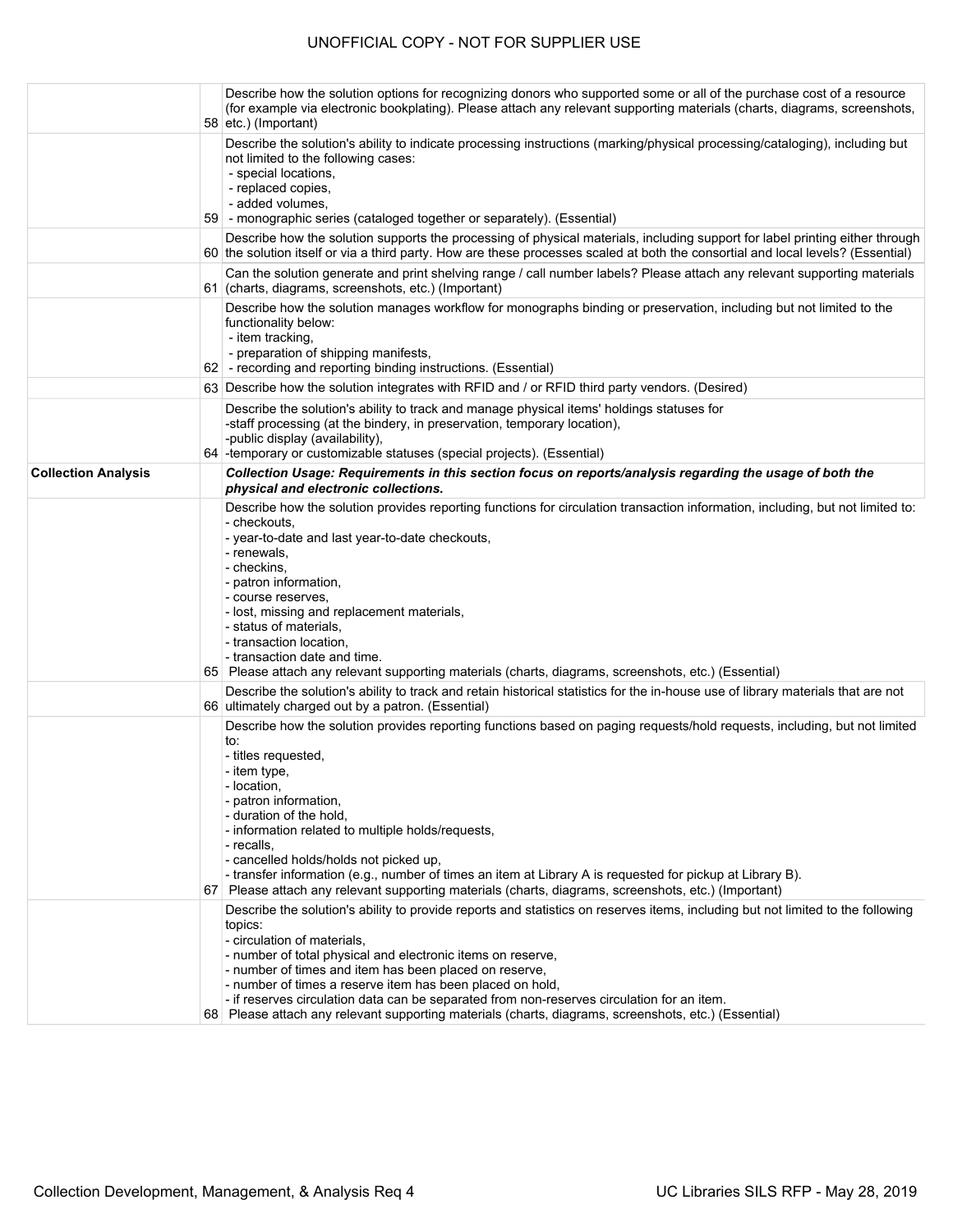UNOFFICIAL COPY - NOT FOR SUPPLIER USE

| | | |
|---|---|---|
| | 58 | Describe how the solution options for recognizing donors who supported some or all of the purchase cost of a resource (for example via electronic bookplating). Please attach any relevant supporting materials (charts, diagrams, screenshots, etc.) (Important) |
| | 59 | Describe the solution's ability to indicate processing instructions (marking/physical processing/cataloging), including but not limited to the following cases:<br>- special locations,<br>- replaced copies,<br>- added volumes,<br>- monographic series (cataloged together or separately). (Essential) |
| | 60 | Describe how the solution supports the processing of physical materials, including support for label printing either through the solution itself or via a third party. How are these processes scaled at both the consortial and local levels? (Essential) |
| | 61 | Can the solution generate and print shelving range / call number labels? Please attach any relevant supporting materials (charts, diagrams, screenshots, etc.) (Important) |
| | 62 | Describe how the solution manages workflow for monographs binding or preservation, including but not limited to the functionality below:<br>- item tracking,<br>- preparation of shipping manifests,<br>- recording and reporting binding instructions. (Essential) |
| | 63 | Describe how the solution integrates with RFID and / or RFID third party vendors. (Desired) |
| | 64 | Describe the solution's ability to track and manage physical items' holdings statuses for<br>-staff processing (at the bindery, in preservation, temporary location),<br>-public display (availability),<br>-temporary or customizable statuses (special projects). (Essential) |
| **Collection Analysis** | | ***Collection Usage: Requirements in this section focus on reports/analysis regarding the usage of both the physical and electronic collections.*** |
| | 65 | Describe how the solution provides reporting functions for circulation transaction information, including, but not limited to:<br>- checkouts,<br>- year-to-date and last year-to-date checkouts,<br>- renewals,<br>- checkins,<br>- patron information,<br>- course reserves,<br>- lost, missing and replacement materials,<br>- status of materials,<br>- transaction location,<br>- transaction date and time.<br>Please attach any relevant supporting materials (charts, diagrams, screenshots, etc.) (Essential) |
| | 66 | Describe the solution's ability to track and retain historical statistics for the in-house use of library materials that are not ultimately charged out by a patron. (Essential) |
| | 67 | Describe how the solution provides reporting functions based on paging requests/hold requests, including, but not limited to:<br>- titles requested,<br>- item type,<br>- location,<br>- patron information,<br>- duration of the hold,<br>- information related to multiple holds/requests,<br>- recalls,<br>- cancelled holds/holds not picked up,<br>- transfer information (e.g., number of times an item at Library A is requested for pickup at Library B).<br>Please attach any relevant supporting materials (charts, diagrams, screenshots, etc.) (Important) |
| | 68 | Describe the solution's ability to provide reports and statistics on reserves items, including but not limited to the following topics:<br>- circulation of materials,<br>- number of total physical and electronic items on reserve,<br>- number of times and item has been placed on reserve,<br>- number of times a reserve item has been placed on hold,<br>- if reserves circulation data can be separated from non-reserves circulation for an item.<br>Please attach any relevant supporting materials (charts, diagrams, screenshots, etc.) (Essential) |

Collection Development, Management, & Analysis Req 4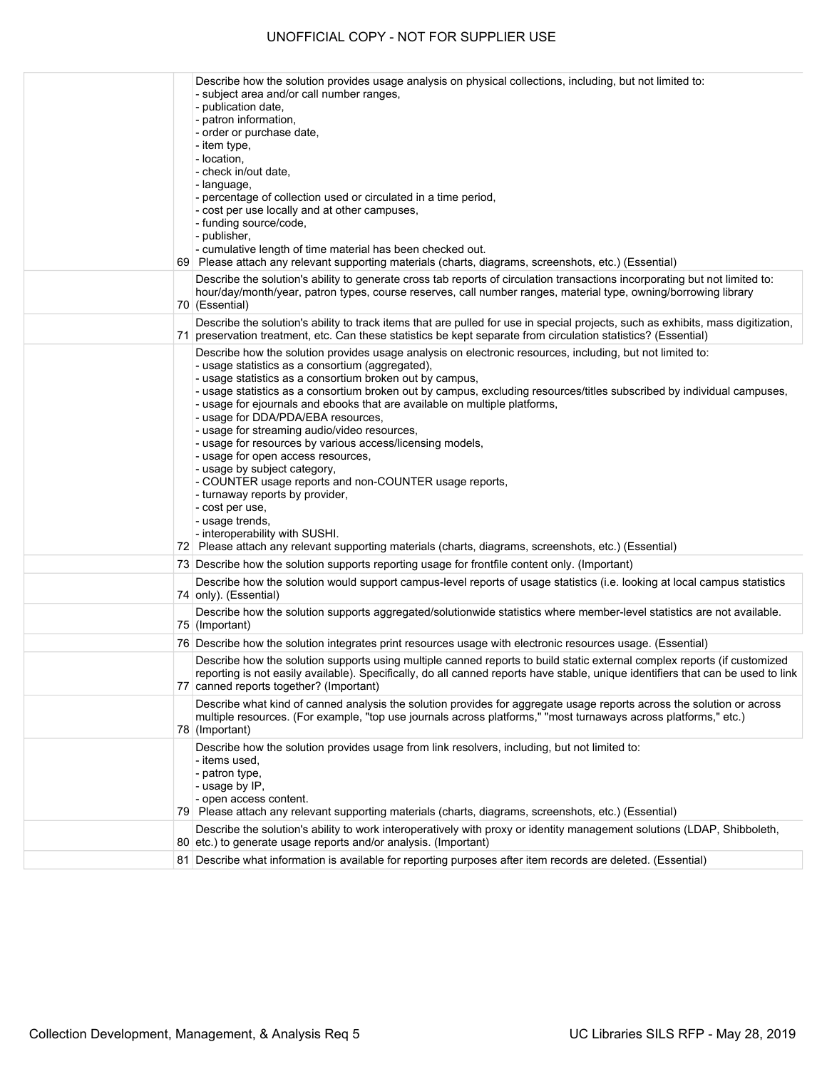| | | |
|---|---|---|
| | 69 | Describe how the solution provides usage analysis on physical collections, including, but not limited to:<br>- subject area and/or call number ranges,<br>- publication date,<br>- patron information,<br>- order or purchase date,<br>- item type,<br>- location,<br>- check in/out date,<br>- language,<br>- percentage of collection used or circulated in a time period,<br>- cost per use locally and at other campuses,<br>- funding source/code,<br>- publisher,<br>- cumulative length of time material has been checked out.<br>Please attach any relevant supporting materials (charts, diagrams, screenshots, etc.) (Essential) |
| | 70 | Describe the solution's ability to generate cross tab reports of circulation transactions incorporating but not limited to: hour/day/month/year, patron types, course reserves, call number ranges, material type, owning/borrowing library (Essential) |
| | 71 | Describe the solution's ability to track items that are pulled for use in special projects, such as exhibits, mass digitization, preservation treatment, etc. Can these statistics be kept separate from circulation statistics? (Essential) |
| | 72 | Describe how the solution provides usage analysis on electronic resources, including, but not limited to:<br>- usage statistics as a consortium (aggregated),<br>- usage statistics as a consortium broken out by campus,<br>- usage statistics as a consortium broken out by campus, excluding resources/titles subscribed by individual campuses,<br>- usage for ejournals and ebooks that are available on multiple platforms,<br>- usage for DDA/PDA/EBA resources,<br>- usage for streaming audio/video resources,<br>- usage for resources by various access/licensing models,<br>- usage for open access resources,<br>- usage by subject category,<br>- COUNTER usage reports and non-COUNTER usage reports,<br>- turnaway reports by provider,<br>- cost per use,<br>- usage trends,<br>- interoperability with SUSHI.<br>Please attach any relevant supporting materials (charts, diagrams, screenshots, etc.) (Essential) |
| | 73 | Describe how the solution supports reporting usage for frontfile content only. (Important) |
| | 74 | Describe how the solution would support campus-level reports of usage statistics (i.e. looking at local campus statistics only). (Essential) |
| | 75 | Describe how the solution supports aggregated/solutionwide statistics where member-level statistics are not available. (Important) |
| | 76 | Describe how the solution integrates print resources usage with electronic resources usage. (Essential) |
| | 77 | Describe how the solution supports using multiple canned reports to build static external complex reports (if customized reporting is not easily available). Specifically, do all canned reports have stable, unique identifiers that can be used to link canned reports together? (Important) |
| | 78 | Describe what kind of canned analysis the solution provides for aggregate usage reports across the solution or across multiple resources. (For example, "top use journals across platforms," "most turnaways across platforms," etc.) (Important) |
| | 79 | Describe how the solution provides usage from link resolvers, including, but not limited to:<br>- items used,<br>- patron type,<br>- usage by IP,<br>- open access content.<br>Please attach any relevant supporting materials (charts, diagrams, screenshots, etc.) (Essential) |
| | 80 | Describe the solution's ability to work interoperatively with proxy or identity management solutions (LDAP, Shibboleth, etc.) to generate usage reports and/or analysis. (Important) |
| | 81 | Describe what information is available for reporting purposes after item records are deleted. (Essential) |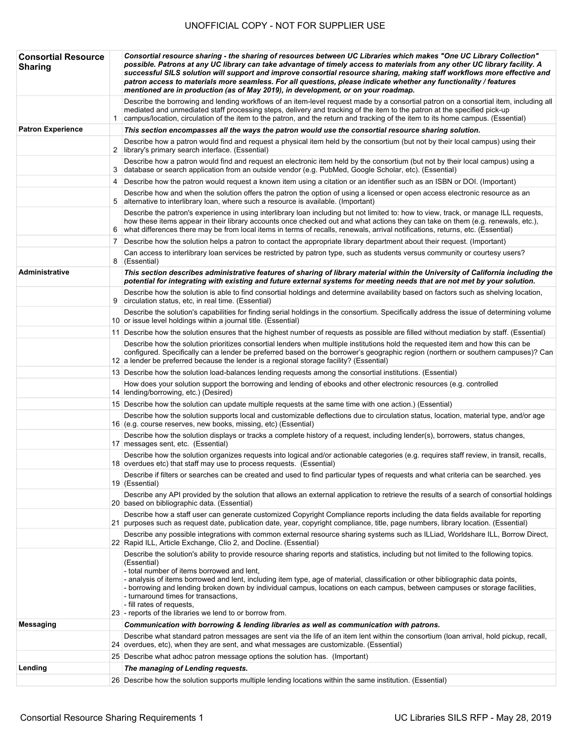UNOFFICIAL COPY - NOT FOR SUPPLIER USE

| | | |
|---|---|---|
| **Consortial Resource Sharing** | | ***Consortial resource sharing - the sharing of resources between UC Libraries which makes "One UC Library Collection" possible. Patrons at any UC library can take advantage of timely access to materials from any other UC library facility. A successful SILS solution will support and improve consortial resource sharing, making staff workflows more effective and patron access to materials more seamless. For all questions, please indicate whether any functionality / features mentioned are in production (as of May 2019), in development, or on your roadmap.*** |
| | 1 | Describe the borrowing and lending workflows of an item-level request made by a consortial patron on a consortial item, including all mediated and unmediated staff processing steps, delivery and tracking of the item to the patron at the specified pick-up campus/location, circulation of the item to the patron, and the return and tracking of the item to its home campus. (Essential) |
| **Patron Experience** | | ***This section encompasses all the ways the patron would use the consortial resource sharing solution.*** |
| | 2 | Describe how a patron would find and request a physical item held by the consortium (but not by their local campus) using their library's primary search interface. (Essential) |
| | 3 | Describe how a patron would find and request an electronic item held by the consortium (but not by their local campus) using a database or search application from an outside vendor (e.g. PubMed, Google Scholar, etc). (Essential) |
| | 4 | Describe how the patron would request a known item using a citation or an identifier such as an ISBN or DOI. (Important) |
| | 5 | Describe how and when the solution offers the patron the option of using a licensed or open access electronic resource as an alternative to interlibrary loan, where such a resource is available. (Important) |
| | 6 | Describe the patron's experience in using interlibrary loan including but not limited to: how to view, track, or manage ILL requests, how these items appear in their library accounts once checked out and what actions they can take on them (e.g. renewals, etc.), what differences there may be from local items in terms of recalls, renewals, arrival notifications, returns, etc. (Essential) |
| | 7 | Describe how the solution helps a patron to contact the appropriate library department about their request. (Important) |
| | 8 | Can access to interlibrary loan services be restricted by patron type, such as students versus community or courtesy users? (Essential) |
| **Administrative** | | ***This section describes administrative features of sharing of library material within the University of California including the potential for integrating with existing and future external systems for meeting needs that are not met by your solution.*** |
| | 9 | Describe how the solution is able to find consortial holdings and determine availability based on factors such as shelving location, circulation status, etc, in real time. (Essential) |
| | 10 | Describe the solution's capabilities for finding serial holdings in the consortium. Specifically address the issue of determining volume or issue level holdings within a journal title. (Essential) |
| | 11 | Describe how the solution ensures that the highest number of requests as possible are filled without mediation by staff. (Essential) |
| | 12 | Describe how the solution prioritizes consortial lenders when multiple institutions hold the requested item and how this can be configured. Specifically can a lender be preferred based on the borrower's geographic region (northern or southern campuses)? Can a lender be preferred because the lender is a regional storage facility? (Essential) |
| | 13 | Describe how the solution load-balances lending requests among the consortial institutions. (Essential) |
| | 14 | How does your solution support the borrowing and lending of ebooks and other electronic resources (e.g. controlled lending/borrowing, etc.) (Desired) |
| | 15 | Describe how the solution can update multiple requests at the same time with one action.) (Essential) |
| | 16 | Describe how the solution supports local and customizable deflections due to circulation status, location, material type, and/or age (e.g. course reserves, new books, missing, etc) (Essential) |
| | 17 | Describe how the solution displays or tracks a complete history of a request, including lender(s), borrowers, status changes, messages sent, etc. (Essential) |
| | 18 | Describe how the solution organizes requests into logical and/or actionable categories (e.g. requires staff review, in transit, recalls, overdues etc) that staff may use to process requests. (Essential) |
| | 19 | Describe if filters or searches can be created and used to find particular types of requests and what criteria can be searched. yes (Essential) |
| | 20 | Describe any API provided by the solution that allows an external application to retrieve the results of a search of consortial holdings based on bibliographic data. (Essential) |
| | 21 | Describe how a staff user can generate customized Copyright Compliance reports including the data fields available for reporting purposes such as request date, publication date, year, copyright compliance, title, page numbers, library location. (Essential) |
| | 22 | Describe any possible integrations with common external resource sharing systems such as ILLiad, Worldshare ILL, Borrow Direct, Rapid ILL, Article Exchange, Clio 2, and Docline. (Essential) |
| | 23 | Describe the solution's ability to provide resource sharing reports and statistics, including but not limited to the following topics. (Essential)<br>- total number of items borrowed and lent,<br>- analysis of items borrowed and lent, including item type, age of material, classification or other bibliographic data points,<br>- borrowing and lending broken down by individual campus, locations on each campus, between campuses or storage facilities,<br>- turnaround times for transactions,<br>- fill rates of requests,<br>- reports of the libraries we lend to or borrow from. |
| **Messaging** | | ***Communication with borrowing & lending libraries as well as communication with patrons.*** |
| | 24 | Describe what standard patron messages are sent via the life of an item lent within the consortium (loan arrival, hold pickup, recall, overdues, etc), when they are sent, and what messages are customizable. (Essential) |
| | 25 | Describe what adhoc patron message options the solution has. (Important) |
| **Lending** | | ***The managing of Lending requests.*** |
| | 26 | Describe how the solution supports multiple lending locations within the same institution. (Essential) |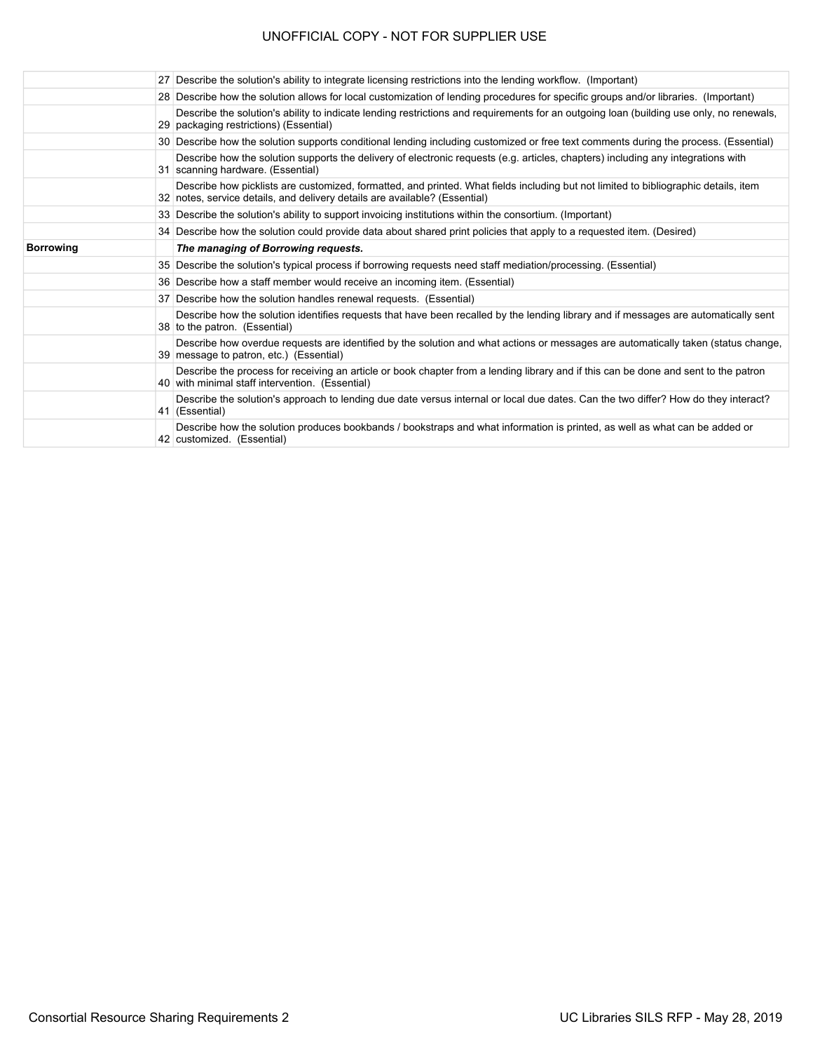| | | |
|---|---|---|
| | 27 | Describe the solution's ability to integrate licensing restrictions into the lending workflow. (Important) |
| | 28 | Describe how the solution allows for local customization of lending procedures for specific groups and/or libraries. (Important) |
| | 29 | Describe the solution's ability to indicate lending restrictions and requirements for an outgoing loan (building use only, no renewals, packaging restrictions) (Essential) |
| | 30 | Describe how the solution supports conditional lending including customized or free text comments during the process. (Essential) |
| | 31 | Describe how the solution supports the delivery of electronic requests (e.g. articles, chapters) including any integrations with scanning hardware. (Essential) |
| | 32 | Describe how picklists are customized, formatted, and printed. What fields including but not limited to bibliographic details, item notes, service details, and delivery details are available? (Essential) |
| | 33 | Describe the solution's ability to support invoicing institutions within the consortium. (Important) |
| | 34 | Describe how the solution could provide data about shared print policies that apply to a requested item. (Desired) |
| **Borrowing** | | ***The managing of Borrowing requests.*** |
| | 35 | Describe the solution's typical process if borrowing requests need staff mediation/processing. (Essential) |
| | 36 | Describe how a staff member would receive an incoming item. (Essential) |
| | 37 | Describe how the solution handles renewal requests. (Essential) |
| | 38 | Describe how the solution identifies requests that have been recalled by the lending library and if messages are automatically sent to the patron. (Essential) |
| | 39 | Describe how overdue requests are identified by the solution and what actions or messages are automatically taken (status change, message to patron, etc.) (Essential) |
| | 40 | Describe the process for receiving an article or book chapter from a lending library and if this can be done and sent to the patron with minimal staff intervention. (Essential) |
| | 41 | Describe the solution's approach to lending due date versus internal or local due dates. Can the two differ? How do they interact? (Essential) |
| | 42 | Describe how the solution produces bookbands / bookstraps and what information is printed, as well as what can be added or customized. (Essential) |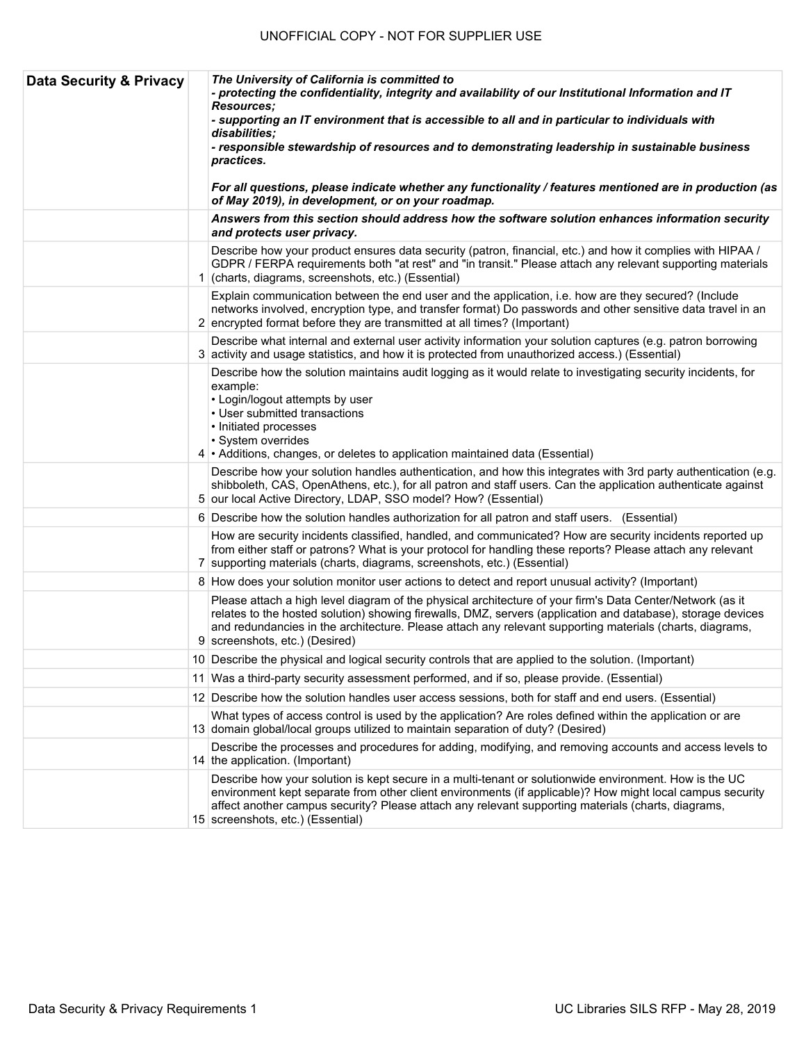UNOFFICIAL COPY - NOT FOR SUPPLIER USE

| Data Security & Privacy | | ***The University of California is committed to***<br>***- protecting the confidentiality, integrity and availability of our Institutional Information and IT Resources;***<br>***- supporting an IT environment that is accessible to all and in particular to individuals with disabilities;***<br>***- responsible stewardship of resources and to demonstrating leadership in sustainable business practices.***<br><br>***For all questions, please indicate whether any functionality / features mentioned are in production (as of May 2019), in development, or on your roadmap.*** |
|---|---|---|
| | | ***Answers from this section should address how the software solution enhances information security and protects user privacy.*** |
| | 1 | Describe how your product ensures data security (patron, financial, etc.) and how it complies with HIPAA / GDPR / FERPA requirements both "at rest" and "in transit." Please attach any relevant supporting materials (charts, diagrams, screenshots, etc.) (Essential) |
| | 2 | Explain communication between the end user and the application, i.e. how are they secured? (Include networks involved, encryption type, and transfer format) Do passwords and other sensitive data travel in an encrypted format before they are transmitted at all times? (Important) |
| | 3 | Describe what internal and external user activity information your solution captures (e.g. patron borrowing activity and usage statistics, and how it is protected from unauthorized access.) (Essential) |
| | 4 | Describe how the solution maintains audit logging as it would relate to investigating security incidents, for example:<br>• Login/logout attempts by user<br>• User submitted transactions<br>• Initiated processes<br>• System overrides<br>• Additions, changes, or deletes to application maintained data (Essential) |
| | 5 | Describe how your solution handles authentication, and how this integrates with 3rd party authentication (e.g. shibboleth, CAS, OpenAthens, etc.), for all patron and staff users. Can the application authenticate against our local Active Directory, LDAP, SSO model? How? (Essential) |
| | 6 | Describe how the solution handles authorization for all patron and staff users. (Essential) |
| | 7 | How are security incidents classified, handled, and communicated? How are security incidents reported up from either staff or patrons? What is your protocol for handling these reports? Please attach any relevant supporting materials (charts, diagrams, screenshots, etc.) (Essential) |
| | 8 | How does your solution monitor user actions to detect and report unusual activity? (Important) |
| | 9 | Please attach a high level diagram of the physical architecture of your firm's Data Center/Network (as it relates to the hosted solution) showing firewalls, DMZ, servers (application and database), storage devices and redundancies in the architecture. Please attach any relevant supporting materials (charts, diagrams, screenshots, etc.) (Desired) |
| | 10 | Describe the physical and logical security controls that are applied to the solution. (Important) |
| | 11 | Was a third-party security assessment performed, and if so, please provide. (Essential) |
| | 12 | Describe how the solution handles user access sessions, both for staff and end users. (Essential) |
| | 13 | What types of access control is used by the application? Are roles defined within the application or are domain global/local groups utilized to maintain separation of duty? (Desired) |
| | 14 | Describe the processes and procedures for adding, modifying, and removing accounts and access levels to the application. (Important) |
| | 15 | Describe how your solution is kept secure in a multi-tenant or solutionwide environment. How is the UC environment kept separate from other client environments (if applicable)? How might local campus security affect another campus security? Please attach any relevant supporting materials (charts, diagrams, screenshots, etc.) (Essential) |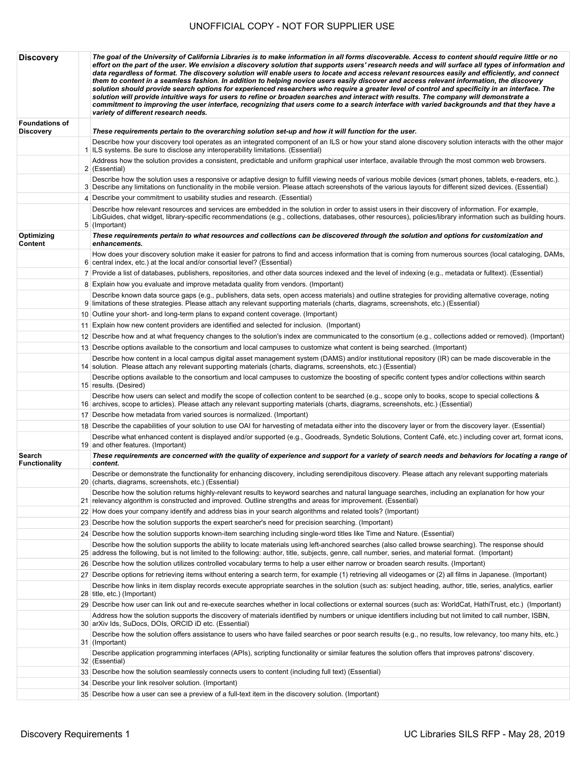UNOFFICIAL COPY - NOT FOR SUPPLIER USE

| | | |
|---|---|---|
| **Discovery** | | ***The goal of the University of California Libraries is to make information in all forms discoverable. Access to content should require little or no effort on the part of the user. We envision a discovery solution that supports users' research needs and will surface all types of information and data regardless of format. The discovery solution will enable users to locate and access relevant resources easily and efficiently, and connect them to content in a seamless fashion. In addition to helping novice users easily discover and access relevant information, the discovery solution should provide search options for experienced researchers who require a greater level of control and specificity in an interface. The solution will provide intuitive ways for users to refine or broaden searches and interact with results. The company will demonstrate a commitment to improving the user interface, recognizing that users come to a search interface with varied backgrounds and that they have a variety of different research needs.*** |
| **Foundations of Discovery** | | ***These requirements pertain to the overarching solution set-up and how it will function for the user.*** |
| | 1 | Describe how your discovery tool operates as an integrated component of an ILS or how your stand alone discovery solution interacts with the other major ILS systems. Be sure to disclose any interoperability limitations. (Essential) |
| | 2 | Address how the solution provides a consistent, predictable and uniform graphical user interface, available through the most common web browsers. (Essential) |
| | 3 | Describe how the solution uses a responsive or adaptive design to fulfill viewing needs of various mobile devices (smart phones, tablets, e-readers, etc.). Describe any limitations on functionality in the mobile version. Please attach screenshots of the various layouts for different sized devices. (Essential) |
| | 4 | Describe your commitment to usability studies and research. (Essential) |
| | 5 | Describe how relevant resources and services are embedded in the solution in order to assist users in their discovery of information. For example, LibGuides, chat widget, library-specific recommendations (e.g., collections, databases, other resources), policies/library information such as building hours. (Important) |
| **Optimizing Content** | | ***These requirements pertain to what resources and collections can be discovered through the solution and options for customization and enhancements.*** |
| | 6 | How does your discovery solution make it easier for patrons to find and access information that is coming from numerous sources (local cataloging, DAMs, central index, etc.) at the local and/or consortial level? (Essential) |
| | 7 | Provide a list of databases, publishers, repositories, and other data sources indexed and the level of indexing (e.g., metadata or fulltext). (Essential) |
| | 8 | Explain how you evaluate and improve metadata quality from vendors. (Important) |
| | 9 | Describe known data source gaps (e.g., publishers, data sets, open access materials) and outline strategies for providing alternative coverage, noting limitations of these strategies. Please attach any relevant supporting materials (charts, diagrams, screenshots, etc.) (Essential) |
| | 10 | Outline your short- and long-term plans to expand content coverage. (Important) |
| | 11 | Explain how new content providers are identified and selected for inclusion. (Important) |
| | 12 | Describe how and at what frequency changes to the solution's index are communicated to the consortium (e.g., collections added or removed). (Important) |
| | 13 | Describe options available to the consortium and local campuses to customize what content is being searched. (Important) |
| | 14 | Describe how content in a local campus digital asset management system (DAMS) and/or institutional repository (IR) can be made discoverable in the solution. Please attach any relevant supporting materials (charts, diagrams, screenshots, etc.) (Essential) |
| | 15 | Describe options available to the consortium and local campuses to customize the boosting of specific content types and/or collections within search results. (Desired) |
| | 16 | Describe how users can select and modify the scope of collection content to be searched (e.g., scope only to books, scope to special collections & archives, scope to articles). Please attach any relevant supporting materials (charts, diagrams, screenshots, etc.) (Essential) |
| | 17 | Describe how metadata from varied sources is normalized. (Important) |
| | 18 | Describe the capabilities of your solution to use OAI for harvesting of metadata either into the discovery layer or from the discovery layer. (Essential) |
| | 19 | Describe what enhanced content is displayed and/or supported (e.g., Goodreads, Syndetic Solutions, Content Café, etc.) including cover art, format icons, and other features. (Important) |
| **Search Functionality** | | ***These requirements are concerned with the quality of experience and support for a variety of search needs and behaviors for locating a range of content.*** |
| | 20 | Describe or demonstrate the functionality for enhancing discovery, including serendipitous discovery. Please attach any relevant supporting materials (charts, diagrams, screenshots, etc.) (Essential) |
| | 21 | Describe how the solution returns highly-relevant results to keyword searches and natural language searches, including an explanation for how your relevancy algorithm is constructed and improved. Outline strengths and areas for improvement. (Essential) |
| | 22 | How does your company identify and address bias in your search algorithms and related tools? (Important) |
| | 23 | Describe how the solution supports the expert searcher's need for precision searching. (Important) |
| | 24 | Describe how the solution supports known-item searching including single-word titles like Time and Nature. (Essential) |
| | 25 | Describe how the solution supports the ability to locate materials using left-anchored searches (also called browse searching). The response should address the following, but is not limited to the following: author, title, subjects, genre, call number, series, and material format. (Important) |
| | 26 | Describe how the solution utilizes controlled vocabulary terms to help a user either narrow or broaden search results. (Important) |
| | 27 | Describe options for retrieving items without entering a search term, for example (1) retrieving all videogames or (2) all films in Japanese. (Important) |
| | 28 | Describe how links in item display records execute appropriate searches in the solution (such as: subject heading, author, title, series, analytics, earlier title, etc.) (Important) |
| | 29 | Describe how user can link out and re-execute searches whether in local collections or external sources (such as: WorldCat, HathiTrust, etc.) (Important) |
| | 30 | Address how the solution supports the discovery of materials identified by numbers or unique identifiers including but not limited to call number, ISBN, arXiv Ids, SuDocs, DOIs, ORCID iD etc. (Essential) |
| | 31 | Describe how the solution offers assistance to users who have failed searches or poor search results (e.g., no results, low relevancy, too many hits, etc.) (Important) |
| | 32 | Describe application programming interfaces (APIs), scripting functionality or similar features the solution offers that improves patrons' discovery. (Essential) |
| | 33 | Describe how the solution seamlessly connects users to content (including full text) (Essential) |
| | 34 | Describe your link resolver solution. (Important) |
| | 35 | Describe how a user can see a preview of a full-text item in the discovery solution. (Important) |

Discovery Requirements 1 — UC Libraries SILS RFP - May 28, 2019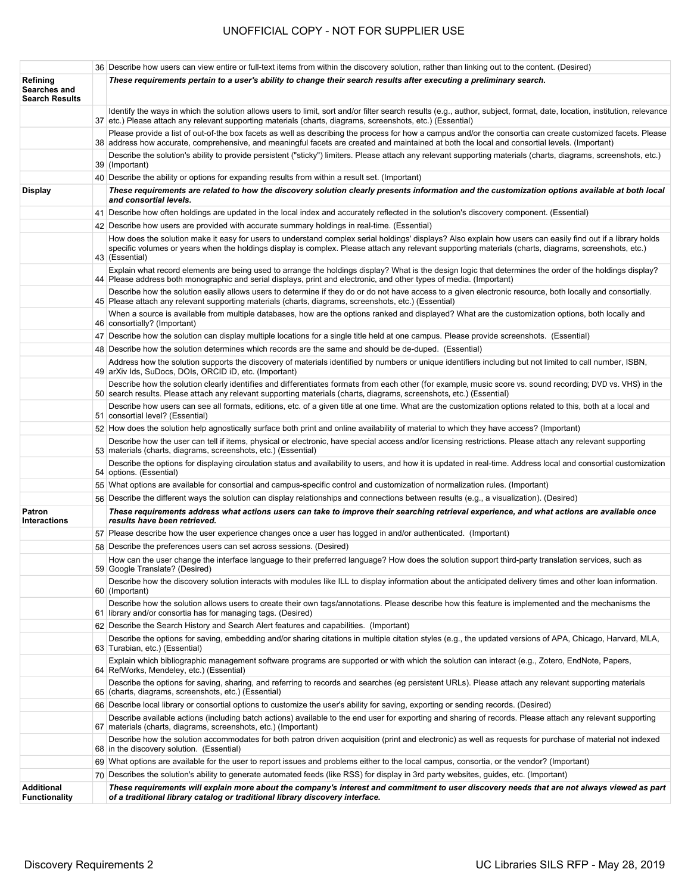| | | |
|---|---|---|
| | 36 | Describe how users can view entire or full-text items from within the discovery solution, rather than linking out to the content. (Desired) |
| **Refining Searches and Search Results** | | ***These requirements pertain to a user's ability to change their search results after executing a preliminary search.*** |
| | 37 | Identify the ways in which the solution allows users to limit, sort and/or filter search results (e.g., author, subject, format, date, location, institution, relevance etc.) Please attach any relevant supporting materials (charts, diagrams, screenshots, etc.) (Essential) |
| | 38 | Please provide a list of out-of-the box facets as well as describing the process for how a campus and/or the consortia can create customized facets. Please address how accurate, comprehensive, and meaningful facets are created and maintained at both the local and consortial levels. (Important) |
| | 39 | Describe the solution's ability to provide persistent ("sticky") limiters. Please attach any relevant supporting materials (charts, diagrams, screenshots, etc.) (Important) |
| | 40 | Describe the ability or options for expanding results from within a result set. (Important) |
| **Display** | | ***These requirements are related to how the discovery solution clearly presents information and the customization options available at both local and consortial levels.*** |
| | 41 | Describe how often holdings are updated in the local index and accurately reflected in the solution's discovery component. (Essential) |
| | 42 | Describe how users are provided with accurate summary holdings in real-time. (Essential) |
| | 43 | How does the solution make it easy for users to understand complex serial holdings' displays? Also explain how users can easily find out if a library holds specific volumes or years when the holdings display is complex. Please attach any relevant supporting materials (charts, diagrams, screenshots, etc.) (Essential) |
| | 44 | Explain what record elements are being used to arrange the holdings display? What is the design logic that determines the order of the holdings display? Please address both monographic and serial displays, print and electronic, and other types of media. (Important) |
| | 45 | Describe how the solution easily allows users to determine if they do or do not have access to a given electronic resource, both locally and consortially. Please attach any relevant supporting materials (charts, diagrams, screenshots, etc.) (Essential) |
| | 46 | When a source is available from multiple databases, how are the options ranked and displayed? What are the customization options, both locally and consortially? (Important) |
| | 47 | Describe how the solution can display multiple locations for a single title held at one campus. Please provide screenshots. (Essential) |
| | 48 | Describe how the solution determines which records are the same and should be de-duped. (Essential) |
| | 49 | Address how the solution supports the discovery of materials identified by numbers or unique identifiers including but not limited to call number, ISBN, arXiv Ids, SuDocs, DOIs, ORCID iD, etc. (Important) |
| | 50 | Describe how the solution clearly identifies and differentiates formats from each other (for example, music score vs. sound recording; DVD vs. VHS) in the search results. Please attach any relevant supporting materials (charts, diagrams, screenshots, etc.) (Essential) |
| | 51 | Describe how users can see all formats, editions, etc. of a given title at one time. What are the customization options related to this, both at a local and consortial level? (Essential) |
| | 52 | How does the solution help agnostically surface both print and online availability of material to which they have access? (Important) |
| | 53 | Describe how the user can tell if items, physical or electronic, have special access and/or licensing restrictions. Please attach any relevant supporting materials (charts, diagrams, screenshots, etc.) (Essential) |
| | 54 | Describe the options for displaying circulation status and availability to users, and how it is updated in real-time. Address local and consortial customization options. (Essential) |
| | 55 | What options are available for consortial and campus-specific control and customization of normalization rules. (Important) |
| | 56 | Describe the different ways the solution can display relationships and connections between results (e.g., a visualization). (Desired) |
| **Patron Interactions** | | ***These requirements address what actions users can take to improve their searching retrieval experience, and what actions are available once results have been retrieved.*** |
| | 57 | Please describe how the user experience changes once a user has logged in and/or authenticated. (Important) |
| | 58 | Describe the preferences users can set across sessions. (Desired) |
| | 59 | How can the user change the interface language to their preferred language? How does the solution support third-party translation services, such as Google Translate? (Desired) |
| | 60 | Describe how the discovery solution interacts with modules like ILL to display information about the anticipated delivery times and other loan information. (Important) |
| | 61 | Describe how the solution allows users to create their own tags/annotations. Please describe how this feature is implemented and the mechanisms the library and/or consortia has for managing tags. (Desired) |
| | 62 | Describe the Search History and Search Alert features and capabilities. (Important) |
| | 63 | Describe the options for saving, embedding and/or sharing citations in multiple citation styles (e.g., the updated versions of APA, Chicago, Harvard, MLA, Turabian, etc.) (Essential) |
| | 64 | Explain which bibliographic management software programs are supported or with which the solution can interact (e.g., Zotero, EndNote, Papers, RefWorks, Mendeley, etc.) (Essential) |
| | 65 | Describe the options for saving, sharing, and referring to records and searches (eg persistent URLs). Please attach any relevant supporting materials (charts, diagrams, screenshots, etc.) (Essential) |
| | 66 | Describe local library or consortial options to customize the user's ability for saving, exporting or sending records. (Desired) |
| | 67 | Describe available actions (including batch actions) available to the end user for exporting and sharing of records. Please attach any relevant supporting materials (charts, diagrams, screenshots, etc.) (Important) |
| | 68 | Describe how the solution accommodates for both patron driven acquisition (print and electronic) as well as requests for purchase of material not indexed in the discovery solution. (Essential) |
| | 69 | What options are available for the user to report issues and problems either to the local campus, consortia, or the vendor? (Important) |
| | 70 | Describes the solution's ability to generate automated feeds (like RSS) for display in 3rd party websites, guides, etc. (Important) |
| **Additional Functionality** | | ***These requirements will explain more about the company's interest and commitment to user discovery needs that are not always viewed as part of a traditional library catalog or traditional library discovery interface.*** |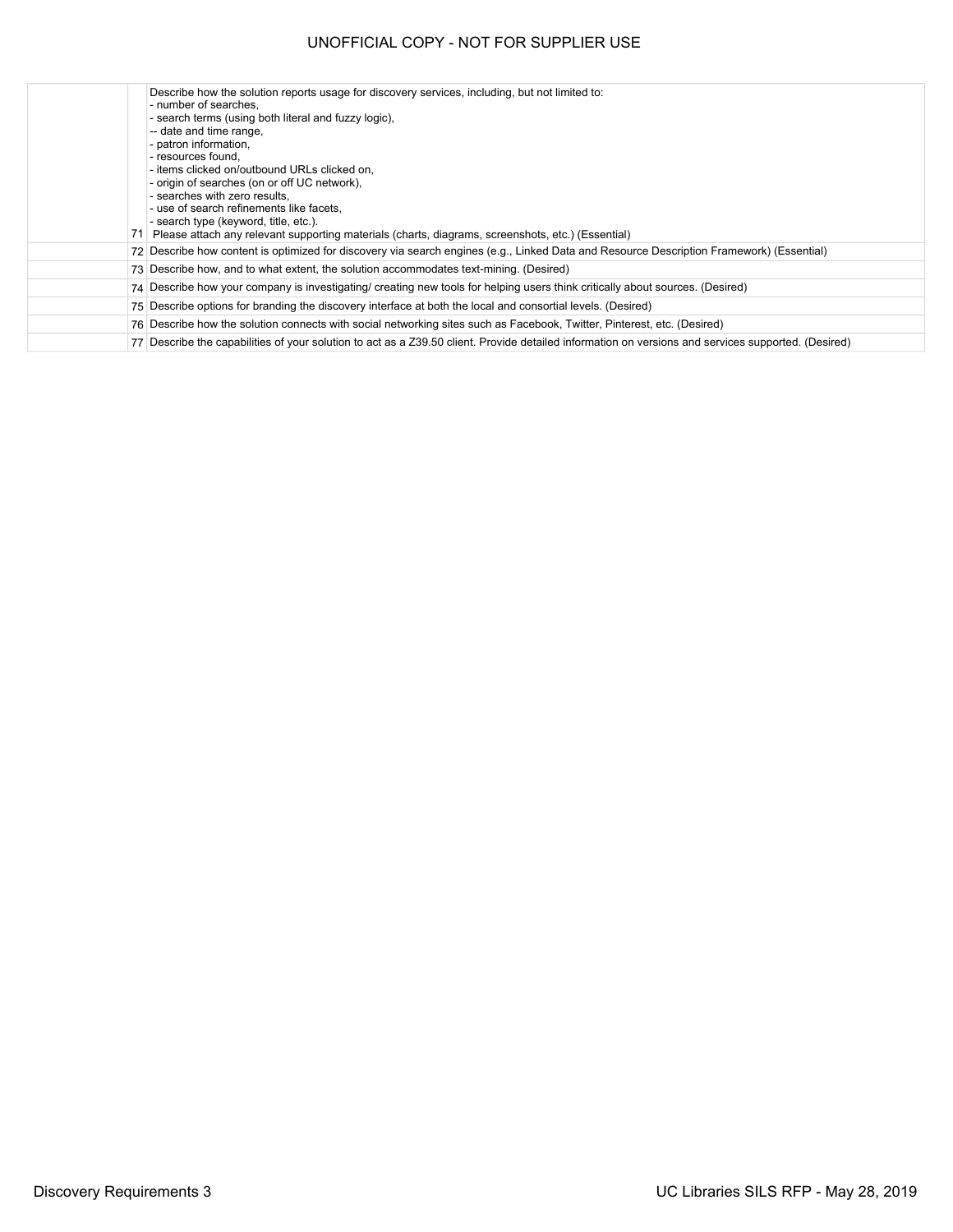| | | |
|---|---|---|
| | 71 | Describe how the solution reports usage for discovery services, including, but not limited to:<br>- number of searches,<br>- search terms (using both literal and fuzzy logic),<br>-- date and time range,<br>- patron information,<br>- resources found,<br>- items clicked on/outbound URLs clicked on,<br>- origin of searches (on or off UC network),<br>- searches with zero results,<br>- use of search refinements like facets,<br>- search type (keyword, title, etc.).<br>Please attach any relevant supporting materials (charts, diagrams, screenshots, etc.) (Essential) |
| | 72 | Describe how content is optimized for discovery via search engines (e.g., Linked Data and Resource Description Framework) (Essential) |
| | 73 | Describe how, and to what extent, the solution accommodates text-mining. (Desired) |
| | 74 | Describe how your company is investigating/ creating new tools for helping users think critically about sources. (Desired) |
| | 75 | Describe options for branding the discovery interface at both the local and consortial levels. (Desired) |
| | 76 | Describe how the solution connects with social networking sites such as Facebook, Twitter, Pinterest, etc. (Desired) |
| | 77 | Describe the capabilities of your solution to act as a Z39.50 client. Provide detailed information on versions and services supported. (Desired) |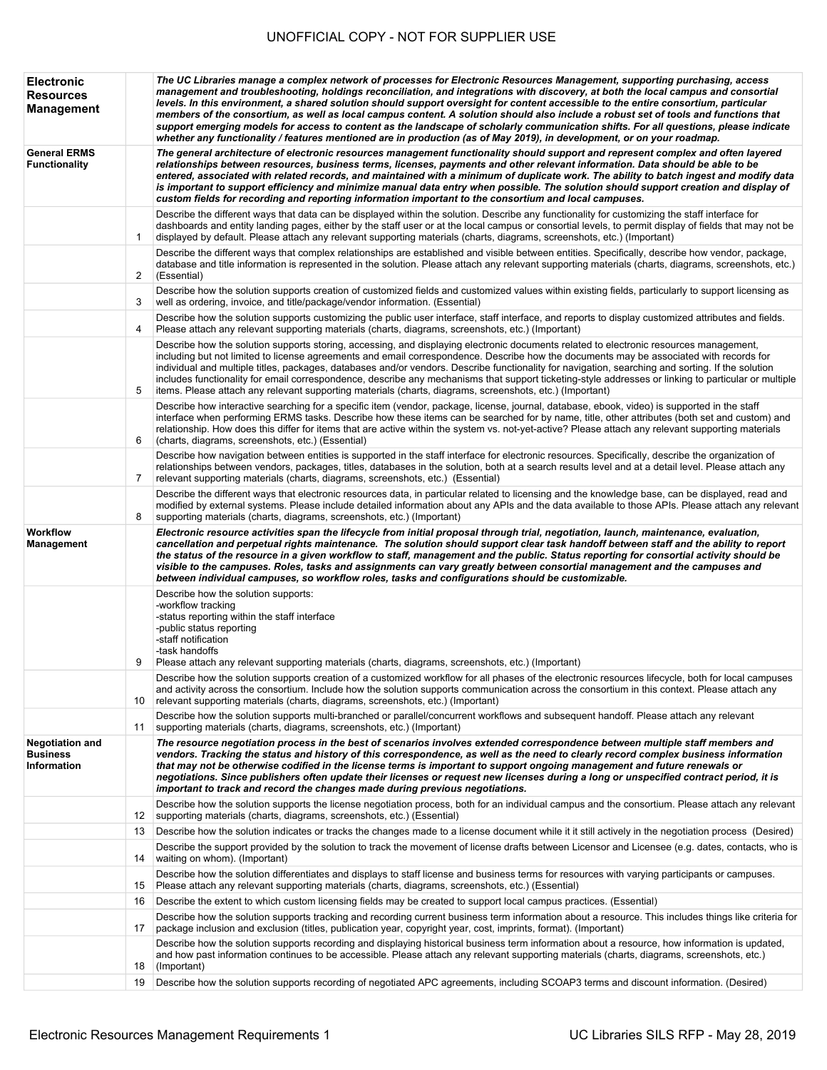UNOFFICIAL COPY - NOT FOR SUPPLIER USE

| | | |
|---|---|---|
| **Electronic Resources Management** | | ***The UC Libraries manage a complex network of processes for Electronic Resources Management, supporting purchasing, access management and troubleshooting, holdings reconciliation, and integrations with discovery, at both the local campus and consortial levels. In this environment, a shared solution should support oversight for content accessible to the entire consortium, particular members of the consortium, as well as local campus content. A solution should also include a robust set of tools and functions that support emerging models for access to content as the landscape of scholarly communication shifts. For all questions, please indicate whether any functionality / features mentioned are in production (as of May 2019), in development, or on your roadmap.*** |
| **General ERMS Functionality** | | ***The general architecture of electronic resources management functionality should support and represent complex and often layered relationships between resources, business terms, licenses, payments and other relevant information. Data should be able to be entered, associated with related records, and maintained with a minimum of duplicate work. The ability to batch ingest and modify data is important to support efficiency and minimize manual data entry when possible. The solution should support creation and display of custom fields for recording and reporting information important to the consortium and local campuses.*** |
| | 1 | Describe the different ways that data can be displayed within the solution. Describe any functionality for customizing the staff interface for dashboards and entity landing pages, either by the staff user or at the local campus or consortial levels, to permit display of fields that may not be displayed by default. Please attach any relevant supporting materials (charts, diagrams, screenshots, etc.) (Important) |
| | 2 | Describe the different ways that complex relationships are established and visible between entities. Specifically, describe how vendor, package, database and title information is represented in the solution. Please attach any relevant supporting materials (charts, diagrams, screenshots, etc.) (Essential) |
| | 3 | Describe how the solution supports creation of customized fields and customized values within existing fields, particularly to support licensing as well as ordering, invoice, and title/package/vendor information. (Essential) |
| | 4 | Describe how the solution supports customizing the public user interface, staff interface, and reports to display customized attributes and fields. Please attach any relevant supporting materials (charts, diagrams, screenshots, etc.) (Important) |
| | 5 | Describe how the solution supports storing, accessing, and displaying electronic documents related to electronic resources management, including but not limited to license agreements and email correspondence. Describe how the documents may be associated with records for individual and multiple titles, packages, databases and/or vendors. Describe functionality for navigation, searching and sorting. If the solution includes functionality for email correspondence, describe any mechanisms that support ticketing-style addresses or linking to particular or multiple items. Please attach any relevant supporting materials (charts, diagrams, screenshots, etc.) (Important) |
| | 6 | Describe how interactive searching for a specific item (vendor, package, license, journal, database, ebook, video) is supported in the staff interface when performing ERMS tasks. Describe how these items can be searched for by name, title, other attributes (both set and custom) and relationship. How does this differ for items that are active within the system vs. not-yet-active? Please attach any relevant supporting materials (charts, diagrams, screenshots, etc.) (Essential) |
| | 7 | Describe how navigation between entities is supported in the staff interface for electronic resources. Specifically, describe the organization of relationships between vendors, packages, titles, databases in the solution, both at a search results level and at a detail level. Please attach any relevant supporting materials (charts, diagrams, screenshots, etc.) (Essential) |
| | 8 | Describe the different ways that electronic resources data, in particular related to licensing and the knowledge base, can be displayed, read and modified by external systems. Please include detailed information about any APIs and the data available to those APIs. Please attach any relevant supporting materials (charts, diagrams, screenshots, etc.) (Important) |
| **Workflow Management** | | ***Electronic resource activities span the lifecycle from initial proposal through trial, negotiation, launch, maintenance, evaluation, cancellation and perpetual rights maintenance. The solution should support clear task handoff between staff and the ability to report the status of the resource in a given workflow to staff, management and the public. Status reporting for consortial activity should be visible to the campuses. Roles, tasks and assignments can vary greatly between consortial management and the campuses and between individual campuses, so workflow roles, tasks and configurations should be customizable.*** |
| | 9 | Describe how the solution supports:<br>-workflow tracking<br>-status reporting within the staff interface<br>-public status reporting<br>-staff notification<br>-task handoffs<br>Please attach any relevant supporting materials (charts, diagrams, screenshots, etc.) (Important) |
| | 10 | Describe how the solution supports creation of a customized workflow for all phases of the electronic resources lifecycle, both for local campuses and activity across the consortium. Include how the solution supports communication across the consortium in this context. Please attach any relevant supporting materials (charts, diagrams, screenshots, etc.) (Important) |
| | 11 | Describe how the solution supports multi-branched or parallel/concurrent workflows and subsequent handoff. Please attach any relevant supporting materials (charts, diagrams, screenshots, etc.) (Important) |
| **Negotiation and Business Information** | | ***The resource negotiation process in the best of scenarios involves extended correspondence between multiple staff members and vendors. Tracking the status and history of this correspondence, as well as the need to clearly record complex business information that may not be otherwise codified in the license terms is important to support ongoing management and future renewals or negotiations. Since publishers often update their licenses or request new licenses during a long or unspecified contract period, it is important to track and record the changes made during previous negotiations.*** |
| | 12 | Describe how the solution supports the license negotiation process, both for an individual campus and the consortium. Please attach any relevant supporting materials (charts, diagrams, screenshots, etc.) (Essential) |
| | 13 | Describe how the solution indicates or tracks the changes made to a license document while it it still actively in the negotiation process (Desired) |
| | 14 | Describe the support provided by the solution to track the movement of license drafts between Licensor and Licensee (e.g. dates, contacts, who is waiting on whom). (Important) |
| | 15 | Describe how the solution differentiates and displays to staff license and business terms for resources with varying participants or campuses. Please attach any relevant supporting materials (charts, diagrams, screenshots, etc.) (Essential) |
| | 16 | Describe the extent to which custom licensing fields may be created to support local campus practices. (Essential) |
| | 17 | Describe how the solution supports tracking and recording current business term information about a resource. This includes things like criteria for package inclusion and exclusion (titles, publication year, copyright year, cost, imprints, format). (Important) |
| | 18 | Describe how the solution supports recording and displaying historical business term information about a resource, how information is updated, and how past information continues to be accessible. Please attach any relevant supporting materials (charts, diagrams, screenshots, etc.) (Important) |
| | 19 | Describe how the solution supports recording of negotiated APC agreements, including SCOAP3 terms and discount information. (Desired) |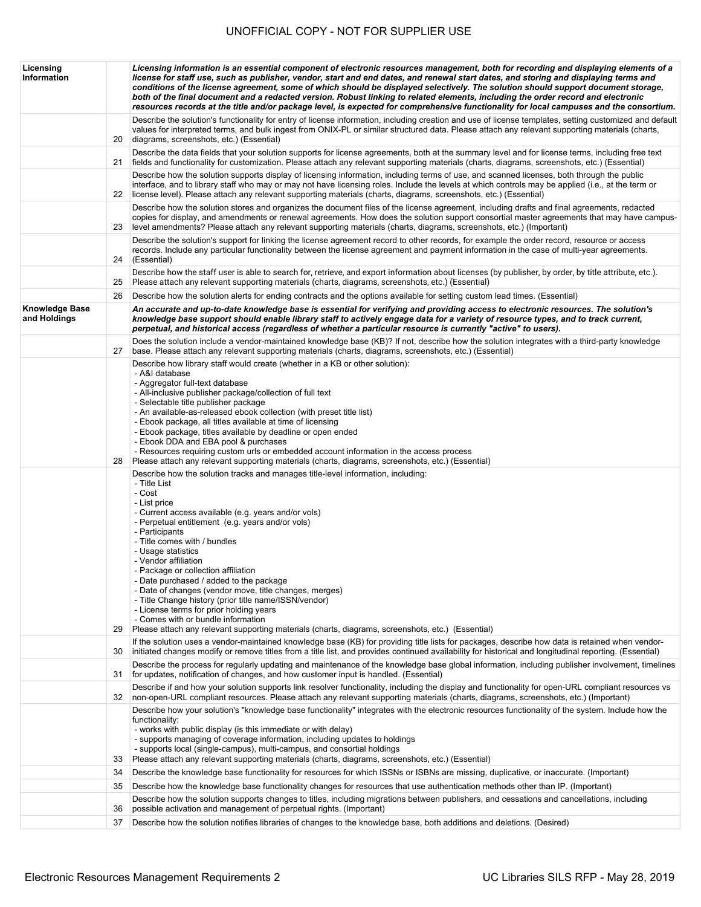UNOFFICIAL COPY - NOT FOR SUPPLIER USE

| | | |
|---|---|---|
| Licensing Information | | ***Licensing information is an essential component of electronic resources management, both for recording and displaying elements of a license for staff use, such as publisher, vendor, start and end dates, and renewal start dates, and storing and displaying terms and conditions of the license agreement, some of which should be displayed selectively. The solution should support document storage, both of the final document and a redacted version. Robust linking to related elements, including the order record and electronic resources records at the title and/or package level, is expected for comprehensive functionality for local campuses and the consortium.*** |
| | 20 | Describe the solution's functionality for entry of license information, including creation and use of license templates, setting customized and default values for interpreted terms, and bulk ingest from ONIX-PL or similar structured data. Please attach any relevant supporting materials (charts, diagrams, screenshots, etc.) (Essential) |
| | 21 | Describe the data fields that your solution supports for license agreements, both at the summary level and for license terms, including free text fields and functionality for customization. Please attach any relevant supporting materials (charts, diagrams, screenshots, etc.) (Essential) |
| | 22 | Describe how the solution supports display of licensing information, including terms of use, and scanned licenses, both through the public interface, and to library staff who may or may not have licensing roles. Include the levels at which controls may be applied (i.e., at the term or license level). Please attach any relevant supporting materials (charts, diagrams, screenshots, etc.) (Essential) |
| | 23 | Describe how the solution stores and organizes the document files of the license agreement, including drafts and final agreements, redacted copies for display, and amendments or renewal agreements. How does the solution support consortial master agreements that may have campus-level amendments? Please attach any relevant supporting materials (charts, diagrams, screenshots, etc.) (Important) |
| | 24 | Describe the solution's support for linking the license agreement record to other records, for example the order record, resource or access records. Include any particular functionality between the license agreement and payment information in the case of multi-year agreements. (Essential) |
| | 25 | Describe how the staff user is able to search for, retrieve, and export information about licenses (by publisher, by order, by title attribute, etc.). Please attach any relevant supporting materials (charts, diagrams, screenshots, etc.) (Essential) |
| | 26 | Describe how the solution alerts for ending contracts and the options available for setting custom lead times. (Essential) |
| Knowledge Base and Holdings | | ***An accurate and up-to-date knowledge base is essential for verifying and providing access to electronic resources. The solution's knowledge base support should enable library staff to actively engage data for a variety of resource types, and to track current, perpetual, and historical access (regardless of whether a particular resource is currently "active" to users).*** |
| | 27 | Does the solution include a vendor-maintained knowledge base (KB)? If not, describe how the solution integrates with a third-party knowledge base. Please attach any relevant supporting materials (charts, diagrams, screenshots, etc.) (Essential) |
| | 28 | Describe how library staff would create (whether in a KB or other solution):<br>- A&I database<br>- Aggregator full-text database<br>- All-inclusive publisher package/collection of full text<br>- Selectable title publisher package<br>- An available-as-released ebook collection (with preset title list)<br>- Ebook package, all titles available at time of licensing<br>- Ebook package, titles available by deadline or open ended<br>- Ebook DDA and EBA pool & purchases<br>- Resources requiring custom urls or embedded account information in the access process<br>Please attach any relevant supporting materials (charts, diagrams, screenshots, etc.) (Essential) |
| | 29 | Describe how the solution tracks and manages title-level information, including:<br>- Title List<br>- Cost<br>- List price<br>- Current access available (e.g. years and/or vols)<br>- Perpetual entitlement (e.g. years and/or vols)<br>- Participants<br>- Title comes with / bundles<br>- Usage statistics<br>- Vendor affiliation<br>- Package or collection affiliation<br>- Date purchased / added to the package<br>- Date of changes (vendor move, title changes, merges)<br>- Title Change history (prior title name/ISSN/vendor)<br>- License terms for prior holding years<br>- Comes with or bundle information<br>Please attach any relevant supporting materials (charts, diagrams, screenshots, etc.) (Essential) |
| | 30 | If the solution uses a vendor-maintained knowledge base (KB) for providing title lists for packages, describe how data is retained when vendor-initiated changes modify or remove titles from a title list, and provides continued availability for historical and longitudinal reporting. (Essential) |
| | 31 | Describe the process for regularly updating and maintenance of the knowledge base global information, including publisher involvement, timelines for updates, notification of changes, and how customer input is handled. (Essential) |
| | 32 | Describe if and how your solution supports link resolver functionality, including the display and functionality for open-URL compliant resources vs non-open-URL compliant resources. Please attach any relevant supporting materials (charts, diagrams, screenshots, etc.) (Important) |
| | 33 | Describe how your solution's "knowledge base functionality" integrates with the electronic resources functionality of the system. Include how the functionality:<br>- works with public display (is this immediate or with delay)<br>- supports managing of coverage information, including updates to holdings<br>- supports local (single-campus), multi-campus, and consortial holdings<br>Please attach any relevant supporting materials (charts, diagrams, screenshots, etc.) (Essential) |
| | 34 | Describe the knowledge base functionality for resources for which ISSNs or ISBNs are missing, duplicative, or inaccurate. (Important) |
| | 35 | Describe how the knowledge base functionality changes for resources that use authentication methods other than IP. (Important) |
| | 36 | Describe how the solution supports changes to titles, including migrations between publishers, and cessations and cancellations, including possible activation and management of perpetual rights. (Important) |
| | 37 | Describe how the solution notifies libraries of changes to the knowledge base, both additions and deletions. (Desired) |

Electronic Resources Management Requirements 2 UC Libraries SILS RFP - May 28, 2019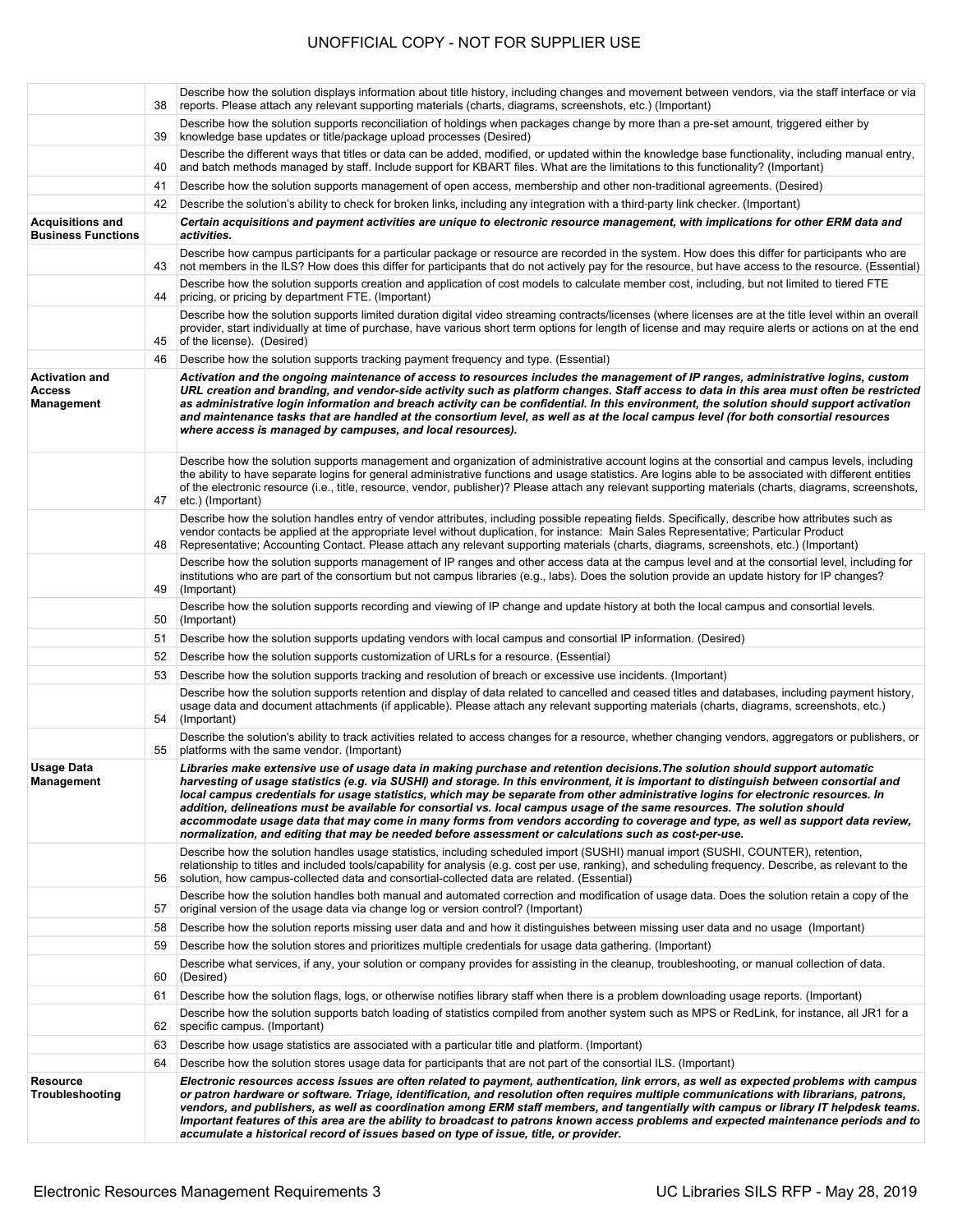UNOFFICIAL COPY - NOT FOR SUPPLIER USE

| | | |
|---|---|---|
| | 38 | Describe how the solution displays information about title history, including changes and movement between vendors, via the staff interface or via reports. Please attach any relevant supporting materials (charts, diagrams, screenshots, etc.) (Important) |
| | 39 | Describe how the solution supports reconciliation of holdings when packages change by more than a pre-set amount, triggered either by knowledge base updates or title/package upload processes (Desired) |
| | 40 | Describe the different ways that titles or data can be added, modified, or updated within the knowledge base functionality, including manual entry, and batch methods managed by staff. Include support for KBART files. What are the limitations to this functionality? (Important) |
| | 41 | Describe how the solution supports management of open access, membership and other non-traditional agreements. (Desired) |
| | 42 | Describe the solution's ability to check for broken links, including any integration with a third-party link checker. (Important) |
| **Acquisitions and Business Functions** | | ***Certain acquisitions and payment activities are unique to electronic resource management, with implications for other ERM data and activities.*** |
| | 43 | Describe how campus participants for a particular package or resource are recorded in the system. How does this differ for participants who are not members in the ILS? How does this differ for participants that do not actively pay for the resource, but have access to the resource. (Essential) |
| | 44 | Describe how the solution supports creation and application of cost models to calculate member cost, including, but not limited to tiered FTE pricing, or pricing by department FTE. (Important) |
| | 45 | Describe how the solution supports limited duration digital video streaming contracts/licenses (where licenses are at the title level within an overall provider, start individually at time of purchase, have various short term options for length of license and may require alerts or actions on at the end of the license). (Desired) |
| | 46 | Describe how the solution supports tracking payment frequency and type. (Essential) |
| **Activation and Access Management** | | ***Activation and the ongoing maintenance of access to resources includes the management of IP ranges, administrative logins, custom URL creation and branding, and vendor-side activity such as platform changes. Staff access to data in this area must often be restricted as administrative login information and breach activity can be confidential. In this environment, the solution should support activation and maintenance tasks that are handled at the consortium level, as well as at the local campus level (for both consortial resources where access is managed by campuses, and local resources).*** |
| | 47 | Describe how the solution supports management and organization of administrative account logins at the consortial and campus levels, including the ability to have separate logins for general administrative functions and usage statistics. Are logins able to be associated with different entities of the electronic resource (i.e., title, resource, vendor, publisher)? Please attach any relevant supporting materials (charts, diagrams, screenshots, etc.) (Important) |
| | 48 | Describe how the solution handles entry of vendor attributes, including possible repeating fields. Specifically, describe how attributes such as vendor contacts be applied at the appropriate level without duplication, for instance: Main Sales Representative; Particular Product Representative; Accounting Contact. Please attach any relevant supporting materials (charts, diagrams, screenshots, etc.) (Important) |
| | 49 | Describe how the solution supports management of IP ranges and other access data at the campus level and at the consortial level, including for institutions who are part of the consortium but not campus libraries (e.g., labs). Does the solution provide an update history for IP changes? (Important) |
| | 50 | Describe how the solution supports recording and viewing of IP change and update history at both the local campus and consortial levels. (Important) |
| | 51 | Describe how the solution supports updating vendors with local campus and consortial IP information. (Desired) |
| | 52 | Describe how the solution supports customization of URLs for a resource. (Essential) |
| | 53 | Describe how the solution supports tracking and resolution of breach or excessive use incidents. (Important) |
| | 54 | Describe how the solution supports retention and display of data related to cancelled and ceased titles and databases, including payment history, usage data and document attachments (if applicable). Please attach any relevant supporting materials (charts, diagrams, screenshots, etc.) (Important) |
| | 55 | Describe the solution's ability to track activities related to access changes for a resource, whether changing vendors, aggregators or publishers, or platforms with the same vendor. (Important) |
| **Usage Data Management** | | ***Libraries make extensive use of usage data in making purchase and retention decisions.The solution should support automatic harvesting of usage statistics (e.g. via SUSHI) and storage. In this environment, it is important to distinguish between consortial and local campus credentials for usage statistics, which may be separate from other administrative logins for electronic resources. In addition, delineations must be available for consortial vs. local campus usage of the same resources. The solution should accommodate usage data that may come in many forms from vendors according to coverage and type, as well as support data review, normalization, and editing that may be needed before assessment or calculations such as cost-per-use.*** |
| | 56 | Describe how the solution handles usage statistics, including scheduled import (SUSHI) manual import (SUSHI, COUNTER), retention, relationship to titles and included tools/capability for analysis (e.g. cost per use, ranking), and scheduling frequency. Describe, as relevant to the solution, how campus-collected data and consortial-collected data are related. (Essential) |
| | 57 | Describe how the solution handles both manual and automated correction and modification of usage data. Does the solution retain a copy of the original version of the usage data via change log or version control? (Important) |
| | 58 | Describe how the solution reports missing user data and and how it distinguishes between missing user data and no usage (Important) |
| | 59 | Describe how the solution stores and prioritizes multiple credentials for usage data gathering. (Important) |
| | 60 | Describe what services, if any, your solution or company provides for assisting in the cleanup, troubleshooting, or manual collection of data. (Desired) |
| | 61 | Describe how the solution flags, logs, or otherwise notifies library staff when there is a problem downloading usage reports. (Important) |
| | 62 | Describe how the solution supports batch loading of statistics compiled from another system such as MPS or RedLink, for instance, all JR1 for a specific campus. (Important) |
| | 63 | Describe how usage statistics are associated with a particular title and platform. (Important) |
| | 64 | Describe how the solution stores usage data for participants that are not part of the consortial ILS. (Important) |
| **Resource Troubleshooting** | | ***Electronic resources access issues are often related to payment, authentication, link errors, as well as expected problems with campus or patron hardware or software. Triage, identification, and resolution often requires multiple communications with librarians, patrons, vendors, and publishers, as well as coordination among ERM staff members, and tangentially with campus or library IT helpdesk teams. Important features of this area are the ability to broadcast to patrons known access problems and expected maintenance periods and to accumulate a historical record of issues based on type of issue, title, or provider.*** |

Electronic Resources Management Requirements 3 — UC Libraries SILS RFP - May 28, 2019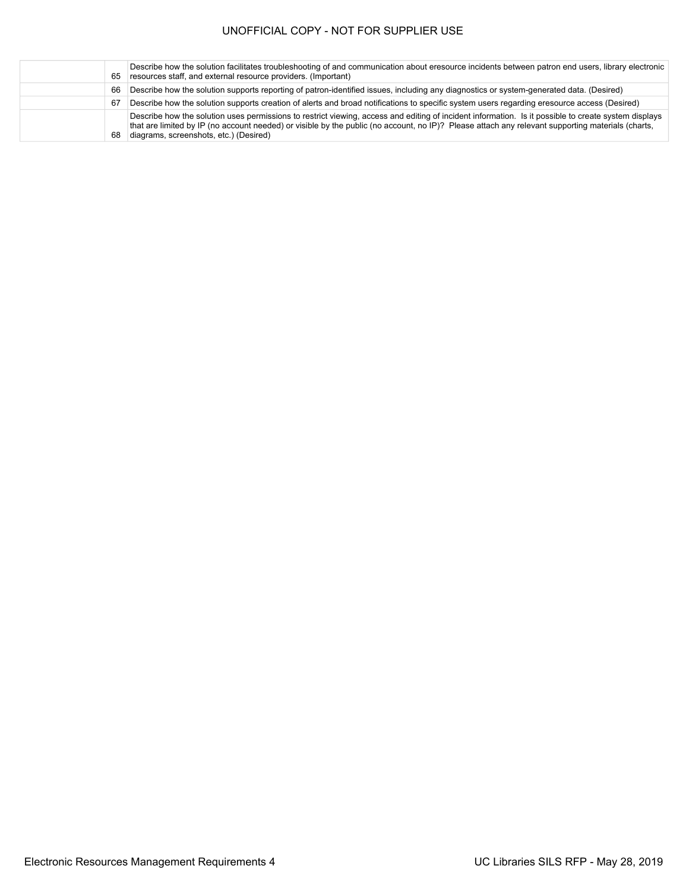| | | |
|---|---|---|
| | 65 | Describe how the solution facilitates troubleshooting of and communication about eresource incidents between patron end users, library electronic resources staff, and external resource providers. (Important) |
| | 66 | Describe how the solution supports reporting of patron-identified issues, including any diagnostics or system-generated data. (Desired) |
| | 67 | Describe how the solution supports creation of alerts and broad notifications to specific system users regarding eresource access (Desired) |
| | 68 | Describe how the solution uses permissions to restrict viewing, access and editing of incident information. Is it possible to create system displays that are limited by IP (no account needed) or visible by the public (no account, no IP)? Please attach any relevant supporting materials (charts, diagrams, screenshots, etc.) (Desired) |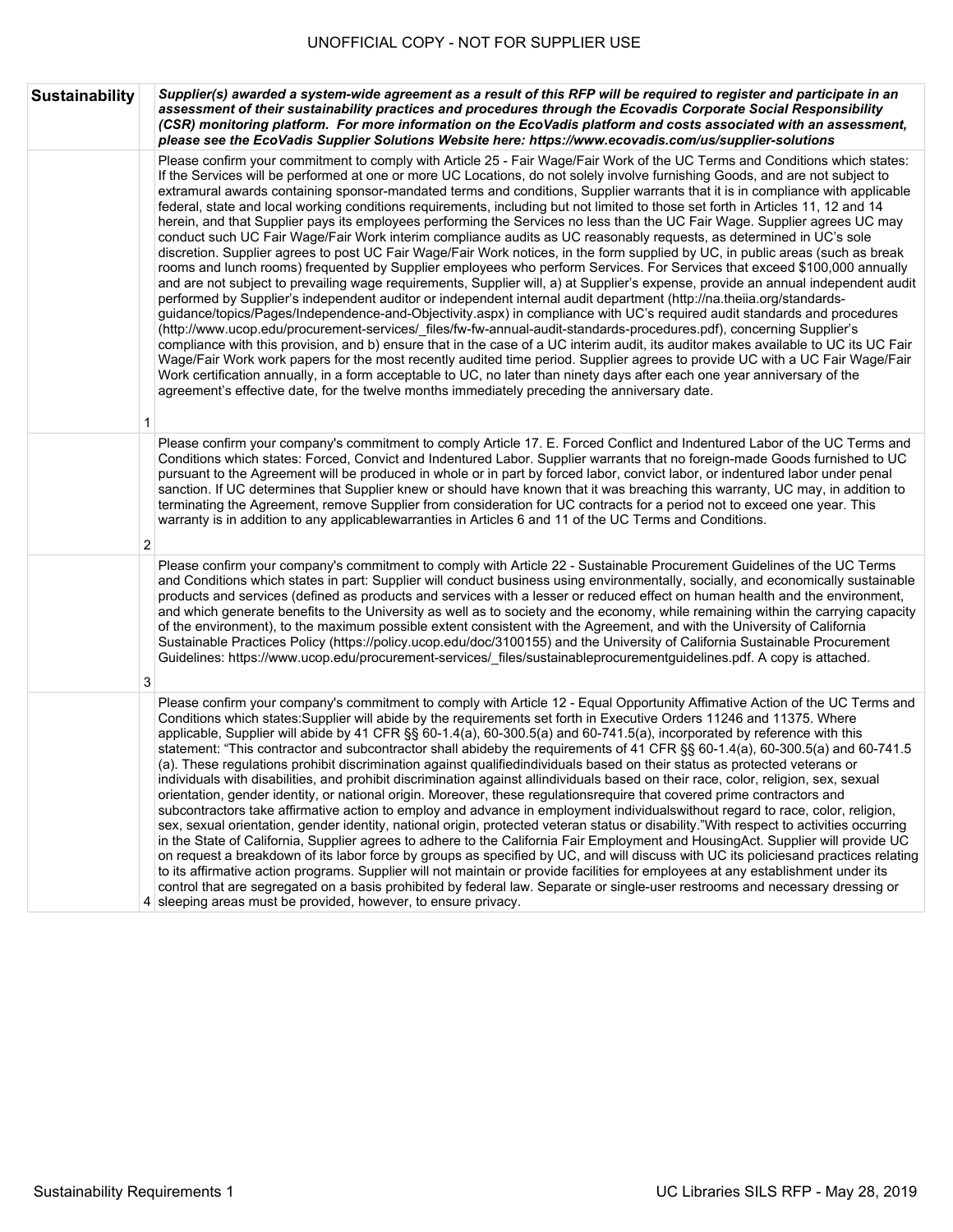UNOFFICIAL COPY - NOT FOR SUPPLIER USE

| Sustainability | | ***Supplier(s) awarded a system-wide agreement as a result of this RFP will be required to register and participate in an assessment of their sustainability practices and procedures through the Ecovadis Corporate Social Responsibility (CSR) monitoring platform. For more information on the EcoVadis platform and costs associated with an assessment, please see the EcoVadis Supplier Solutions Website here: https://www.ecovadis.com/us/supplier-solutions*** |
|---|---|---|
| | 1 | Please confirm your commitment to comply with Article 25 - Fair Wage/Fair Work of the UC Terms and Conditions which states: If the Services will be performed at one or more UC Locations, do not solely involve furnishing Goods, and are not subject to extramural awards containing sponsor-mandated terms and conditions, Supplier warrants that it is in compliance with applicable federal, state and local working conditions requirements, including but not limited to those set forth in Articles 11, 12 and 14 herein, and that Supplier pays its employees performing the Services no less than the UC Fair Wage. Supplier agrees UC may conduct such UC Fair Wage/Fair Work interim compliance audits as UC reasonably requests, as determined in UC's sole discretion. Supplier agrees to post UC Fair Wage/Fair Work notices, in the form supplied by UC, in public areas (such as break rooms and lunch rooms) frequented by Supplier employees who perform Services. For Services that exceed $100,000 annually and are not subject to prevailing wage requirements, Supplier will, a) at Supplier's expense, provide an annual independent audit performed by Supplier's independent auditor or independent internal audit department (http://na.theiia.org/standards-guidance/topics/Pages/Independence-and-Objectivity.aspx) in compliance with UC's required audit standards and procedures (http://www.ucop.edu/procurement-services/_files/fw-fw-annual-audit-standards-procedures.pdf), concerning Supplier's compliance with this provision, and b) ensure that in the case of a UC interim audit, its auditor makes available to UC its UC Fair Wage/Fair Work work papers for the most recently audited time period. Supplier agrees to provide UC with a UC Fair Wage/Fair Work certification annually, in a form acceptable to UC, no later than ninety days after each one year anniversary of the agreement's effective date, for the twelve months immediately preceding the anniversary date. |
| | 2 | Please confirm your company's commitment to comply Article 17. E. Forced Conflict and Indentured Labor of the UC Terms and Conditions which states: Forced, Convict and Indentured Labor. Supplier warrants that no foreign-made Goods furnished to UC pursuant to the Agreement will be produced in whole or in part by forced labor, convict labor, or indentured labor under penal sanction. If UC determines that Supplier knew or should have known that it was breaching this warranty, UC may, in addition to terminating the Agreement, remove Supplier from consideration for UC contracts for a period not to exceed one year. This warranty is in addition to any applicablewarranties in Articles 6 and 11 of the UC Terms and Conditions. |
| | 3 | Please confirm your company's commitment to comply with Article 22 - Sustainable Procurement Guidelines of the UC Terms and Conditions which states in part: Supplier will conduct business using environmentally, socially, and economically sustainable products and services (defined as products and services with a lesser or reduced effect on human health and the environment, and which generate benefits to the University as well as to society and the economy, while remaining within the carrying capacity of the environment), to the maximum possible extent consistent with the Agreement, and with the University of California Sustainable Practices Policy (https://policy.ucop.edu/doc/3100155) and the University of California Sustainable Procurement Guidelines: https://www.ucop.edu/procurement-services/_files/sustainableprocurementguidelines.pdf. A copy is attached. |
| | 4 | Please confirm your company's commitment to comply with Article 12 - Equal Opportunity Affimative Action of the UC Terms and Conditions which states:Supplier will abide by the requirements set forth in Executive Orders 11246 and 11375. Where applicable, Supplier will abide by 41 CFR §§ 60-1.4(a), 60-300.5(a) and 60-741.5(a), incorporated by reference with this statement: "This contractor and subcontractor shall abideby the requirements of 41 CFR §§ 60-1.4(a), 60-300.5(a) and 60-741.5 (a). These regulations prohibit discrimination against qualifiedindividuals based on their status as protected veterans or individuals with disabilities, and prohibit discrimination against allindividuals based on their race, color, religion, sex, sexual orientation, gender identity, or national origin. Moreover, these regulationsrequire that covered prime contractors and subcontractors take affirmative action to employ and advance in employment individualswithout regard to race, color, religion, sex, sexual orientation, gender identity, national origin, protected veteran status or disability."With respect to activities occurring in the State of California, Supplier agrees to adhere to the California Fair Employment and HousingAct. Supplier will provide UC on request a breakdown of its labor force by groups as specified by UC, and will discuss with UC its policiesand practices relating to its affirmative action programs. Supplier will not maintain or provide facilities for employees at any establishment under its control that are segregated on a basis prohibited by federal law. Separate or single-user restrooms and necessary dressing or sleeping areas must be provided, however, to ensure privacy. |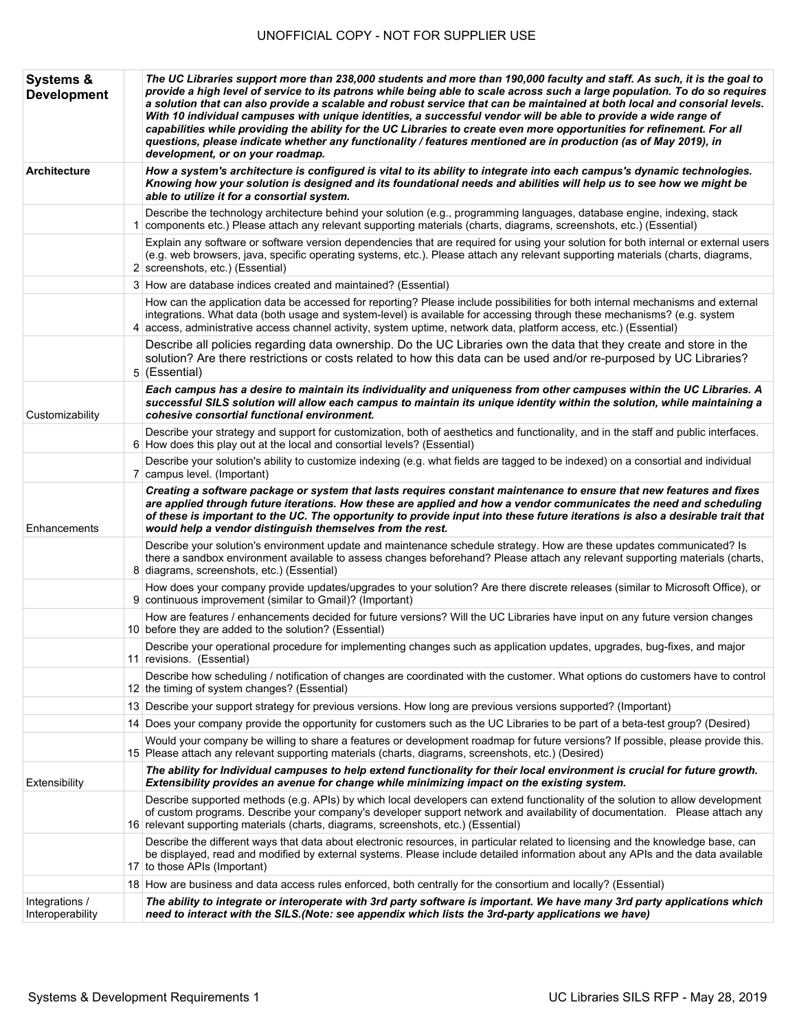| Systems & Development | | ***The UC Libraries support more than 238,000 students and more than 190,000 faculty and staff. As such, it is the goal to provide a high level of service to its patrons while being able to scale across such a large population. To do so requires a solution that can also provide a scalable and robust service that can be maintained at both local and consorial levels. With 10 individual campuses with unique identities, a successful vendor will be able to provide a wide range of capabilities while providing the ability for the UC Libraries to create even more opportunities for refinement. For all questions, please indicate whether any functionality / features mentioned are in production (as of May 2019), in development, or on your roadmap.*** |
|---|---|---|
| **Architecture** | | ***How a system's architecture is configured is vital to its ability to integrate into each campus's dynamic technologies. Knowing how your solution is designed and its foundational needs and abilities will help us to see how we might be able to utilize it for a consortial system.*** |
| | 1 | Describe the technology architecture behind your solution (e.g., programming languages, database engine, indexing, stack components etc.) Please attach any relevant supporting materials (charts, diagrams, screenshots, etc.) (Essential) |
| | 2 | Explain any software or software version dependencies that are required for using your solution for both internal or external users (e.g. web browsers, java, specific operating systems, etc.). Please attach any relevant supporting materials (charts, diagrams, screenshots, etc.) (Essential) |
| | 3 | How are database indices created and maintained? (Essential) |
| | 4 | How can the application data be accessed for reporting? Please include possibilities for both internal mechanisms and external integrations. What data (both usage and system-level) is available for accessing through these mechanisms? (e.g. system access, administrative access channel activity, system uptime, network data, platform access, etc.) (Essential) |
| | 5 | Describe all policies regarding data ownership. Do the UC Libraries own the data that they create and store in the solution? Are there restrictions or costs related to how this data can be used and/or re-purposed by UC Libraries? (Essential) |
| Customizability | | ***Each campus has a desire to maintain its individuality and uniqueness from other campuses within the UC Libraries. A successful SILS solution will allow each campus to maintain its unique identity within the solution, while maintaining a cohesive consortial functional environment.*** |
| | 6 | Describe your strategy and support for customization, both of aesthetics and functionality, and in the staff and public interfaces. How does this play out at the local and consortial levels? (Essential) |
| | 7 | Describe your solution's ability to customize indexing (e.g. what fields are tagged to be indexed) on a consortial and individual campus level. (Important) |
| Enhancements | | ***Creating a software package or system that lasts requires constant maintenance to ensure that new features and fixes are applied through future iterations. How these are applied and how a vendor communicates the need and scheduling of these is important to the UC. The opportunity to provide input into these future iterations is also a desirable trait that would help a vendor distinguish themselves from the rest.*** |
| | 8 | Describe your solution's environment update and maintenance schedule strategy. How are these updates communicated? Is there a sandbox environment available to assess changes beforehand? Please attach any relevant supporting materials (charts, diagrams, screenshots, etc.) (Essential) |
| | 9 | How does your company provide updates/upgrades to your solution? Are there discrete releases (similar to Microsoft Office), or continuous improvement (similar to Gmail)? (Important) |
| | 10 | How are features / enhancements decided for future versions? Will the UC Libraries have input on any future version changes before they are added to the solution? (Essential) |
| | 11 | Describe your operational procedure for implementing changes such as application updates, upgrades, bug-fixes, and major revisions. (Essential) |
| | 12 | Describe how scheduling / notification of changes are coordinated with the customer. What options do customers have to control the timing of system changes? (Essential) |
| | 13 | Describe your support strategy for previous versions. How long are previous versions supported? (Important) |
| | 14 | Does your company provide the opportunity for customers such as the UC Libraries to be part of a beta-test group? (Desired) |
| | 15 | Would your company be willing to share a features or development roadmap for future versions? If possible, please provide this. Please attach any relevant supporting materials (charts, diagrams, screenshots, etc.) (Desired) |
| Extensibility | | ***The ability for Individual campuses to help extend functionality for their local environment is crucial for future growth. Extensibility provides an avenue for change while minimizing impact on the existing system.*** |
| | 16 | Describe supported methods (e.g. APIs) by which local developers can extend functionality of the solution to allow development of custom programs. Describe your company's developer support network and availability of documentation. Please attach any relevant supporting materials (charts, diagrams, screenshots, etc.) (Essential) |
| | 17 | Describe the different ways that data about electronic resources, in particular related to licensing and the knowledge base, can be displayed, read and modified by external systems. Please include detailed information about any APIs and the data available to those APIs (Important) |
| | 18 | How are business and data access rules enforced, both centrally for the consortium and locally? (Essential) |
| Integrations / Interoperability | | ***The ability to integrate or interoperate with 3rd party software is important. We have many 3rd party applications which need to interact with the SILS.(Note: see appendix which lists the 3rd-party applications we have)*** |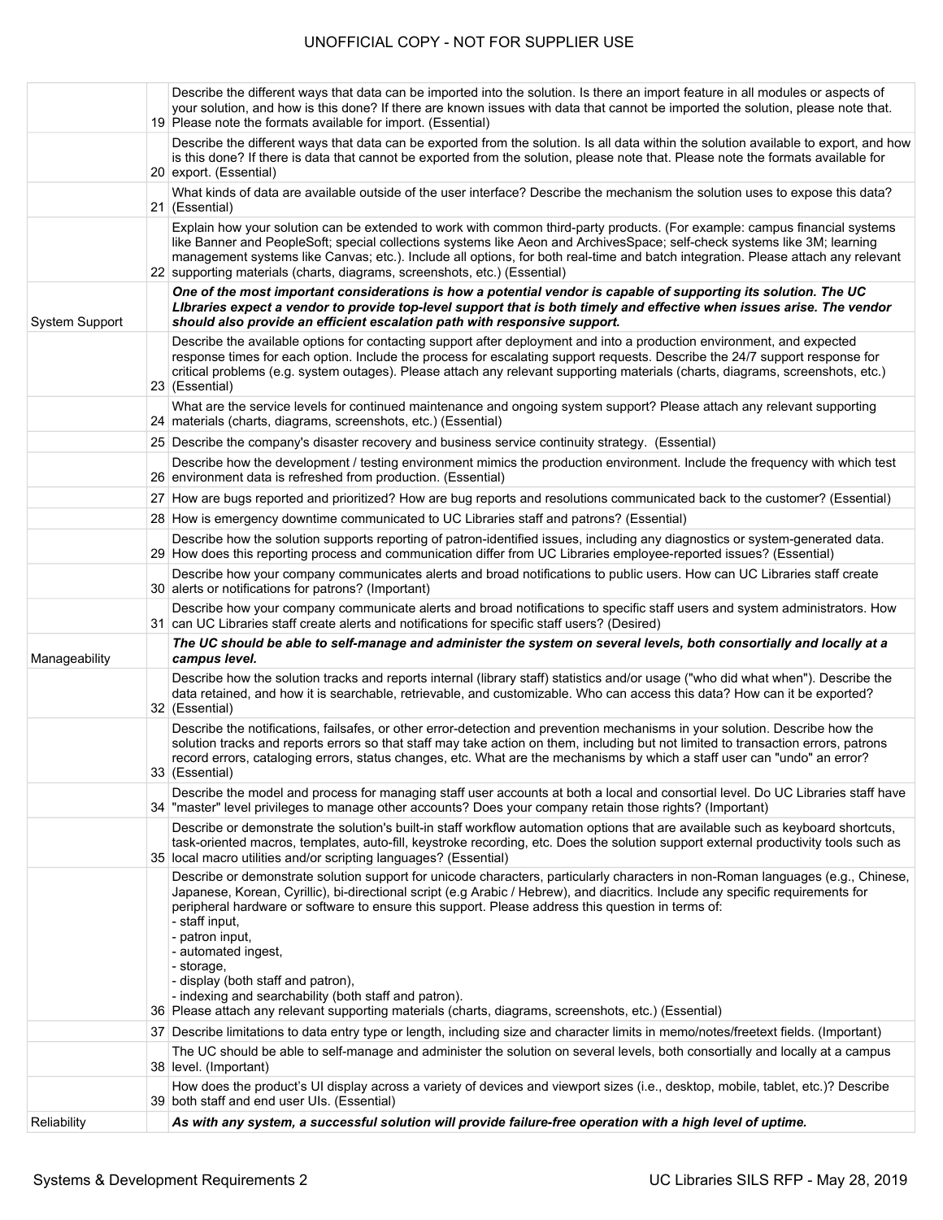| | | |
|---|---|---|
| | 19 | Describe the different ways that data can be imported into the solution. Is there an import feature in all modules or aspects of your solution, and how is this done? If there are known issues with data that cannot be imported the solution, please note that. Please note the formats available for import. (Essential) |
| | 20 | Describe the different ways that data can be exported from the solution. Is all data within the solution available to export, and how is this done? If there is data that cannot be exported from the solution, please note that. Please note the formats available for export. (Essential) |
| | 21 | What kinds of data are available outside of the user interface? Describe the mechanism the solution uses to expose this data? (Essential) |
| | 22 | Explain how your solution can be extended to work with common third-party products. (For example: campus financial systems like Banner and PeopleSoft; special collections systems like Aeon and ArchivesSpace; self-check systems like 3M; learning management systems like Canvas; etc.). Include all options, for both real-time and batch integration. Please attach any relevant supporting materials (charts, diagrams, screenshots, etc.) (Essential) |
| System Support | | ***One of the most important considerations is how a potential vendor is capable of supporting its solution. The UC LIbraries expect a vendor to provide top-level support that is both timely and effective when issues arise. The vendor should also provide an efficient escalation path with responsive support.*** |
| | 23 | Describe the available options for contacting support after deployment and into a production environment, and expected response times for each option. Include the process for escalating support requests. Describe the 24/7 support response for critical problems (e.g. system outages). Please attach any relevant supporting materials (charts, diagrams, screenshots, etc.) (Essential) |
| | 24 | What are the service levels for continued maintenance and ongoing system support? Please attach any relevant supporting materials (charts, diagrams, screenshots, etc.) (Essential) |
| | 25 | Describe the company's disaster recovery and business service continuity strategy. (Essential) |
| | 26 | Describe how the development / testing environment mimics the production environment. Include the frequency with which test environment data is refreshed from production. (Essential) |
| | 27 | How are bugs reported and prioritized? How are bug reports and resolutions communicated back to the customer? (Essential) |
| | 28 | How is emergency downtime communicated to UC Libraries staff and patrons? (Essential) |
| | 29 | Describe how the solution supports reporting of patron-identified issues, including any diagnostics or system-generated data. How does this reporting process and communication differ from UC Libraries employee-reported issues? (Essential) |
| | 30 | Describe how your company communicates alerts and broad notifications to public users. How can UC Libraries staff create alerts or notifications for patrons? (Important) |
| | 31 | Describe how your company communicate alerts and broad notifications to specific staff users and system administrators. How can UC Libraries staff create alerts and notifications for specific staff users? (Desired) |
| Manageability | | ***The UC should be able to self-manage and administer the system on several levels, both consortially and locally at a campus level.*** |
| | 32 | Describe how the solution tracks and reports internal (library staff) statistics and/or usage ("who did what when"). Describe the data retained, and how it is searchable, retrievable, and customizable. Who can access this data? How can it be exported? (Essential) |
| | 33 | Describe the notifications, failsafes, or other error-detection and prevention mechanisms in your solution. Describe how the solution tracks and reports errors so that staff may take action on them, including but not limited to transaction errors, patrons record errors, cataloging errors, status changes, etc. What are the mechanisms by which a staff user can "undo" an error? (Essential) |
| | 34 | Describe the model and process for managing staff user accounts at both a local and consortial level. Do UC Libraries staff have "master" level privileges to manage other accounts? Does your company retain those rights? (Important) |
| | 35 | Describe or demonstrate the solution's built-in staff workflow automation options that are available such as keyboard shortcuts, task-oriented macros, templates, auto-fill, keystroke recording, etc. Does the solution support external productivity tools such as local macro utilities and/or scripting languages? (Essential) |
| | 36 | Describe or demonstrate solution support for unicode characters, particularly characters in non-Roman languages (e.g., Chinese, Japanese, Korean, Cyrillic), bi-directional script (e.g Arabic / Hebrew), and diacritics. Include any specific requirements for peripheral hardware or software to ensure this support. Please address this question in terms of:<br>- staff input,<br>- patron input,<br>- automated ingest,<br>- storage,<br>- display (both staff and patron),<br>- indexing and searchability (both staff and patron).<br>Please attach any relevant supporting materials (charts, diagrams, screenshots, etc.) (Essential) |
| | 37 | Describe limitations to data entry type or length, including size and character limits in memo/notes/freetext fields. (Important) |
| | 38 | The UC should be able to self-manage and administer the solution on several levels, both consortially and locally at a campus level. (Important) |
| | 39 | How does the product's UI display across a variety of devices and viewport sizes (i.e., desktop, mobile, tablet, etc.)? Describe both staff and end user UIs. (Essential) |
| Reliability | | ***As with any system, a successful solution will provide failure-free operation with a high level of uptime.*** |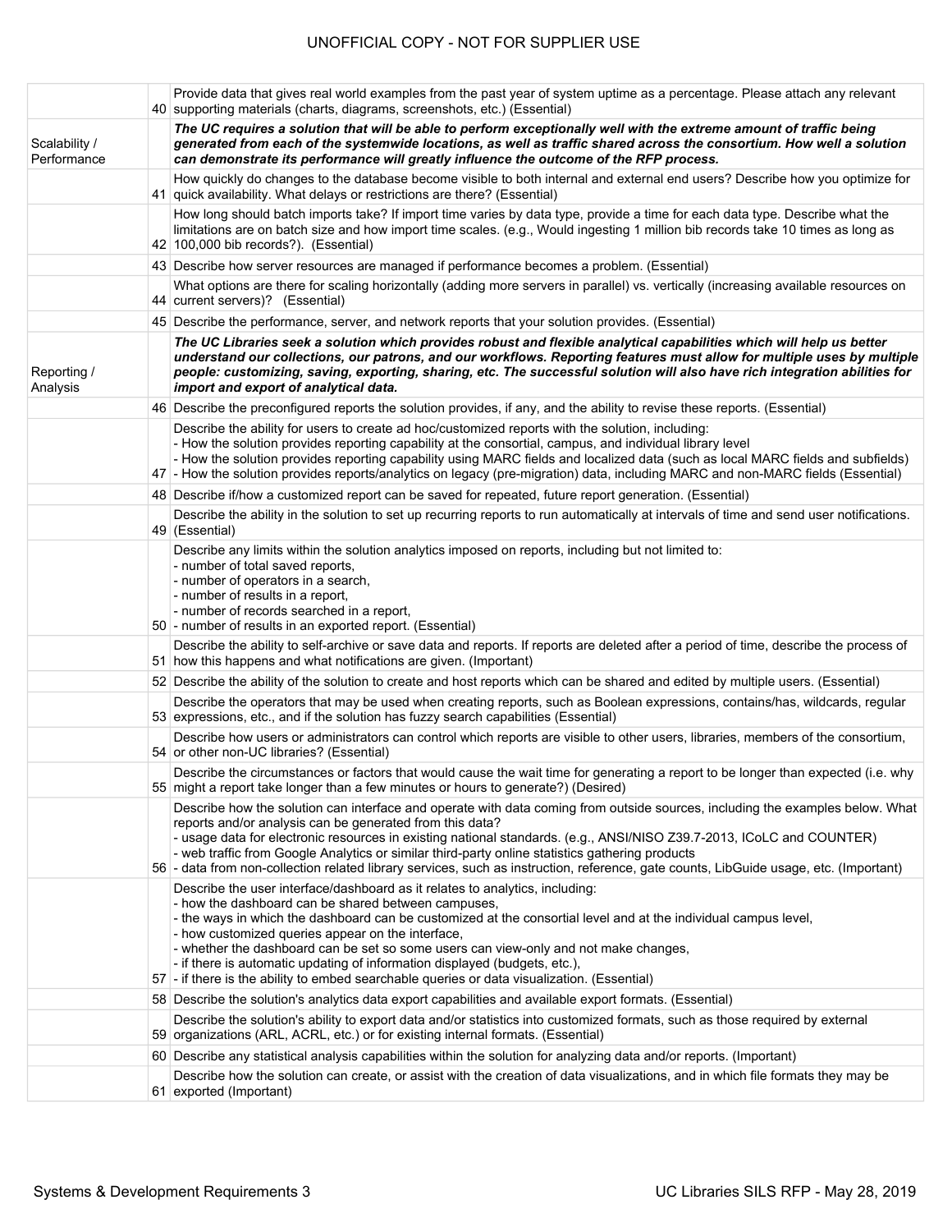| | | |
|---|---|---|
| | 40 | Provide data that gives real world examples from the past year of system uptime as a percentage. Please attach any relevant supporting materials (charts, diagrams, screenshots, etc.) (Essential) |
| Scalability / Performance | | ***The UC requires a solution that will be able to perform exceptionally well with the extreme amount of traffic being generated from each of the systemwide locations, as well as traffic shared across the consortium. How well a solution can demonstrate its performance will greatly influence the outcome of the RFP process.*** |
| | 41 | How quickly do changes to the database become visible to both internal and external end users? Describe how you optimize for quick availability. What delays or restrictions are there? (Essential) |
| | 42 | How long should batch imports take? If import time varies by data type, provide a time for each data type. Describe what the limitations are on batch size and how import time scales. (e.g., Would ingesting 1 million bib records take 10 times as long as 100,000 bib records?). (Essential) |
| | 43 | Describe how server resources are managed if performance becomes a problem. (Essential) |
| | 44 | What options are there for scaling horizontally (adding more servers in parallel) vs. vertically (increasing available resources on current servers)? (Essential) |
| | 45 | Describe the performance, server, and network reports that your solution provides. (Essential) |
| Reporting / Analysis | | ***The UC Libraries seek a solution which provides robust and flexible analytical capabilities which will help us better understand our collections, our patrons, and our workflows. Reporting features must allow for multiple uses by multiple people: customizing, saving, exporting, sharing, etc. The successful solution will also have rich integration abilities for import and export of analytical data.*** |
| | 46 | Describe the preconfigured reports the solution provides, if any, and the ability to revise these reports. (Essential) |
| | 47 | Describe the ability for users to create ad hoc/customized reports with the solution, including:<br>- How the solution provides reporting capability at the consortial, campus, and individual library level<br>- How the solution provides reporting capability using MARC fields and localized data (such as local MARC fields and subfields)<br>- How the solution provides reports/analytics on legacy (pre-migration) data, including MARC and non-MARC fields (Essential) |
| | 48 | Describe if/how a customized report can be saved for repeated, future report generation. (Essential) |
| | 49 | Describe the ability in the solution to set up recurring reports to run automatically at intervals of time and send user notifications. (Essential) |
| | 50 | Describe any limits within the solution analytics imposed on reports, including but not limited to:<br>- number of total saved reports,<br>- number of operators in a search,<br>- number of results in a report,<br>- number of records searched in a report,<br>- number of results in an exported report. (Essential) |
| | 51 | Describe the ability to self-archive or save data and reports. If reports are deleted after a period of time, describe the process of how this happens and what notifications are given. (Important) |
| | 52 | Describe the ability of the solution to create and host reports which can be shared and edited by multiple users. (Essential) |
| | 53 | Describe the operators that may be used when creating reports, such as Boolean expressions, contains/has, wildcards, regular expressions, etc., and if the solution has fuzzy search capabilities (Essential) |
| | 54 | Describe how users or administrators can control which reports are visible to other users, libraries, members of the consortium, or other non-UC libraries? (Essential) |
| | 55 | Describe the circumstances or factors that would cause the wait time for generating a report to be longer than expected (i.e. why might a report take longer than a few minutes or hours to generate?) (Desired) |
| | 56 | Describe how the solution can interface and operate with data coming from outside sources, including the examples below. What reports and/or analysis can be generated from this data?<br>- usage data for electronic resources in existing national standards. (e.g., ANSI/NISO Z39.7-2013, ICoLC and COUNTER)<br>- web traffic from Google Analytics or similar third-party online statistics gathering products<br>- data from non-collection related library services, such as instruction, reference, gate counts, LibGuide usage, etc. (Important) |
| | 57 | Describe the user interface/dashboard as it relates to analytics, including:<br>- how the dashboard can be shared between campuses,<br>- the ways in which the dashboard can be customized at the consortial level and at the individual campus level,<br>- how customized queries appear on the interface,<br>- whether the dashboard can be set so some users can view-only and not make changes,<br>- if there is automatic updating of information displayed (budgets, etc.),<br>- if there is the ability to embed searchable queries or data visualization. (Essential) |
| | 58 | Describe the solution's analytics data export capabilities and available export formats. (Essential) |
| | 59 | Describe the solution's ability to export data and/or statistics into customized formats, such as those required by external organizations (ARL, ACRL, etc.) or for existing internal formats. (Essential) |
| | 60 | Describe any statistical analysis capabilities within the solution for analyzing data and/or reports. (Important) |
| | 61 | Describe how the solution can create, or assist with the creation of data visualizations, and in which file formats they may be exported (Important) |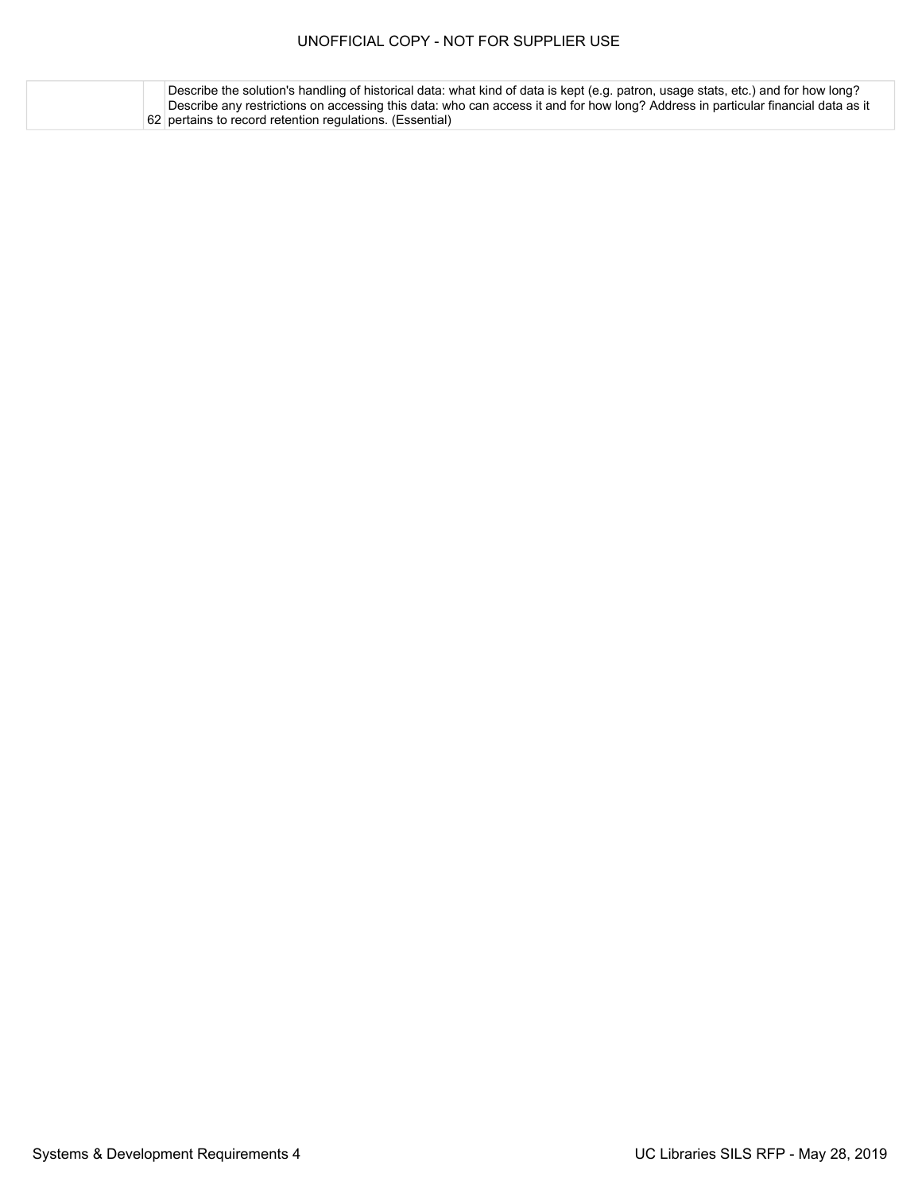| | | |
|---|---|---|
| | 62 | Describe the solution's handling of historical data: what kind of data is kept (e.g. patron, usage stats, etc.) and for how long? Describe any restrictions on accessing this data: who can access it and for how long? Address in particular financial data as it pertains to record retention regulations. (Essential) |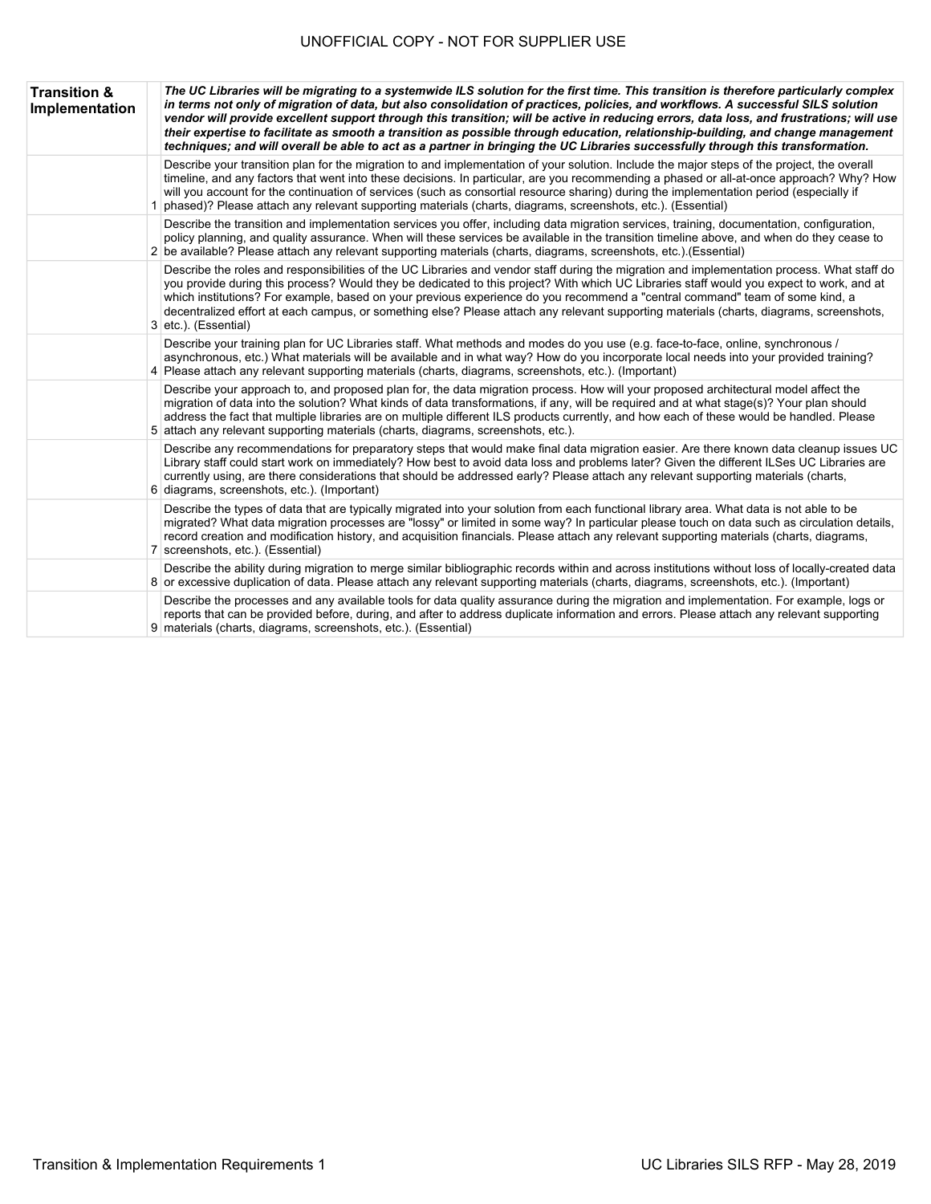| | | |
|---|---|---|
| **Transition & Implementation** | | ***The UC Libraries will be migrating to a systemwide ILS solution for the first time. This transition is therefore particularly complex in terms not only of migration of data, but also consolidation of practices, policies, and workflows. A successful SILS solution vendor will provide excellent support through this transition; will be active in reducing errors, data loss, and frustrations; will use their expertise to facilitate as smooth a transition as possible through education, relationship-building, and change management techniques; and will overall be able to act as a partner in bringing the UC Libraries successfully through this transformation.*** |
| | 1 | Describe your transition plan for the migration to and implementation of your solution. Include the major steps of the project, the overall timeline, and any factors that went into these decisions. In particular, are you recommending a phased or all-at-once approach? Why? How will you account for the continuation of services (such as consortial resource sharing) during the implementation period (especially if phased)? Please attach any relevant supporting materials (charts, diagrams, screenshots, etc.). (Essential) |
| | 2 | Describe the transition and implementation services you offer, including data migration services, training, documentation, configuration, policy planning, and quality assurance. When will these services be available in the transition timeline above, and when do they cease to be available? Please attach any relevant supporting materials (charts, diagrams, screenshots, etc.).(Essential) |
| | 3 | Describe the roles and responsibilities of the UC Libraries and vendor staff during the migration and implementation process. What staff do you provide during this process? Would they be dedicated to this project? With which UC Libraries staff would you expect to work, and at which institutions? For example, based on your previous experience do you recommend a "central command" team of some kind, a decentralized effort at each campus, or something else? Please attach any relevant supporting materials (charts, diagrams, screenshots, etc.). (Essential) |
| | 4 | Describe your training plan for UC Libraries staff. What methods and modes do you use (e.g. face-to-face, online, synchronous / asynchronous, etc.) What materials will be available and in what way? How do you incorporate local needs into your provided training? Please attach any relevant supporting materials (charts, diagrams, screenshots, etc.). (Important) |
| | 5 | Describe your approach to, and proposed plan for, the data migration process. How will your proposed architectural model affect the migration of data into the solution? What kinds of data transformations, if any, will be required and at what stage(s)? Your plan should address the fact that multiple libraries are on multiple different ILS products currently, and how each of these would be handled. Please attach any relevant supporting materials (charts, diagrams, screenshots, etc.). |
| | 6 | Describe any recommendations for preparatory steps that would make final data migration easier. Are there known data cleanup issues UC Library staff could start work on immediately? How best to avoid data loss and problems later? Given the different ILSes UC Libraries are currently using, are there considerations that should be addressed early? Please attach any relevant supporting materials (charts, diagrams, screenshots, etc.). (Important) |
| | 7 | Describe the types of data that are typically migrated into your solution from each functional library area. What data is not able to be migrated? What data migration processes are "lossy" or limited in some way? In particular please touch on data such as circulation details, record creation and modification history, and acquisition financials. Please attach any relevant supporting materials (charts, diagrams, screenshots, etc.). (Essential) |
| | 8 | Describe the ability during migration to merge similar bibliographic records within and across institutions without loss of locally-created data or excessive duplication of data. Please attach any relevant supporting materials (charts, diagrams, screenshots, etc.). (Important) |
| | 9 | Describe the processes and any available tools for data quality assurance during the migration and implementation. For example, logs or reports that can be provided before, during, and after to address duplicate information and errors. Please attach any relevant supporting materials (charts, diagrams, screenshots, etc.). (Essential) |